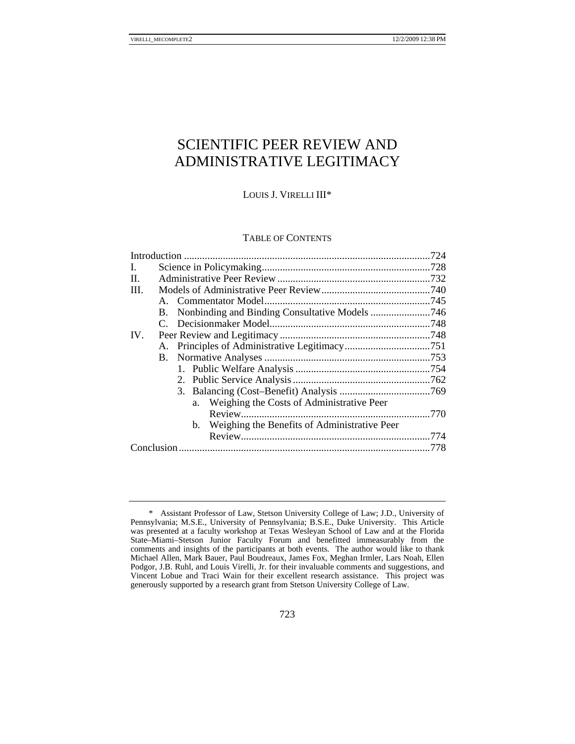# SCIENTIFIC PEER REVIEW AND ADMINISTRATIVE LEGITIMACY

LOUIS J. VIRELLI III*

TABLE OF CONTENTS

| | | Page |
|---|---|---|
| Introduction | | 724 |
| I. | Science in Policymaking | 728 |
| II. | Administrative Peer Review | 732 |
| III. | Models of Administrative Peer Review | 740 |
| | A. Commentator Model | 745 |
| | B. Nonbinding and Binding Consultative Models | 746 |
| | C. Decisionmaker Model | 748 |
| IV. | Peer Review and Legitimacy | 748 |
| | A. Principles of Administrative Legitimacy | 751 |
| | B. Normative Analyses | 753 |
| | 1. Public Welfare Analysis | 754 |
| | 2. Public Service Analysis | 762 |
| | 3. Balancing (Cost–Benefit) Analysis | 769 |
| | a. Weighing the Costs of Administrative Peer Review | 770 |
| | b. Weighing the Benefits of Administrative Peer Review | 774 |
| Conclusion | | 778 |

\* Assistant Professor of Law, Stetson University College of Law; J.D., University of Pennsylvania; M.S.E., University of Pennsylvania; B.S.E., Duke University. This Article was presented at a faculty workshop at Texas Wesleyan School of Law and at the Florida State–Miami–Stetson Junior Faculty Forum and benefitted immeasurably from the comments and insights of the participants at both events. The author would like to thank Michael Allen, Mark Bauer, Paul Boudreaux, James Fox, Meghan Irmler, Lars Noah, Ellen Podgor, J.B. Ruhl, and Louis Virelli, Jr. for their invaluable comments and suggestions, and Vincent Lobue and Traci Wain for their excellent research assistance. This project was generously supported by a research grant from Stetson University College of Law.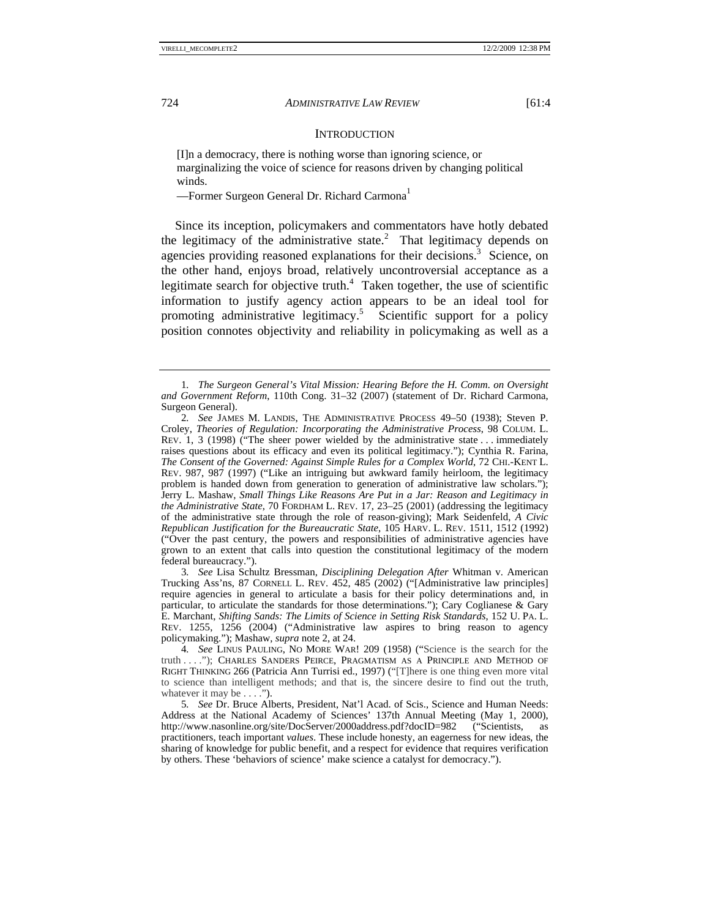## INTRODUCTION

> [I]n a democracy, there is nothing worse than ignoring science, or marginalizing the voice of science for reasons driven by changing political winds.
>
> —Former Surgeon General Dr. Richard Carmona[1]

Since its inception, policymakers and commentators have hotly debated the legitimacy of the administrative state.[2] That legitimacy depends on agencies providing reasoned explanations for their decisions.[3] Science, on the other hand, enjoys broad, relatively uncontroversial acceptance as a legitimate search for objective truth.[4] Taken together, the use of scientific information to justify agency action appears to be an ideal tool for promoting administrative legitimacy.[5] Scientific support for a policy position connotes objectivity and reliability in policymaking as well as a

---

1. *The Surgeon General's Vital Mission: Hearing Before the H. Comm. on Oversight and Government Reform*, 110th Cong. 31–32 (2007) (statement of Dr. Richard Carmona, Surgeon General).

2. *See* JAMES M. LANDIS, THE ADMINISTRATIVE PROCESS 49–50 (1938); Steven P. Croley, *Theories of Regulation: Incorporating the Administrative Process*, 98 COLUM. L. REV. 1, 3 (1998) ("The sheer power wielded by the administrative state . . . immediately raises questions about its efficacy and even its political legitimacy."); Cynthia R. Farina, *The Consent of the Governed: Against Simple Rules for a Complex World*, 72 CHI.-KENT L. REV. 987, 987 (1997) ("Like an intriguing but awkward family heirloom, the legitimacy problem is handed down from generation to generation of administrative law scholars."); Jerry L. Mashaw, *Small Things Like Reasons Are Put in a Jar: Reason and Legitimacy in the Administrative State*, 70 FORDHAM L. REV. 17, 23–25 (2001) (addressing the legitimacy of the administrative state through the role of reason-giving); Mark Seidenfeld, *A Civic Republican Justification for the Bureaucratic State*, 105 HARV. L. REV. 1511, 1512 (1992) ("Over the past century, the powers and responsibilities of administrative agencies have grown to an extent that calls into question the constitutional legitimacy of the modern federal bureaucracy.").

3. *See* Lisa Schultz Bressman, *Disciplining Delegation After* Whitman v. American Trucking Ass'ns, 87 CORNELL L. REV. 452, 485 (2002) ("[Administrative law principles] require agencies in general to articulate a basis for their policy determinations and, in particular, to articulate the standards for those determinations."); Cary Coglianese & Gary E. Marchant, *Shifting Sands: The Limits of Science in Setting Risk Standards*, 152 U. PA. L. REV. 1255, 1256 (2004) ("Administrative law aspires to bring reason to agency policymaking."); Mashaw, *supra* note 2, at 24.

4. *See* LINUS PAULING, NO MORE WAR! 209 (1958) ("Science is the search for the truth . . . ."); CHARLES SANDERS PEIRCE, PRAGMATISM AS A PRINCIPLE AND METHOD OF RIGHT THINKING 266 (Patricia Ann Turrisi ed., 1997) ("[T]here is one thing even more vital to science than intelligent methods; and that is, the sincere desire to find out the truth, whatever it may be . . . .").

5. *See* Dr. Bruce Alberts, President, Nat'l Acad. of Scis., Science and Human Needs: Address at the National Academy of Sciences' 137th Annual Meeting (May 1, 2000), http://www.nasonline.org/site/DocServer/2000address.pdf?docID=982 ("Scientists, as practitioners, teach important *values*. These include honesty, an eagerness for new ideas, the sharing of knowledge for public benefit, and a respect for evidence that requires verification by others. These 'behaviors of science' make science a catalyst for democracy.").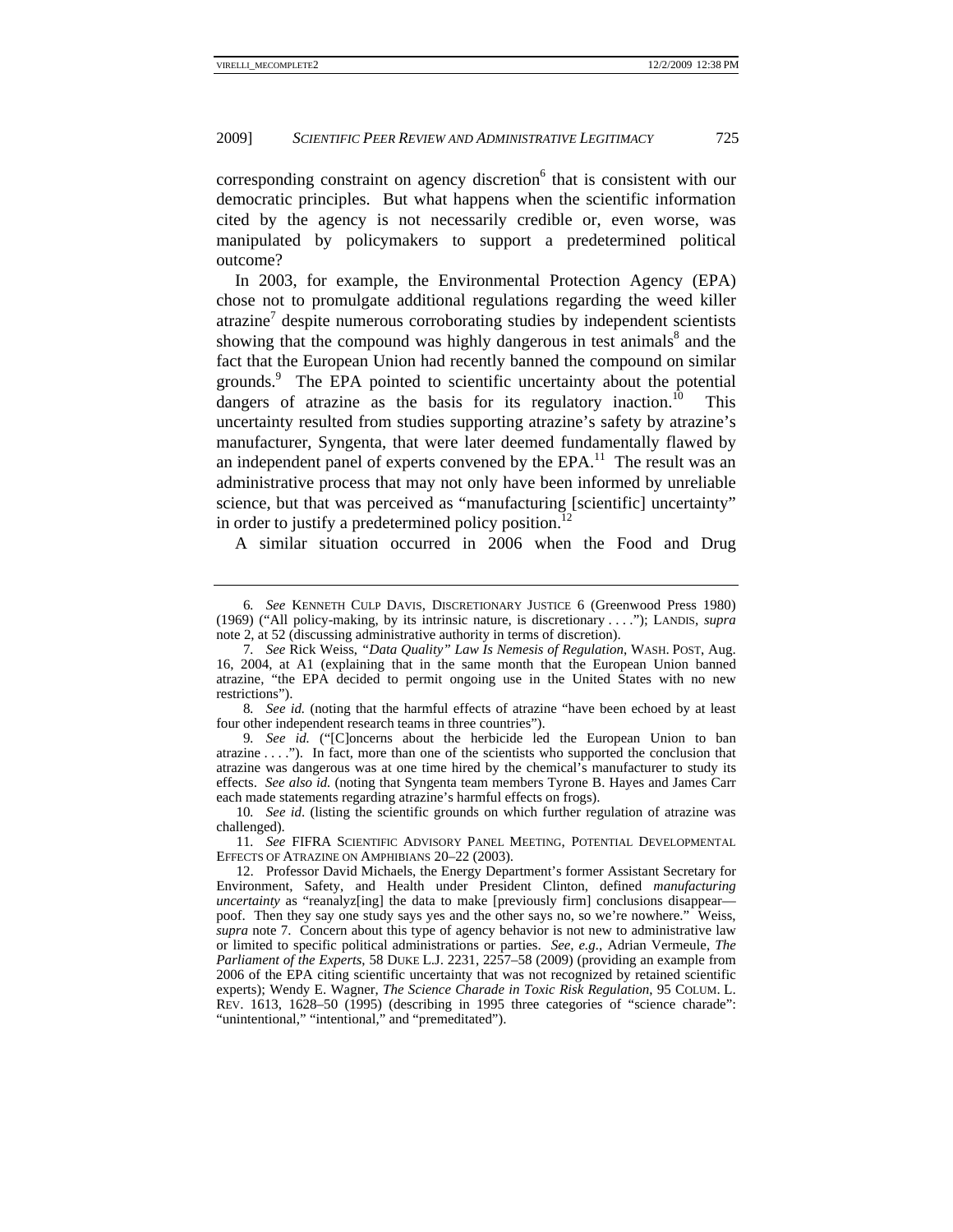corresponding constraint on agency discretion[6] that is consistent with our democratic principles. But what happens when the scientific information cited by the agency is not necessarily credible or, even worse, was manipulated by policymakers to support a predetermined political outcome?

In 2003, for example, the Environmental Protection Agency (EPA) chose not to promulgate additional regulations regarding the weed killer atrazine[7] despite numerous corroborating studies by independent scientists showing that the compound was highly dangerous in test animals[8] and the fact that the European Union had recently banned the compound on similar grounds.[9] The EPA pointed to scientific uncertainty about the potential dangers of atrazine as the basis for its regulatory inaction.[10] This uncertainty resulted from studies supporting atrazine's safety by atrazine's manufacturer, Syngenta, that were later deemed fundamentally flawed by an independent panel of experts convened by the EPA.[11] The result was an administrative process that may not only have been informed by unreliable science, but that was perceived as "manufacturing [scientific] uncertainty" in order to justify a predetermined policy position.[12]

A similar situation occurred in 2006 when the Food and Drug

---

6. *See* KENNETH CULP DAVIS, DISCRETIONARY JUSTICE 6 (Greenwood Press 1980) (1969) ("All policy-making, by its intrinsic nature, is discretionary . . . ."); LANDIS, *supra* note 2, at 52 (discussing administrative authority in terms of discretion).

7. *See* Rick Weiss, *"Data Quality" Law Is Nemesis of Regulation*, WASH. POST, Aug. 16, 2004, at A1 (explaining that in the same month that the European Union banned atrazine, "the EPA decided to permit ongoing use in the United States with no new restrictions").

8. *See id.* (noting that the harmful effects of atrazine "have been echoed by at least four other independent research teams in three countries").

9. *See id.* ("[C]oncerns about the herbicide led the European Union to ban atrazine . . . ."). In fact, more than one of the scientists who supported the conclusion that atrazine was dangerous was at one time hired by the chemical's manufacturer to study its effects. *See also id.* (noting that Syngenta team members Tyrone B. Hayes and James Carr each made statements regarding atrazine's harmful effects on frogs).

10. *See id.* (listing the scientific grounds on which further regulation of atrazine was challenged).

11. *See* FIFRA SCIENTIFIC ADVISORY PANEL MEETING, POTENTIAL DEVELOPMENTAL EFFECTS OF ATRAZINE ON AMPHIBIANS 20–22 (2003).

12. Professor David Michaels, the Energy Department's former Assistant Secretary for Environment, Safety, and Health under President Clinton, defined *manufacturing uncertainty* as "reanalyz[ing] the data to make [previously firm] conclusions disappear—poof. Then they say one study says yes and the other says no, so we're nowhere." Weiss, *supra* note 7. Concern about this type of agency behavior is not new to administrative law or limited to specific political administrations or parties. *See, e.g.*, Adrian Vermeule, *The Parliament of the Experts*, 58 DUKE L.J. 2231, 2257–58 (2009) (providing an example from 2006 of the EPA citing scientific uncertainty that was not recognized by retained scientific experts); Wendy E. Wagner, *The Science Charade in Toxic Risk Regulation*, 95 COLUM. L. REV. 1613, 1628–50 (1995) (describing in 1995 three categories of "science charade": "unintentional," "intentional," and "premeditated").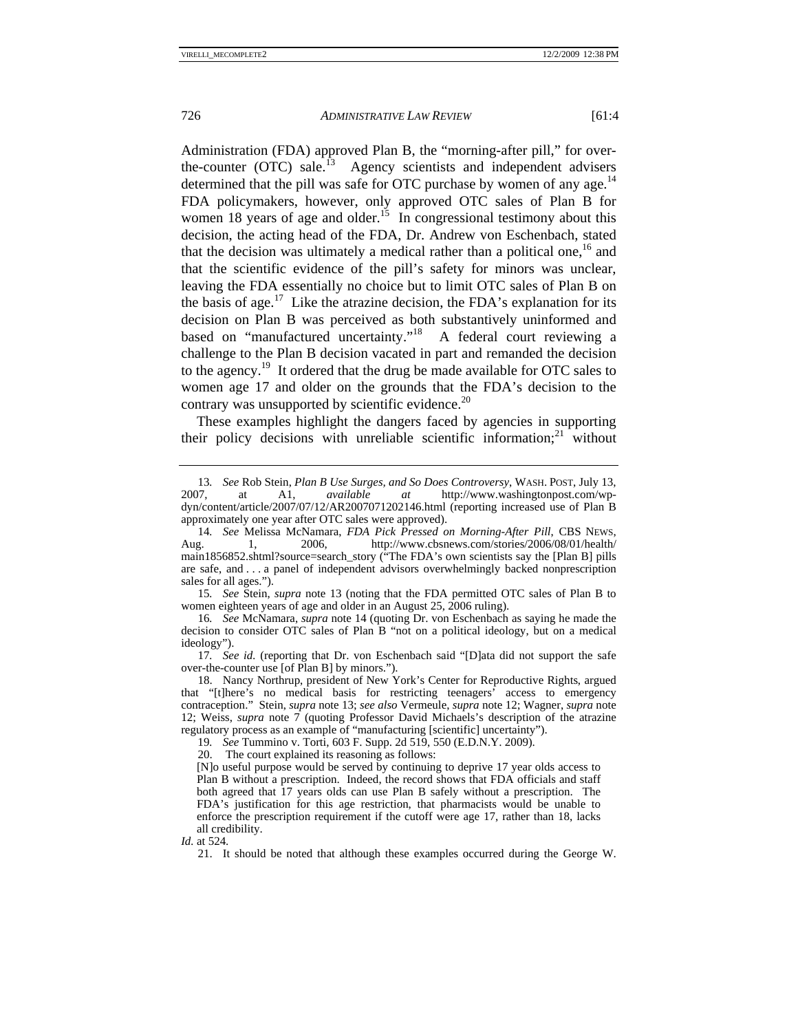Administration (FDA) approved Plan B, the "morning-after pill," for over-the-counter (OTC) sale.[13] Agency scientists and independent advisers determined that the pill was safe for OTC purchase by women of any age.[14] FDA policymakers, however, only approved OTC sales of Plan B for women 18 years of age and older.[15] In congressional testimony about this decision, the acting head of the FDA, Dr. Andrew von Eschenbach, stated that the decision was ultimately a medical rather than a political one,[16] and that the scientific evidence of the pill's safety for minors was unclear, leaving the FDA essentially no choice but to limit OTC sales of Plan B on the basis of age.[17] Like the atrazine decision, the FDA's explanation for its decision on Plan B was perceived as both substantively uninformed and based on "manufactured uncertainty."[18] A federal court reviewing a challenge to the Plan B decision vacated in part and remanded the decision to the agency.[19] It ordered that the drug be made available for OTC sales to women age 17 and older on the grounds that the FDA's decision to the contrary was unsupported by scientific evidence.[20]

These examples highlight the dangers faced by agencies in supporting their policy decisions with unreliable scientific information;[21] without

---

13. *See* Rob Stein, *Plan B Use Surges, and So Does Controversy*, WASH. POST, July 13, 2007, at A1, *available at* http://www.washingtonpost.com/wp-dyn/content/article/2007/07/12/AR2007071202146.html (reporting increased use of Plan B approximately one year after OTC sales were approved).

14. *See* Melissa McNamara, *FDA Pick Pressed on Morning-After Pill*, CBS NEWS, Aug. 1, 2006, http://www.cbsnews.com/stories/2006/08/01/health/main1856852.shtml?source=search_story ("The FDA's own scientists say the [Plan B] pills are safe, and . . . a panel of independent advisors overwhelmingly backed nonprescription sales for all ages.").

15. *See* Stein, *supra* note 13 (noting that the FDA permitted OTC sales of Plan B to women eighteen years of age and older in an August 25, 2006 ruling).

16. *See* McNamara, *supra* note 14 (quoting Dr. von Eschenbach as saying he made the decision to consider OTC sales of Plan B "not on a political ideology, but on a medical ideology").

17. *See id.* (reporting that Dr. von Eschenbach said "[D]ata did not support the safe over-the-counter use [of Plan B] by minors.").

18. Nancy Northrup, president of New York's Center for Reproductive Rights, argued that "[t]here's no medical basis for restricting teenagers' access to emergency contraception." Stein, *supra* note 13; *see also* Vermeule, *supra* note 12; Wagner, *supra* note 12; Weiss, *supra* note 7 (quoting Professor David Michaels's description of the atrazine regulatory process as an example of "manufacturing [scientific] uncertainty").

19. *See* Tummino v. Torti, 603 F. Supp. 2d 519, 550 (E.D.N.Y. 2009).

20. The court explained its reasoning as follows:

> [N]o useful purpose would be served by continuing to deprive 17 year olds access to Plan B without a prescription. Indeed, the record shows that FDA officials and staff both agreed that 17 years olds can use Plan B safely without a prescription. The FDA's justification for this age restriction, that pharmacists would be unable to enforce the prescription requirement if the cutoff were age 17, rather than 18, lacks all credibility.

*Id.* at 524.

21. It should be noted that although these examples occurred during the George W.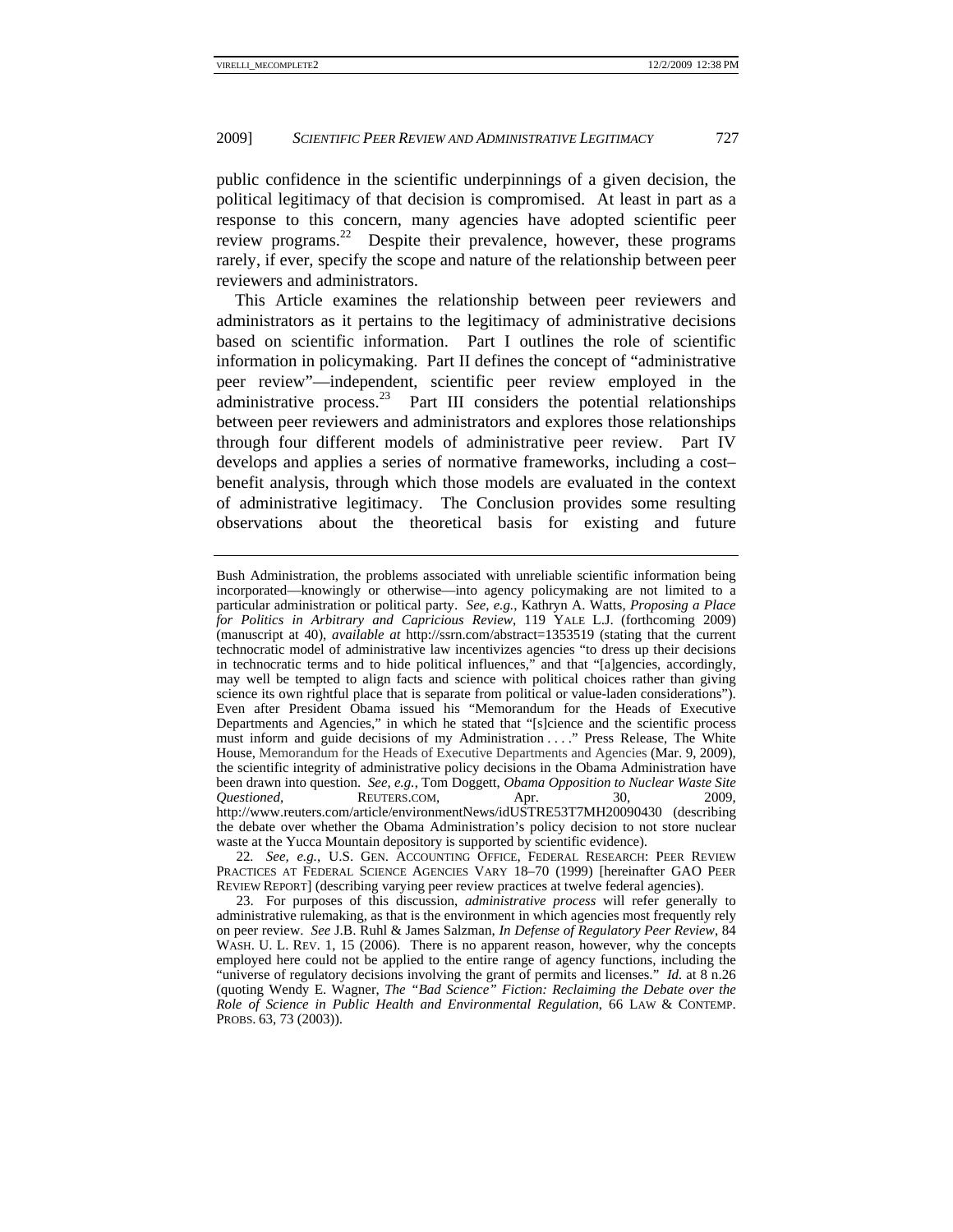public confidence in the scientific underpinnings of a given decision, the political legitimacy of that decision is compromised. At least in part as a response to this concern, many agencies have adopted scientific peer review programs.[22] Despite their prevalence, however, these programs rarely, if ever, specify the scope and nature of the relationship between peer reviewers and administrators.

This Article examines the relationship between peer reviewers and administrators as it pertains to the legitimacy of administrative decisions based on scientific information. Part I outlines the role of scientific information in policymaking. Part II defines the concept of "administrative peer review"—independent, scientific peer review employed in the administrative process.[23] Part III considers the potential relationships between peer reviewers and administrators and explores those relationships through four different models of administrative peer review. Part IV develops and applies a series of normative frameworks, including a cost–benefit analysis, through which those models are evaluated in the context of administrative legitimacy. The Conclusion provides some resulting observations about the theoretical basis for existing and future

---

Bush Administration, the problems associated with unreliable scientific information being incorporated—knowingly or otherwise—into agency policymaking are not limited to a particular administration or political party. *See, e.g.*, Kathryn A. Watts, *Proposing a Place for Politics in Arbitrary and Capricious Review*, 119 YALE L.J. (forthcoming 2009) (manuscript at 40), *available at* http://ssrn.com/abstract=1353519 (stating that the current technocratic model of administrative law incentivizes agencies "to dress up their decisions in technocratic terms and to hide political influences," and that "[a]gencies, accordingly, may well be tempted to align facts and science with political choices rather than giving science its own rightful place that is separate from political or value-laden considerations"). Even after President Obama issued his "Memorandum for the Heads of Executive Departments and Agencies," in which he stated that "[s]cience and the scientific process must inform and guide decisions of my Administration . . . ." Press Release, The White House, Memorandum for the Heads of Executive Departments and Agencies (Mar. 9, 2009), the scientific integrity of administrative policy decisions in the Obama Administration have been drawn into question. *See, e.g.*, Tom Doggett, *Obama Opposition to Nuclear Waste Site Questioned*, REUTERS.COM, Apr. 30, 2009, http://www.reuters.com/article/environmentNews/idUSTRE53T7MH20090430 (describing the debate over whether the Obama Administration's policy decision to not store nuclear waste at the Yucca Mountain depository is supported by scientific evidence).

22. *See, e.g.*, U.S. GEN. ACCOUNTING OFFICE, FEDERAL RESEARCH: PEER REVIEW PRACTICES AT FEDERAL SCIENCE AGENCIES VARY 18–70 (1999) [hereinafter GAO PEER REVIEW REPORT] (describing varying peer review practices at twelve federal agencies).

23. For purposes of this discussion, *administrative process* will refer generally to administrative rulemaking, as that is the environment in which agencies most frequently rely on peer review. *See* J.B. Ruhl & James Salzman, *In Defense of Regulatory Peer Review*, 84 WASH. U. L. REV. 1, 15 (2006). There is no apparent reason, however, why the concepts employed here could not be applied to the entire range of agency functions, including the "universe of regulatory decisions involving the grant of permits and licenses." *Id.* at 8 n.26 (quoting Wendy E. Wagner, *The "Bad Science" Fiction: Reclaiming the Debate over the Role of Science in Public Health and Environmental Regulation*, 66 LAW & CONTEMP. PROBS. 63, 73 (2003)).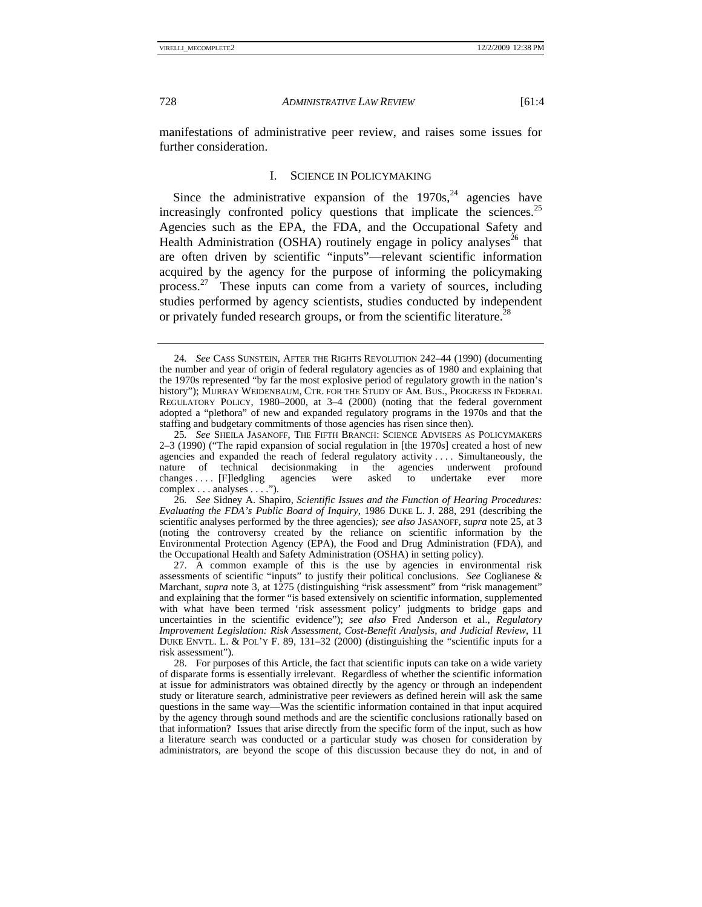manifestations of administrative peer review, and raises some issues for further consideration.

## I. SCIENCE IN POLICYMAKING

Since the administrative expansion of the 1970s,[24] agencies have increasingly confronted policy questions that implicate the sciences.[25] Agencies such as the EPA, the FDA, and the Occupational Safety and Health Administration (OSHA) routinely engage in policy analyses[26] that are often driven by scientific "inputs"—relevant scientific information acquired by the agency for the purpose of informing the policymaking process.[27] These inputs can come from a variety of sources, including studies performed by agency scientists, studies conducted by independent or privately funded research groups, or from the scientific literature.[28]

---

24. *See* CASS SUNSTEIN, AFTER THE RIGHTS REVOLUTION 242–44 (1990) (documenting the number and year of origin of federal regulatory agencies as of 1980 and explaining that the 1970s represented "by far the most explosive period of regulatory growth in the nation's history"); MURRAY WEIDENBAUM, CTR. FOR THE STUDY OF AM. BUS., PROGRESS IN FEDERAL REGULATORY POLICY, 1980–2000, at 3–4 (2000) (noting that the federal government adopted a "plethora" of new and expanded regulatory programs in the 1970s and that the staffing and budgetary commitments of those agencies has risen since then).

25. *See* SHEILA JASANOFF, THE FIFTH BRANCH: SCIENCE ADVISERS AS POLICYMAKERS 2–3 (1990) ("The rapid expansion of social regulation in [the 1970s] created a host of new agencies and expanded the reach of federal regulatory activity . . . . Simultaneously, the nature of technical decisionmaking in the agencies underwent profound changes . . . . [F]ledgling agencies were asked to undertake ever more complex . . . analyses . . . .").

26. *See* Sidney A. Shapiro, *Scientific Issues and the Function of Hearing Procedures: Evaluating the FDA's Public Board of Inquiry*, 1986 DUKE L. J. 288, 291 (describing the scientific analyses performed by the three agencies)*; see also* JASANOFF, *supra* note 25, at 3 (noting the controversy created by the reliance on scientific information by the Environmental Protection Agency (EPA), the Food and Drug Administration (FDA), and the Occupational Health and Safety Administration (OSHA) in setting policy).

27. A common example of this is the use by agencies in environmental risk assessments of scientific "inputs" to justify their political conclusions. *See* Coglianese & Marchant, *supra* note 3, at 1275 (distinguishing "risk assessment" from "risk management" and explaining that the former "is based extensively on scientific information, supplemented with what have been termed 'risk assessment policy' judgments to bridge gaps and uncertainties in the scientific evidence"); *see also* Fred Anderson et al., *Regulatory Improvement Legislation: Risk Assessment, Cost-Benefit Analysis, and Judicial Review*, 11 DUKE ENVTL. L. & POL'Y F. 89, 131–32 (2000) (distinguishing the "scientific inputs for a risk assessment").

28. For purposes of this Article, the fact that scientific inputs can take on a wide variety of disparate forms is essentially irrelevant. Regardless of whether the scientific information at issue for administrators was obtained directly by the agency or through an independent study or literature search, administrative peer reviewers as defined herein will ask the same questions in the same way—Was the scientific information contained in that input acquired by the agency through sound methods and are the scientific conclusions rationally based on that information? Issues that arise directly from the specific form of the input, such as how a literature search was conducted or a particular study was chosen for consideration by administrators, are beyond the scope of this discussion because they do not, in and of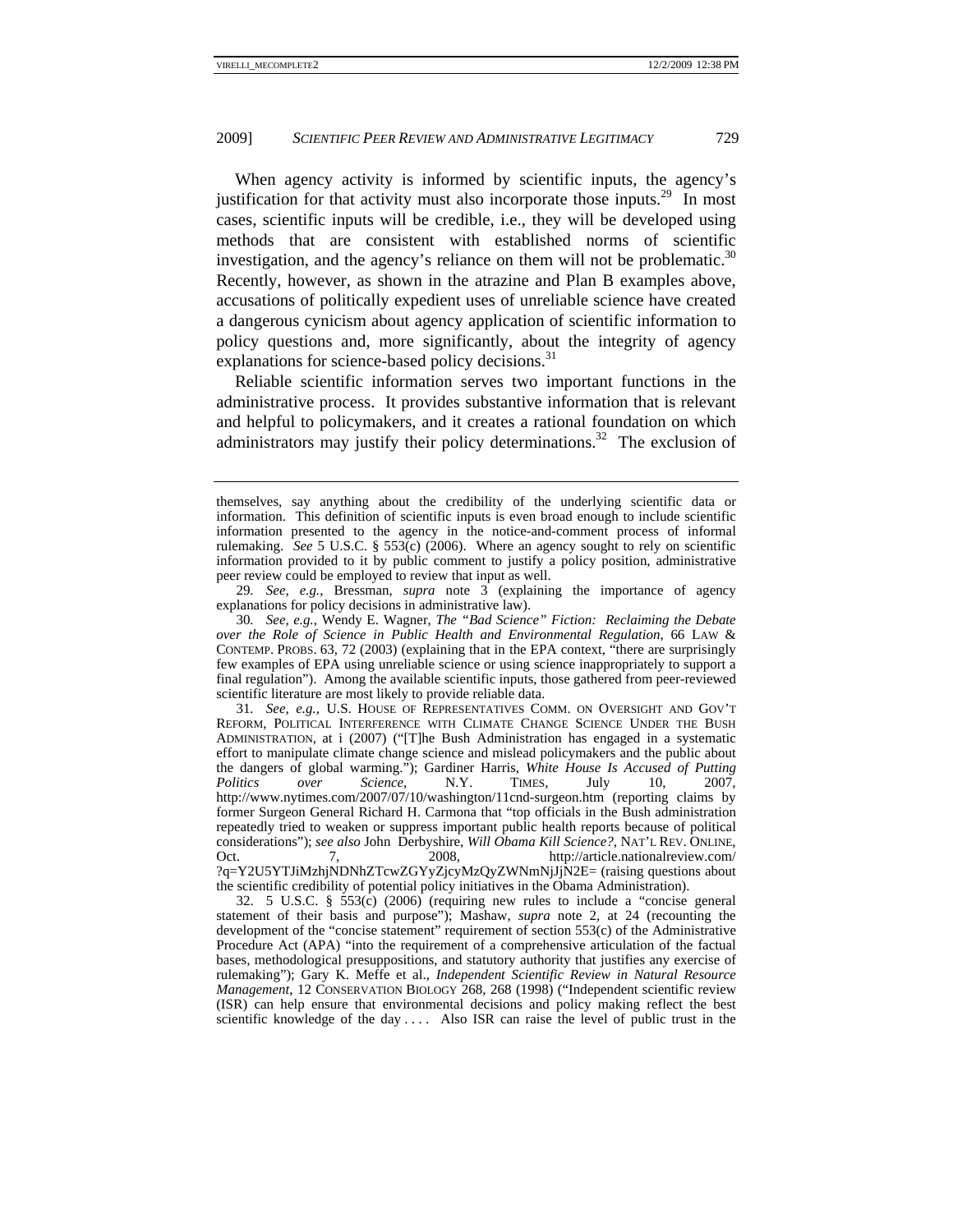When agency activity is informed by scientific inputs, the agency's justification for that activity must also incorporate those inputs.[29] In most cases, scientific inputs will be credible, i.e., they will be developed using methods that are consistent with established norms of scientific investigation, and the agency's reliance on them will not be problematic.[30] Recently, however, as shown in the atrazine and Plan B examples above, accusations of politically expedient uses of unreliable science have created a dangerous cynicism about agency application of scientific information to policy questions and, more significantly, about the integrity of agency explanations for science-based policy decisions.[31]

Reliable scientific information serves two important functions in the administrative process. It provides substantive information that is relevant and helpful to policymakers, and it creates a rational foundation on which administrators may justify their policy determinations.[32] The exclusion of

---

themselves, say anything about the credibility of the underlying scientific data or information. This definition of scientific inputs is even broad enough to include scientific information presented to the agency in the notice-and-comment process of informal rulemaking. *See* 5 U.S.C. § 553(c) (2006). Where an agency sought to rely on scientific information provided to it by public comment to justify a policy position, administrative peer review could be employed to review that input as well.

29. *See, e.g.*, Bressman, *supra* note 3 (explaining the importance of agency explanations for policy decisions in administrative law).

30. *See, e.g.*, Wendy E. Wagner, *The "Bad Science" Fiction: Reclaiming the Debate over the Role of Science in Public Health and Environmental Regulation*, 66 LAW & CONTEMP. PROBS. 63, 72 (2003) (explaining that in the EPA context, "there are surprisingly few examples of EPA using unreliable science or using science inappropriately to support a final regulation"). Among the available scientific inputs, those gathered from peer-reviewed scientific literature are most likely to provide reliable data.

31. *See, e.g.*, U.S. HOUSE OF REPRESENTATIVES COMM. ON OVERSIGHT AND GOV'T REFORM, POLITICAL INTERFERENCE WITH CLIMATE CHANGE SCIENCE UNDER THE BUSH ADMINISTRATION, at i (2007) ("[T]he Bush Administration has engaged in a systematic effort to manipulate climate change science and mislead policymakers and the public about the dangers of global warming."); Gardiner Harris, *White House Is Accused of Putting Politics over Science*, N.Y. TIMES, July 10, 2007, http://www.nytimes.com/2007/07/10/washington/11cnd-surgeon.htm (reporting claims by former Surgeon General Richard H. Carmona that "top officials in the Bush administration repeatedly tried to weaken or suppress important public health reports because of political considerations"); *see also* John Derbyshire, *Will Obama Kill Science?*, NAT'L REV. ONLINE, Oct. 7, 2008, http://article.nationalreview.com/?q=Y2U5YTJiMzhjNDNhZTcwZGYyZjcyMzQyZWNmNjJjN2E= (raising questions about the scientific credibility of potential policy initiatives in the Obama Administration).

32. 5 U.S.C. § 553(c) (2006) (requiring new rules to include a "concise general statement of their basis and purpose"); Mashaw, *supra* note 2, at 24 (recounting the development of the "concise statement" requirement of section 553(c) of the Administrative Procedure Act (APA) "into the requirement of a comprehensive articulation of the factual bases, methodological presuppositions, and statutory authority that justifies any exercise of rulemaking"); Gary K. Meffe et al., *Independent Scientific Review in Natural Resource Management*, 12 CONSERVATION BIOLOGY 268, 268 (1998) ("Independent scientific review (ISR) can help ensure that environmental decisions and policy making reflect the best scientific knowledge of the day . . . . Also ISR can raise the level of public trust in the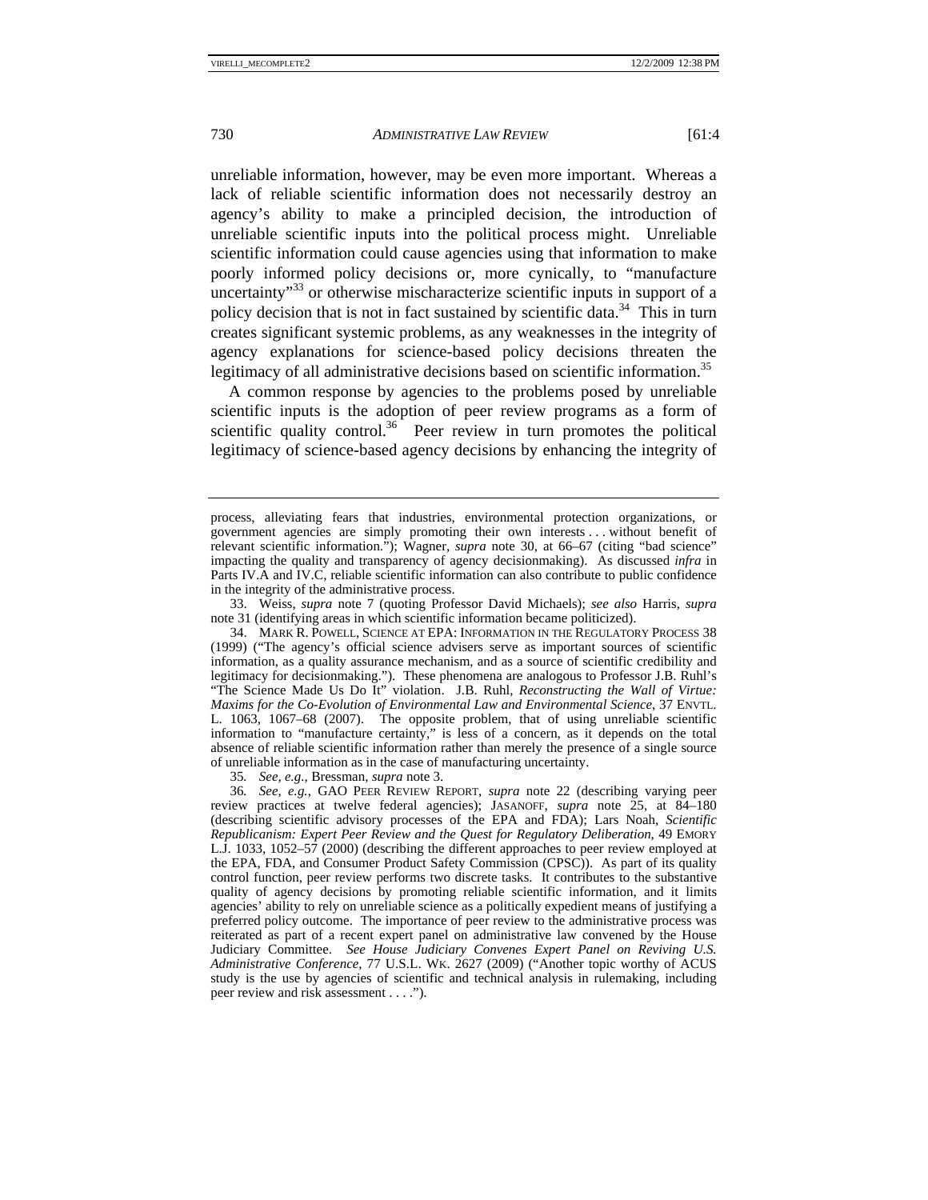unreliable information, however, may be even more important. Whereas a lack of reliable scientific information does not necessarily destroy an agency's ability to make a principled decision, the introduction of unreliable scientific inputs into the political process might. Unreliable scientific information could cause agencies using that information to make poorly informed policy decisions or, more cynically, to "manufacture uncertainty"[33] or otherwise mischaracterize scientific inputs in support of a policy decision that is not in fact sustained by scientific data.[34] This in turn creates significant systemic problems, as any weaknesses in the integrity of agency explanations for science-based policy decisions threaten the legitimacy of all administrative decisions based on scientific information.[35]

A common response by agencies to the problems posed by unreliable scientific inputs is the adoption of peer review programs as a form of scientific quality control.[36] Peer review in turn promotes the political legitimacy of science-based agency decisions by enhancing the integrity of

---

process, alleviating fears that industries, environmental protection organizations, or government agencies are simply promoting their own interests . . . without benefit of relevant scientific information."); Wagner, *supra* note 30, at 66–67 (citing "bad science" impacting the quality and transparency of agency decisionmaking). As discussed *infra* in Parts IV.A and IV.C, reliable scientific information can also contribute to public confidence in the integrity of the administrative process.

33. Weiss, *supra* note 7 (quoting Professor David Michaels); *see also* Harris, *supra* note 31 (identifying areas in which scientific information became politicized).

34. MARK R. POWELL, SCIENCE AT EPA: INFORMATION IN THE REGULATORY PROCESS 38 (1999) ("The agency's official science advisers serve as important sources of scientific information, as a quality assurance mechanism, and as a source of scientific credibility and legitimacy for decisionmaking."). These phenomena are analogous to Professor J.B. Ruhl's "The Science Made Us Do It" violation. J.B. Ruhl, *Reconstructing the Wall of Virtue: Maxims for the Co-Evolution of Environmental Law and Environmental Science*, 37 ENVTL. L. 1063, 1067–68 (2007). The opposite problem, that of using unreliable scientific information to "manufacture certainty," is less of a concern, as it depends on the total absence of reliable scientific information rather than merely the presence of a single source of unreliable information as in the case of manufacturing uncertainty.

35. *See, e.g.*, Bressman, *supra* note 3.

36. *See, e.g.*, GAO PEER REVIEW REPORT, *supra* note 22 (describing varying peer review practices at twelve federal agencies); JASANOFF, *supra* note 25, at 84–180 (describing scientific advisory processes of the EPA and FDA); Lars Noah, *Scientific Republicanism: Expert Peer Review and the Quest for Regulatory Deliberation*, 49 EMORY L.J. 1033, 1052–57 (2000) (describing the different approaches to peer review employed at the EPA, FDA, and Consumer Product Safety Commission (CPSC)). As part of its quality control function, peer review performs two discrete tasks. It contributes to the substantive quality of agency decisions by promoting reliable scientific information, and it limits agencies' ability to rely on unreliable science as a politically expedient means of justifying a preferred policy outcome. The importance of peer review to the administrative process was reiterated as part of a recent expert panel on administrative law convened by the House Judiciary Committee. *See House Judiciary Convenes Expert Panel on Reviving U.S. Administrative Conference*, 77 U.S.L. WK. 2627 (2009) ("Another topic worthy of ACUS study is the use by agencies of scientific and technical analysis in rulemaking, including peer review and risk assessment . . . .").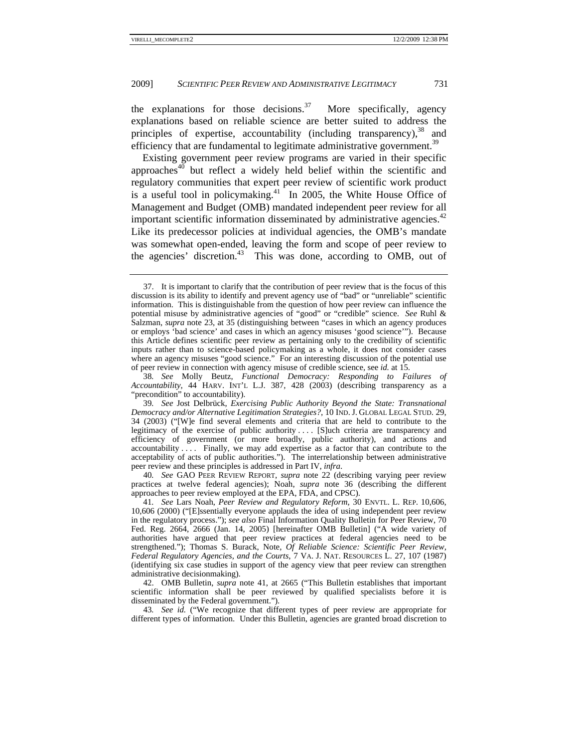the explanations for those decisions.[37] More specifically, agency explanations based on reliable science are better suited to address the principles of expertise, accountability (including transparency),[38] and efficiency that are fundamental to legitimate administrative government.[39]

Existing government peer review programs are varied in their specific approaches[40] but reflect a widely held belief within the scientific and regulatory communities that expert peer review of scientific work product is a useful tool in policymaking.[41] In 2005, the White House Office of Management and Budget (OMB) mandated independent peer review for all important scientific information disseminated by administrative agencies.[42] Like its predecessor policies at individual agencies, the OMB's mandate was somewhat open-ended, leaving the form and scope of peer review to the agencies' discretion.[43] This was done, according to OMB, out of

---

37. It is important to clarify that the contribution of peer review that is the focus of this discussion is its ability to identify and prevent agency use of "bad" or "unreliable" scientific information. This is distinguishable from the question of how peer review can influence the potential misuse by administrative agencies of "good" or "credible" science. *See* Ruhl & Salzman, *supra* note 23, at 35 (distinguishing between "cases in which an agency produces or employs 'bad science' and cases in which an agency misuses 'good science'"). Because this Article defines scientific peer review as pertaining only to the credibility of scientific inputs rather than to science-based policymaking as a whole, it does not consider cases where an agency misuses "good science." For an interesting discussion of the potential use of peer review in connection with agency misuse of credible science, see *id.* at 15.

38. *See* Molly Beutz, *Functional Democracy: Responding to Failures of Accountability*, 44 HARV. INT'L L.J. 387, 428 (2003) (describing transparency as a "precondition" to accountability).

39. *See* Jost Delbrück, *Exercising Public Authority Beyond the State: Transnational Democracy and/or Alternative Legitimation Strategies?*, 10 IND. J. GLOBAL LEGAL STUD. 29, 34 (2003) ("[W]e find several elements and criteria that are held to contribute to the legitimacy of the exercise of public authority . . . . [S]uch criteria are transparency and efficiency of government (or more broadly, public authority), and actions and accountability . . . . Finally, we may add expertise as a factor that can contribute to the acceptability of acts of public authorities."). The interrelationship between administrative peer review and these principles is addressed in Part IV, *infra*.

40. *See* GAO PEER REVIEW REPORT, *supra* note 22 (describing varying peer review practices at twelve federal agencies); Noah, *supra* note 36 (describing the different approaches to peer review employed at the EPA, FDA, and CPSC).

41. *See* Lars Noah, *Peer Review and Regulatory Reform*, 30 ENVTL. L. REP. 10,606, 10,606 (2000) ("[E]ssentially everyone applauds the idea of using independent peer review in the regulatory process."); *see also* Final Information Quality Bulletin for Peer Review, 70 Fed. Reg. 2664, 2666 (Jan. 14, 2005) [hereinafter OMB Bulletin] ("A wide variety of authorities have argued that peer review practices at federal agencies need to be strengthened."); Thomas S. Burack, Note, *Of Reliable Science: Scientific Peer Review, Federal Regulatory Agencies, and the Courts*, 7 VA. J. NAT. RESOURCES L. 27, 107 (1987) (identifying six case studies in support of the agency view that peer review can strengthen administrative decisionmaking).

42. OMB Bulletin, *supra* note 41, at 2665 ("This Bulletin establishes that important scientific information shall be peer reviewed by qualified specialists before it is disseminated by the Federal government.").

43. *See id.* ("We recognize that different types of peer review are appropriate for different types of information. Under this Bulletin, agencies are granted broad discretion to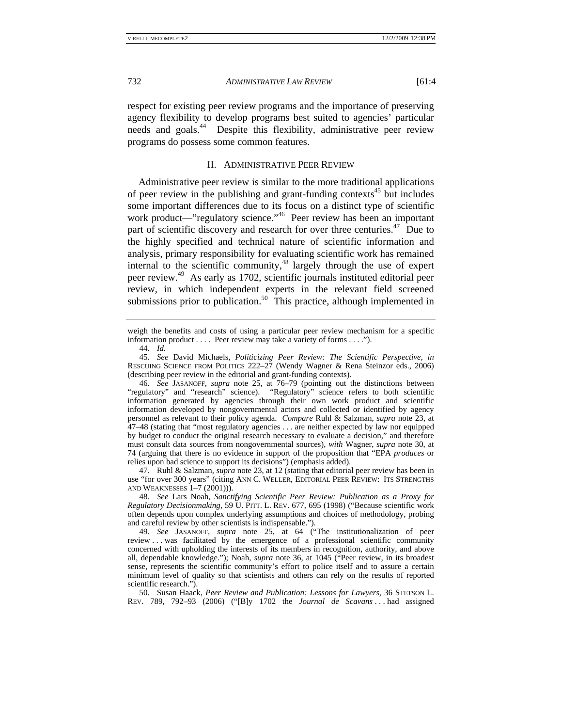respect for existing peer review programs and the importance of preserving agency flexibility to develop programs best suited to agencies' particular needs and goals.[44] Despite this flexibility, administrative peer review programs do possess some common features.

## II. ADMINISTRATIVE PEER REVIEW

Administrative peer review is similar to the more traditional applications of peer review in the publishing and grant-funding contexts[45] but includes some important differences due to its focus on a distinct type of scientific work product—"regulatory science."[46] Peer review has been an important part of scientific discovery and research for over three centuries.[47] Due to the highly specified and technical nature of scientific information and analysis, primary responsibility for evaluating scientific work has remained internal to the scientific community,[48] largely through the use of expert peer review.[49] As early as 1702, scientific journals instituted editorial peer review, in which independent experts in the relevant field screened submissions prior to publication.[50] This practice, although implemented in

---

weigh the benefits and costs of using a particular peer review mechanism for a specific information product . . . . Peer review may take a variety of forms . . . .").

44. *Id.*

45. *See* David Michaels, *Politicizing Peer Review: The Scientific Perspective*, *in* RESCUING SCIENCE FROM POLITICS 222–27 (Wendy Wagner & Rena Steinzor eds., 2006) (describing peer review in the editorial and grant-funding contexts).

46. *See* JASANOFF, *supra* note 25, at 76–79 (pointing out the distinctions between "regulatory" and "research" science). "Regulatory" science refers to both scientific information generated by agencies through their own work product and scientific information developed by nongovernmental actors and collected or identified by agency personnel as relevant to their policy agenda. *Compare* Ruhl & Salzman, *supra* note 23, at 47–48 (stating that "most regulatory agencies . . . are neither expected by law nor equipped by budget to conduct the original research necessary to evaluate a decision," and therefore must consult data sources from nongovernmental sources), *with* Wagner, *supra* note 30, at 74 (arguing that there is no evidence in support of the proposition that "EPA *produces* or relies upon bad science to support its decisions") (emphasis added).

47. Ruhl & Salzman, *supra* note 23, at 12 (stating that editorial peer review has been in use "for over 300 years" (citing ANN C. WELLER, EDITORIAL PEER REVIEW: ITS STRENGTHS AND WEAKNESSES 1–7 (2001))).

48. *See* Lars Noah, *Sanctifying Scientific Peer Review: Publication as a Proxy for Regulatory Decisionmaking*, 59 U. PITT. L. REV. 677, 695 (1998) ("Because scientific work often depends upon complex underlying assumptions and choices of methodology, probing and careful review by other scientists is indispensable.").

49. *See* JASANOFF, *supra* note 25, at 64 ("The institutionalization of peer review . . . was facilitated by the emergence of a professional scientific community concerned with upholding the interests of its members in recognition, authority, and above all, dependable knowledge."); Noah, *supra* note 36, at 1045 ("Peer review, in its broadest sense, represents the scientific community's effort to police itself and to assure a certain minimum level of quality so that scientists and others can rely on the results of reported scientific research.").

50. Susan Haack, *Peer Review and Publication: Lessons for Lawyers*, 36 STETSON L. REV. 789, 792–93 (2006) ("[B]y 1702 the *Journal de Scavans* . . . had assigned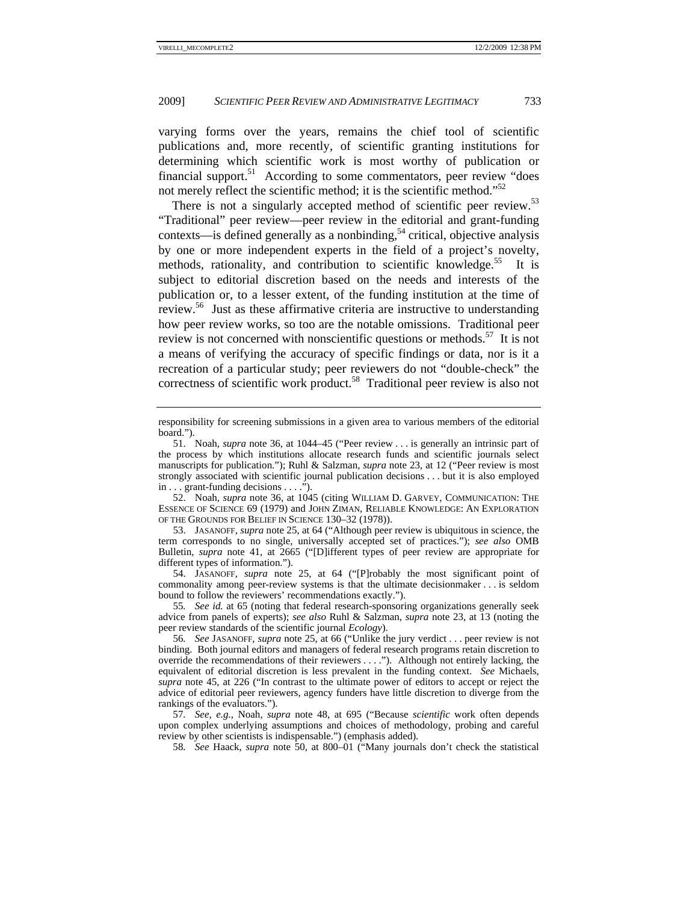varying forms over the years, remains the chief tool of scientific publications and, more recently, of scientific granting institutions for determining which scientific work is most worthy of publication or financial support.[51] According to some commentators, peer review "does not merely reflect the scientific method; it is the scientific method."[52]

There is not a singularly accepted method of scientific peer review.[53] "Traditional" peer review—peer review in the editorial and grant-funding contexts—is defined generally as a nonbinding,[54] critical, objective analysis by one or more independent experts in the field of a project's novelty, methods, rationality, and contribution to scientific knowledge.[55] It is subject to editorial discretion based on the needs and interests of the publication or, to a lesser extent, of the funding institution at the time of review.[56] Just as these affirmative criteria are instructive to understanding how peer review works, so too are the notable omissions. Traditional peer review is not concerned with nonscientific questions or methods.[57] It is not a means of verifying the accuracy of specific findings or data, nor is it a recreation of a particular study; peer reviewers do not "double-check" the correctness of scientific work product.[58] Traditional peer review is also not

---

responsibility for screening submissions in a given area to various members of the editorial board.").

51. Noah, *supra* note 36, at 1044–45 ("Peer review . . . is generally an intrinsic part of the process by which institutions allocate research funds and scientific journals select manuscripts for publication."); Ruhl & Salzman, *supra* note 23, at 12 ("Peer review is most strongly associated with scientific journal publication decisions . . . but it is also employed in . . . grant-funding decisions . . . .").

52. Noah, *supra* note 36, at 1045 (citing WILLIAM D. GARVEY, COMMUNICATION: THE ESSENCE OF SCIENCE 69 (1979) and JOHN ZIMAN, RELIABLE KNOWLEDGE: AN EXPLORATION OF THE GROUNDS FOR BELIEF IN SCIENCE 130–32 (1978)).

53. JASANOFF, *supra* note 25, at 64 ("Although peer review is ubiquitous in science, the term corresponds to no single, universally accepted set of practices."); *see also* OMB Bulletin, *supra* note 41, at 2665 ("[D]ifferent types of peer review are appropriate for different types of information.").

54. JASANOFF, *supra* note 25, at 64 ("[P]robably the most significant point of commonality among peer-review systems is that the ultimate decisionmaker . . . is seldom bound to follow the reviewers' recommendations exactly.").

55. *See id.* at 65 (noting that federal research-sponsoring organizations generally seek advice from panels of experts); *see also* Ruhl & Salzman, *supra* note 23, at 13 (noting the peer review standards of the scientific journal *Ecology*).

56. *See* JASANOFF, *supra* note 25, at 66 ("Unlike the jury verdict . . . peer review is not binding. Both journal editors and managers of federal research programs retain discretion to override the recommendations of their reviewers . . . ."). Although not entirely lacking, the equivalent of editorial discretion is less prevalent in the funding context. *See* Michaels, *supra* note 45, at 226 ("In contrast to the ultimate power of editors to accept or reject the advice of editorial peer reviewers, agency funders have little discretion to diverge from the rankings of the evaluators.").

57. *See, e.g.*, Noah, *supra* note 48, at 695 ("Because *scientific* work often depends upon complex underlying assumptions and choices of methodology, probing and careful review by other scientists is indispensable.") (emphasis added).

58. *See* Haack, *supra* note 50, at 800–01 ("Many journals don't check the statistical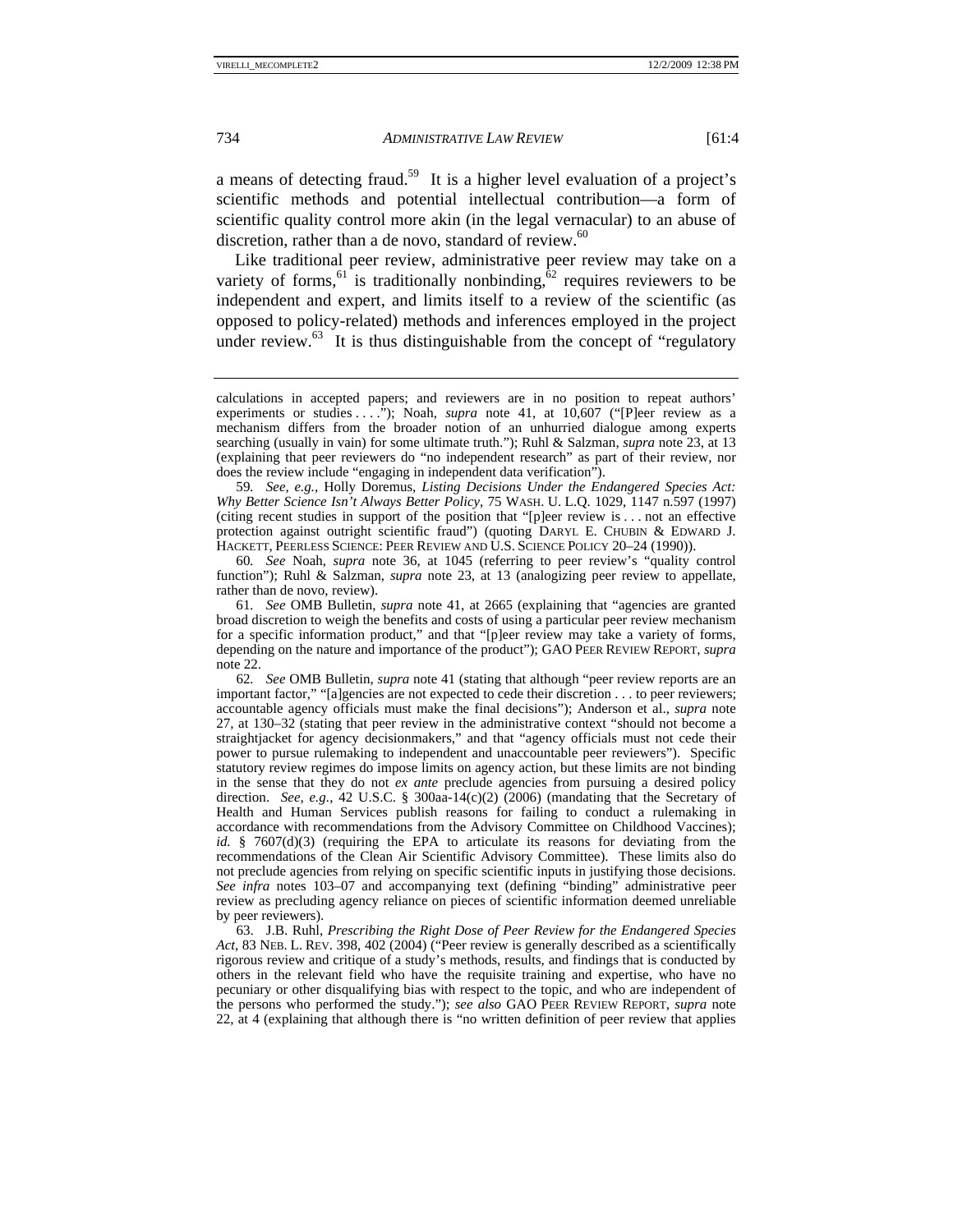a means of detecting fraud.[59] It is a higher level evaluation of a project's scientific methods and potential intellectual contribution—a form of scientific quality control more akin (in the legal vernacular) to an abuse of discretion, rather than a de novo, standard of review.[60]

Like traditional peer review, administrative peer review may take on a variety of forms,[61] is traditionally nonbinding,[62] requires reviewers to be independent and expert, and limits itself to a review of the scientific (as opposed to policy-related) methods and inferences employed in the project under review.[63] It is thus distinguishable from the concept of "regulatory

---

calculations in accepted papers; and reviewers are in no position to repeat authors' experiments or studies . . . ."); Noah, *supra* note 41, at 10,607 ("[P]eer review as a mechanism differs from the broader notion of an unhurried dialogue among experts searching (usually in vain) for some ultimate truth."); Ruhl & Salzman, *supra* note 23, at 13 (explaining that peer reviewers do "no independent research" as part of their review, nor does the review include "engaging in independent data verification").

59. *See, e.g.*, Holly Doremus, *Listing Decisions Under the Endangered Species Act: Why Better Science Isn't Always Better Policy*, 75 WASH. U. L.Q. 1029, 1147 n.597 (1997) (citing recent studies in support of the position that "[p]eer review is . . . not an effective protection against outright scientific fraud") (quoting DARYL E. CHUBIN & EDWARD J. HACKETT, PEERLESS SCIENCE: PEER REVIEW AND U.S. SCIENCE POLICY 20–24 (1990)).

60. *See* Noah, *supra* note 36, at 1045 (referring to peer review's "quality control function"); Ruhl & Salzman, *supra* note 23, at 13 (analogizing peer review to appellate, rather than de novo, review).

61. *See* OMB Bulletin, *supra* note 41, at 2665 (explaining that "agencies are granted broad discretion to weigh the benefits and costs of using a particular peer review mechanism for a specific information product," and that "[p]eer review may take a variety of forms, depending on the nature and importance of the product"); GAO PEER REVIEW REPORT, *supra* note 22.

62. *See* OMB Bulletin, *supra* note 41 (stating that although "peer review reports are an important factor," "[a]gencies are not expected to cede their discretion . . . to peer reviewers; accountable agency officials must make the final decisions"); Anderson et al., *supra* note 27, at 130–32 (stating that peer review in the administrative context "should not become a straightjacket for agency decisionmakers," and that "agency officials must not cede their power to pursue rulemaking to independent and unaccountable peer reviewers"). Specific statutory review regimes do impose limits on agency action, but these limits are not binding in the sense that they do not *ex ante* preclude agencies from pursuing a desired policy direction. *See, e.g.*, 42 U.S.C. § 300aa-14(c)(2) (2006) (mandating that the Secretary of Health and Human Services publish reasons for failing to conduct a rulemaking in accordance with recommendations from the Advisory Committee on Childhood Vaccines); *id.* § 7607(d)(3) (requiring the EPA to articulate its reasons for deviating from the recommendations of the Clean Air Scientific Advisory Committee). These limits also do not preclude agencies from relying on specific scientific inputs in justifying those decisions. *See infra* notes 103–07 and accompanying text (defining "binding" administrative peer review as precluding agency reliance on pieces of scientific information deemed unreliable by peer reviewers).

63. J.B. Ruhl, *Prescribing the Right Dose of Peer Review for the Endangered Species Act*, 83 NEB. L. REV. 398, 402 (2004) ("Peer review is generally described as a scientifically rigorous review and critique of a study's methods, results, and findings that is conducted by others in the relevant field who have the requisite training and expertise, who have no pecuniary or other disqualifying bias with respect to the topic, and who are independent of the persons who performed the study."); *see also* GAO PEER REVIEW REPORT, *supra* note 22, at 4 (explaining that although there is "no written definition of peer review that applies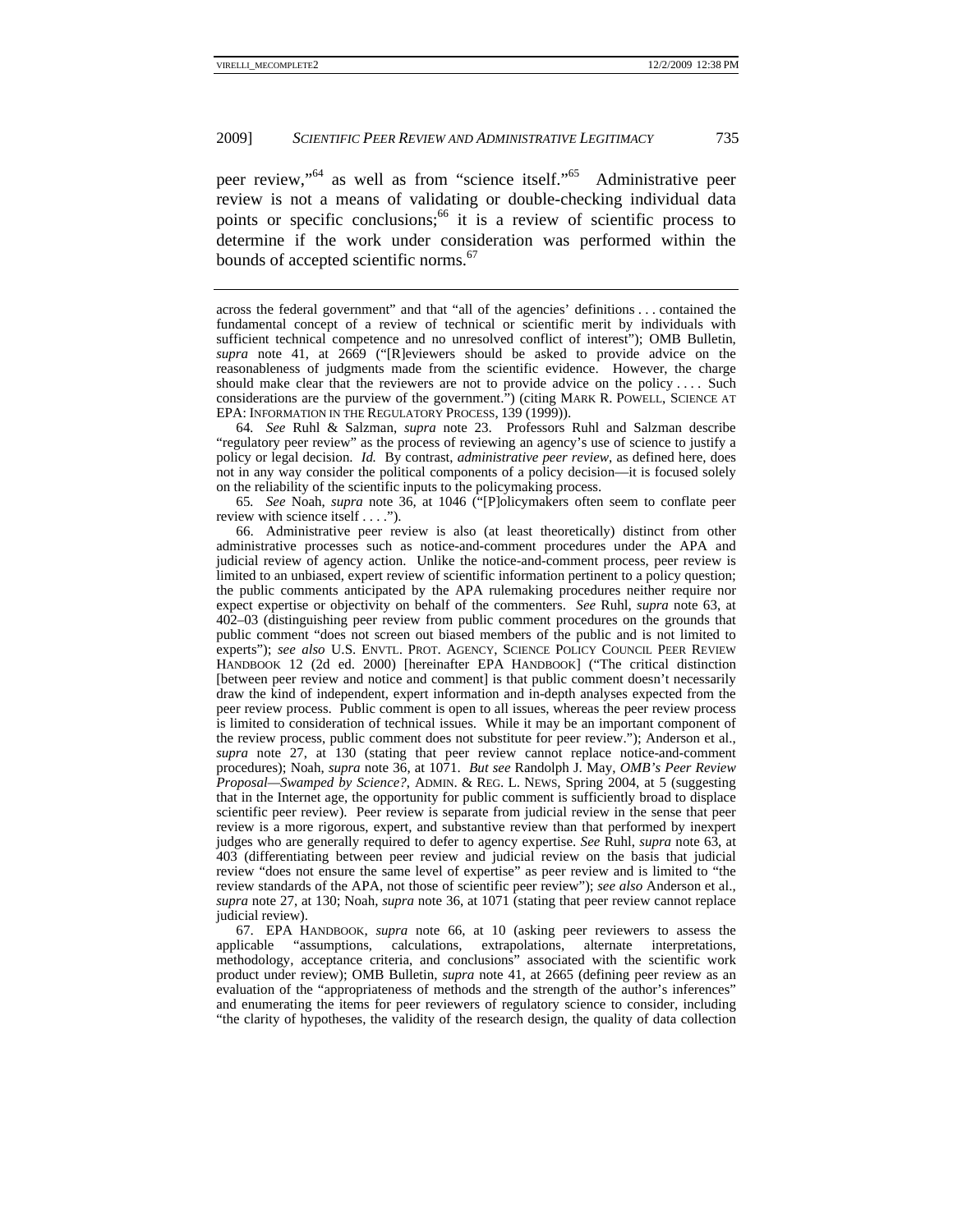peer review,"[64] as well as from "science itself."[65] Administrative peer review is not a means of validating or double-checking individual data points or specific conclusions;[66] it is a review of scientific process to determine if the work under consideration was performed within the bounds of accepted scientific norms.[67]

---

across the federal government" and that "all of the agencies' definitions . . . contained the fundamental concept of a review of technical or scientific merit by individuals with sufficient technical competence and no unresolved conflict of interest"); OMB Bulletin, *supra* note 41, at 2669 ("[R]eviewers should be asked to provide advice on the reasonableness of judgments made from the scientific evidence. However, the charge should make clear that the reviewers are not to provide advice on the policy . . . . Such considerations are the purview of the government.") (citing MARK R. POWELL, SCIENCE AT EPA: INFORMATION IN THE REGULATORY PROCESS, 139 (1999)).

64. *See* Ruhl & Salzman, *supra* note 23. Professors Ruhl and Salzman describe "regulatory peer review" as the process of reviewing an agency's use of science to justify a policy or legal decision. *Id.* By contrast, *administrative peer review*, as defined here, does not in any way consider the political components of a policy decision—it is focused solely on the reliability of the scientific inputs to the policymaking process.

65. *See* Noah, *supra* note 36, at 1046 ("[P]olicymakers often seem to conflate peer review with science itself . . . .").

66. Administrative peer review is also (at least theoretically) distinct from other administrative processes such as notice-and-comment procedures under the APA and judicial review of agency action. Unlike the notice-and-comment process, peer review is limited to an unbiased, expert review of scientific information pertinent to a policy question; the public comments anticipated by the APA rulemaking procedures neither require nor expect expertise or objectivity on behalf of the commenters. *See* Ruhl, *supra* note 63, at 402–03 (distinguishing peer review from public comment procedures on the grounds that public comment "does not screen out biased members of the public and is not limited to experts"); *see also* U.S. ENVTL. PROT. AGENCY, SCIENCE POLICY COUNCIL PEER REVIEW HANDBOOK 12 (2d ed. 2000) [hereinafter EPA HANDBOOK] ("The critical distinction [between peer review and notice and comment] is that public comment doesn't necessarily draw the kind of independent, expert information and in-depth analyses expected from the peer review process. Public comment is open to all issues, whereas the peer review process is limited to consideration of technical issues. While it may be an important component of the review process, public comment does not substitute for peer review."); Anderson et al., *supra* note 27, at 130 (stating that peer review cannot replace notice-and-comment procedures); Noah, *supra* note 36, at 1071. *But see* Randolph J. May, *OMB's Peer Review Proposal—Swamped by Science?*, ADMIN. & REG. L. NEWS, Spring 2004, at 5 (suggesting that in the Internet age, the opportunity for public comment is sufficiently broad to displace scientific peer review). Peer review is separate from judicial review in the sense that peer review is a more rigorous, expert, and substantive review than that performed by inexpert judges who are generally required to defer to agency expertise. *See* Ruhl, *supra* note 63, at 403 (differentiating between peer review and judicial review on the basis that judicial review "does not ensure the same level of expertise" as peer review and is limited to "the review standards of the APA, not those of scientific peer review"); *see also* Anderson et al., *supra* note 27, at 130; Noah, *supra* note 36, at 1071 (stating that peer review cannot replace judicial review).

67. EPA HANDBOOK, *supra* note 66, at 10 (asking peer reviewers to assess the applicable "assumptions, calculations, extrapolations, alternate interpretations, methodology, acceptance criteria, and conclusions" associated with the scientific work product under review); OMB Bulletin, *supra* note 41, at 2665 (defining peer review as an evaluation of the "appropriateness of methods and the strength of the author's inferences" and enumerating the items for peer reviewers of regulatory science to consider, including "the clarity of hypotheses, the validity of the research design, the quality of data collection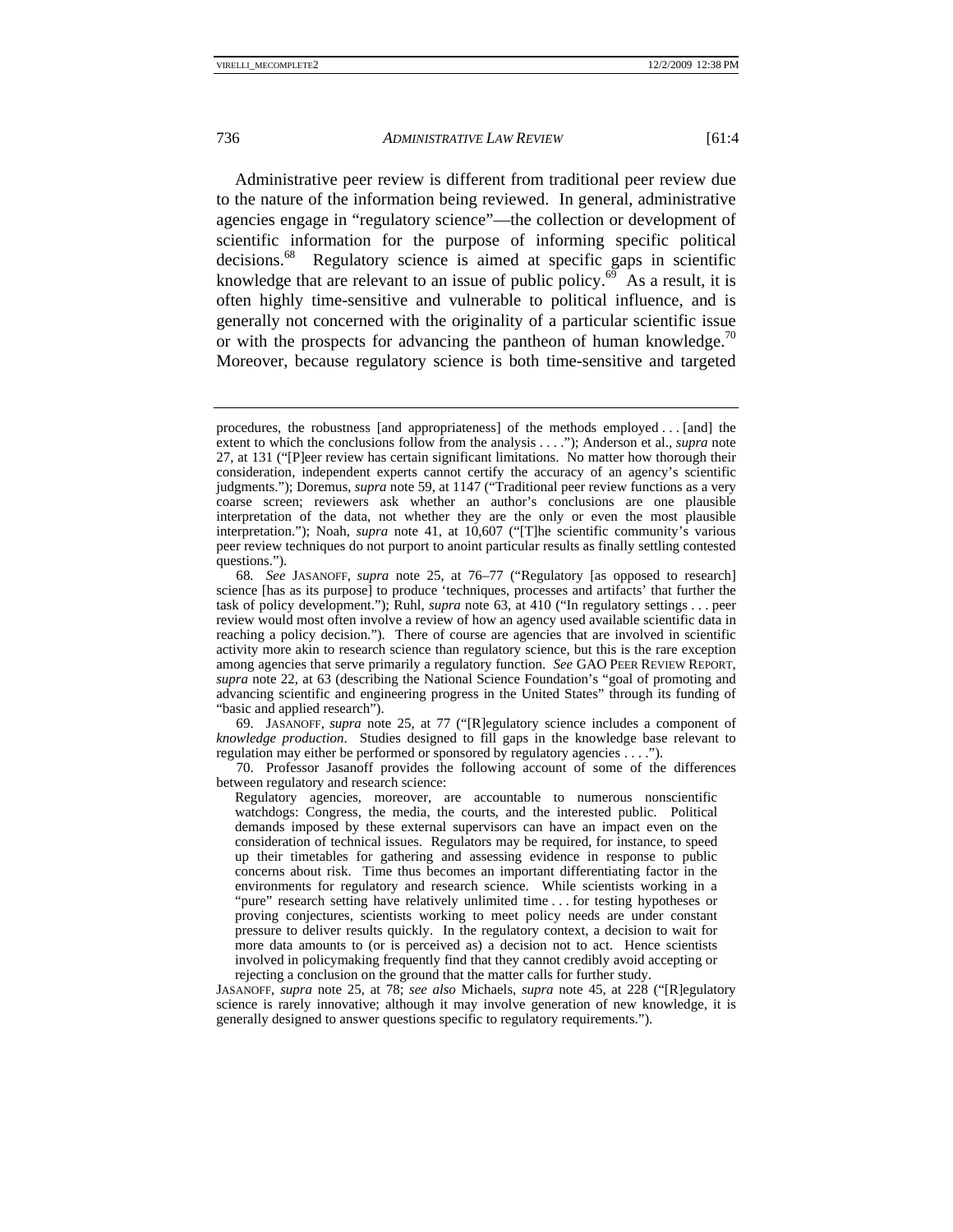Administrative peer review is different from traditional peer review due to the nature of the information being reviewed. In general, administrative agencies engage in "regulatory science"—the collection or development of scientific information for the purpose of informing specific political decisions.[68] Regulatory science is aimed at specific gaps in scientific knowledge that are relevant to an issue of public policy.[69] As a result, it is often highly time-sensitive and vulnerable to political influence, and is generally not concerned with the originality of a particular scientific issue or with the prospects for advancing the pantheon of human knowledge.[70] Moreover, because regulatory science is both time-sensitive and targeted

---

procedures, the robustness [and appropriateness] of the methods employed . . . [and] the extent to which the conclusions follow from the analysis . . . ."); Anderson et al., *supra* note 27, at 131 ("[P]eer review has certain significant limitations. No matter how thorough their consideration, independent experts cannot certify the accuracy of an agency's scientific judgments."); Doremus, *supra* note 59, at 1147 ("Traditional peer review functions as a very coarse screen; reviewers ask whether an author's conclusions are one plausible interpretation of the data, not whether they are the only or even the most plausible interpretation."); Noah, *supra* note 41, at 10,607 ("[T]he scientific community's various peer review techniques do not purport to anoint particular results as finally settling contested questions.").

68. *See* JASANOFF, *supra* note 25, at 76–77 ("Regulatory [as opposed to research] science [has as its purpose] to produce 'techniques, processes and artifacts' that further the task of policy development."); Ruhl, *supra* note 63, at 410 ("In regulatory settings . . . peer review would most often involve a review of how an agency used available scientific data in reaching a policy decision."). There of course are agencies that are involved in scientific activity more akin to research science than regulatory science, but this is the rare exception among agencies that serve primarily a regulatory function. *See* GAO PEER REVIEW REPORT, *supra* note 22, at 63 (describing the National Science Foundation's "goal of promoting and advancing scientific and engineering progress in the United States" through its funding of "basic and applied research").

69. JASANOFF, *supra* note 25, at 77 ("[R]egulatory science includes a component of *knowledge production*. Studies designed to fill gaps in the knowledge base relevant to regulation may either be performed or sponsored by regulatory agencies . . . .").

70. Professor Jasanoff provides the following account of some of the differences between regulatory and research science:

> Regulatory agencies, moreover, are accountable to numerous nonscientific watchdogs: Congress, the media, the courts, and the interested public. Political demands imposed by these external supervisors can have an impact even on the consideration of technical issues. Regulators may be required, for instance, to speed up their timetables for gathering and assessing evidence in response to public concerns about risk. Time thus becomes an important differentiating factor in the environments for regulatory and research science. While scientists working in a "pure" research setting have relatively unlimited time . . . for testing hypotheses or proving conjectures, scientists working to meet policy needs are under constant pressure to deliver results quickly. In the regulatory context, a decision to wait for more data amounts to (or is perceived as) a decision not to act. Hence scientists involved in policymaking frequently find that they cannot credibly avoid accepting or rejecting a conclusion on the ground that the matter calls for further study.

JASANOFF, *supra* note 25, at 78; *see also* Michaels, *supra* note 45, at 228 ("[R]egulatory science is rarely innovative; although it may involve generation of new knowledge, it is generally designed to answer questions specific to regulatory requirements.").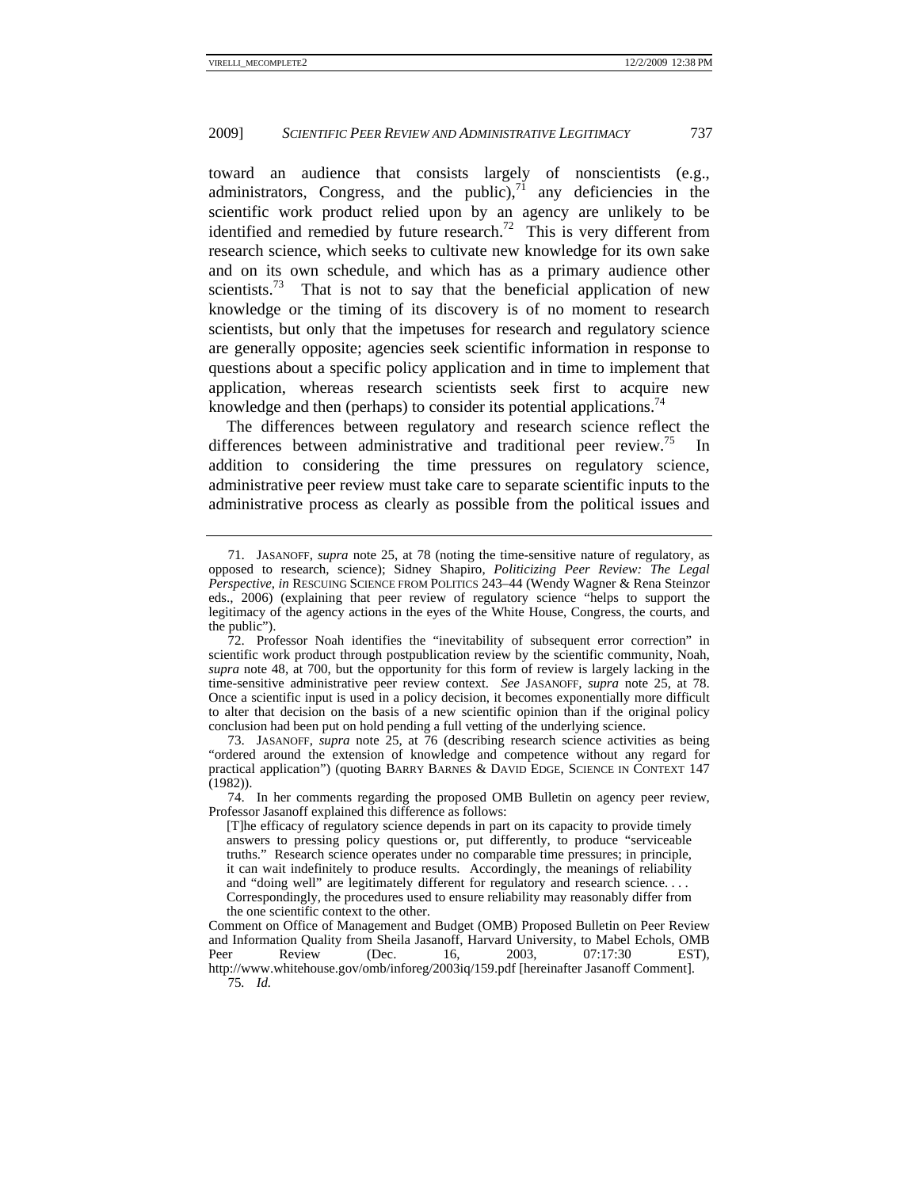toward an audience that consists largely of nonscientists (e.g., administrators, Congress, and the public),[71] any deficiencies in the scientific work product relied upon by an agency are unlikely to be identified and remedied by future research.[72] This is very different from research science, which seeks to cultivate new knowledge for its own sake and on its own schedule, and which has as a primary audience other scientists.[73] That is not to say that the beneficial application of new knowledge or the timing of its discovery is of no moment to research scientists, but only that the impetuses for research and regulatory science are generally opposite; agencies seek scientific information in response to questions about a specific policy application and in time to implement that application, whereas research scientists seek first to acquire new knowledge and then (perhaps) to consider its potential applications.[74]

The differences between regulatory and research science reflect the differences between administrative and traditional peer review.[75] In addition to considering the time pressures on regulatory science, administrative peer review must take care to separate scientific inputs to the administrative process as clearly as possible from the political issues and

---

71. JASANOFF, *supra* note 25, at 78 (noting the time-sensitive nature of regulatory, as opposed to research, science); Sidney Shapiro, *Politicizing Peer Review: The Legal Perspective*, *in* RESCUING SCIENCE FROM POLITICS 243–44 (Wendy Wagner & Rena Steinzor eds., 2006) (explaining that peer review of regulatory science "helps to support the legitimacy of the agency actions in the eyes of the White House, Congress, the courts, and the public").

72. Professor Noah identifies the "inevitability of subsequent error correction" in scientific work product through postpublication review by the scientific community, Noah, *supra* note 48, at 700, but the opportunity for this form of review is largely lacking in the time-sensitive administrative peer review context. *See* JASANOFF, *supra* note 25, at 78. Once a scientific input is used in a policy decision, it becomes exponentially more difficult to alter that decision on the basis of a new scientific opinion than if the original policy conclusion had been put on hold pending a full vetting of the underlying science.

73. JASANOFF, *supra* note 25, at 76 (describing research science activities as being "ordered around the extension of knowledge and competence without any regard for practical application") (quoting BARRY BARNES & DAVID EDGE, SCIENCE IN CONTEXT 147 (1982)).

74. In her comments regarding the proposed OMB Bulletin on agency peer review, Professor Jasanoff explained this difference as follows:

> [T]he efficacy of regulatory science depends in part on its capacity to provide timely answers to pressing policy questions or, put differently, to produce "serviceable truths." Research science operates under no comparable time pressures; in principle, it can wait indefinitely to produce results. Accordingly, the meanings of reliability and "doing well" are legitimately different for regulatory and research science. . . . Correspondingly, the procedures used to ensure reliability may reasonably differ from the one scientific context to the other.

Comment on Office of Management and Budget (OMB) Proposed Bulletin on Peer Review and Information Quality from Sheila Jasanoff, Harvard University, to Mabel Echols, OMB Peer Review (Dec. 16, 2003, 07:17:30 EST), http://www.whitehouse.gov/omb/inforeg/2003iq/159.pdf [hereinafter Jasanoff Comment].

75. *Id.*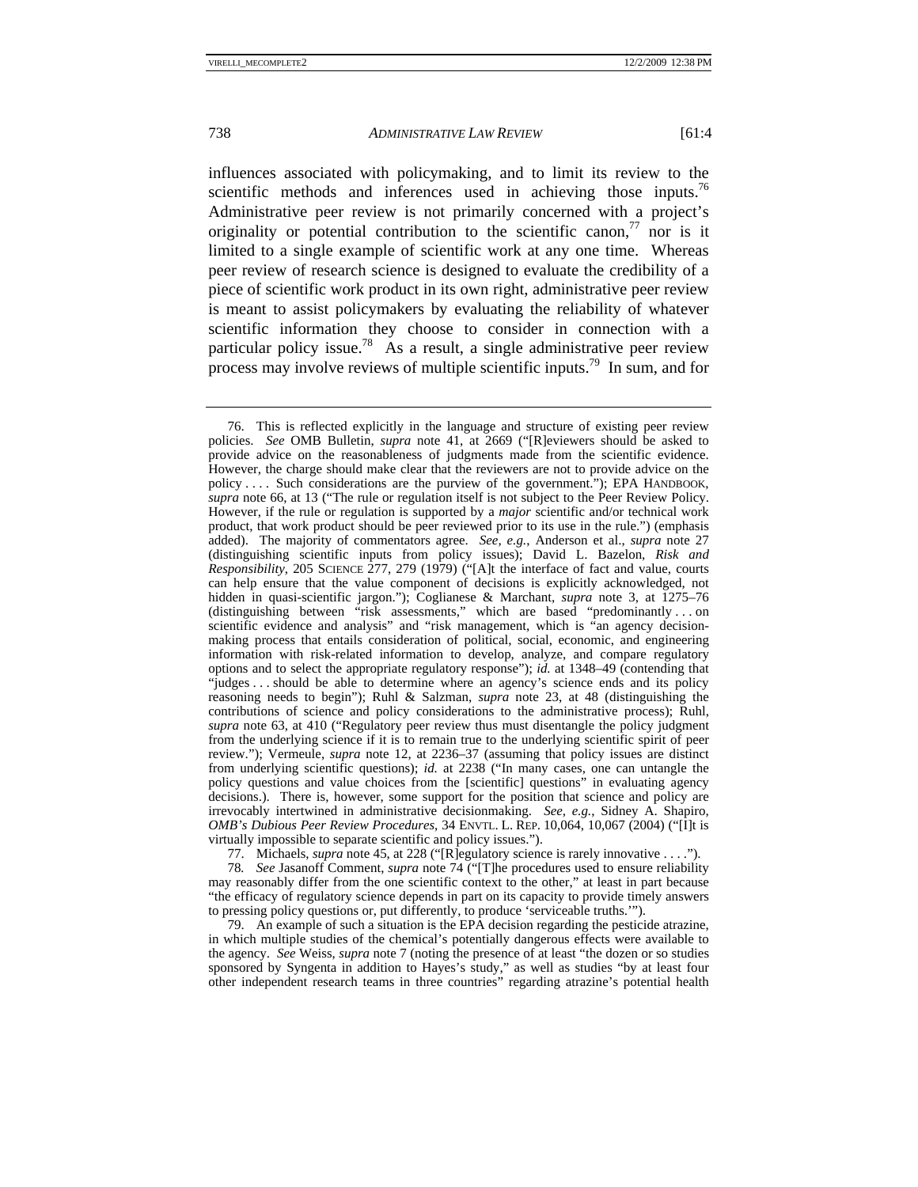influences associated with policymaking, and to limit its review to the scientific methods and inferences used in achieving those inputs.[76] Administrative peer review is not primarily concerned with a project's originality or potential contribution to the scientific canon,[77] nor is it limited to a single example of scientific work at any one time. Whereas peer review of research science is designed to evaluate the credibility of a piece of scientific work product in its own right, administrative peer review is meant to assist policymakers by evaluating the reliability of whatever scientific information they choose to consider in connection with a particular policy issue.[78] As a result, a single administrative peer review process may involve reviews of multiple scientific inputs.[79] In sum, and for

---

76. This is reflected explicitly in the language and structure of existing peer review policies. *See* OMB Bulletin, *supra* note 41, at 2669 ("[R]eviewers should be asked to provide advice on the reasonableness of judgments made from the scientific evidence. However, the charge should make clear that the reviewers are not to provide advice on the policy . . . . Such considerations are the purview of the government."); EPA HANDBOOK, *supra* note 66, at 13 ("The rule or regulation itself is not subject to the Peer Review Policy. However, if the rule or regulation is supported by a *major* scientific and/or technical work product, that work product should be peer reviewed prior to its use in the rule.") (emphasis added). The majority of commentators agree. *See, e.g.*, Anderson et al., *supra* note 27 (distinguishing scientific inputs from policy issues); David L. Bazelon, *Risk and Responsibility*, 205 SCIENCE 277, 279 (1979) ("[A]t the interface of fact and value, courts can help ensure that the value component of decisions is explicitly acknowledged, not hidden in quasi-scientific jargon."); Coglianese & Marchant, *supra* note 3, at 1275–76 (distinguishing between "risk assessments," which are based "predominantly . . . on scientific evidence and analysis" and "risk management, which is "an agency decision-making process that entails consideration of political, social, economic, and engineering information with risk-related information to develop, analyze, and compare regulatory options and to select the appropriate regulatory response"); *id.* at 1348–49 (contending that "judges . . . should be able to determine where an agency's science ends and its policy reasoning needs to begin"); Ruhl & Salzman, *supra* note 23, at 48 (distinguishing the contributions of science and policy considerations to the administrative process); Ruhl, *supra* note 63, at 410 ("Regulatory peer review thus must disentangle the policy judgment from the underlying science if it is to remain true to the underlying scientific spirit of peer review."); Vermeule, *supra* note 12, at 2236–37 (assuming that policy issues are distinct from underlying scientific questions); *id.* at 2238 ("In many cases, one can untangle the policy questions and value choices from the [scientific] questions" in evaluating agency decisions.). There is, however, some support for the position that science and policy are irrevocably intertwined in administrative decisionmaking. *See, e.g.*, Sidney A. Shapiro, *OMB's Dubious Peer Review Procedures*, 34 ENVTL. L. REP. 10,064, 10,067 (2004) ("[I]t is virtually impossible to separate scientific and policy issues.").

77. Michaels, *supra* note 45, at 228 ("[R]egulatory science is rarely innovative . . . .").

78. *See* Jasanoff Comment, *supra* note 74 ("[T]he procedures used to ensure reliability may reasonably differ from the one scientific context to the other," at least in part because "the efficacy of regulatory science depends in part on its capacity to provide timely answers to pressing policy questions or, put differently, to produce 'serviceable truths.'").

79. An example of such a situation is the EPA decision regarding the pesticide atrazine, in which multiple studies of the chemical's potentially dangerous effects were available to the agency. *See* Weiss, *supra* note 7 (noting the presence of at least "the dozen or so studies sponsored by Syngenta in addition to Hayes's study," as well as studies "by at least four other independent research teams in three countries" regarding atrazine's potential health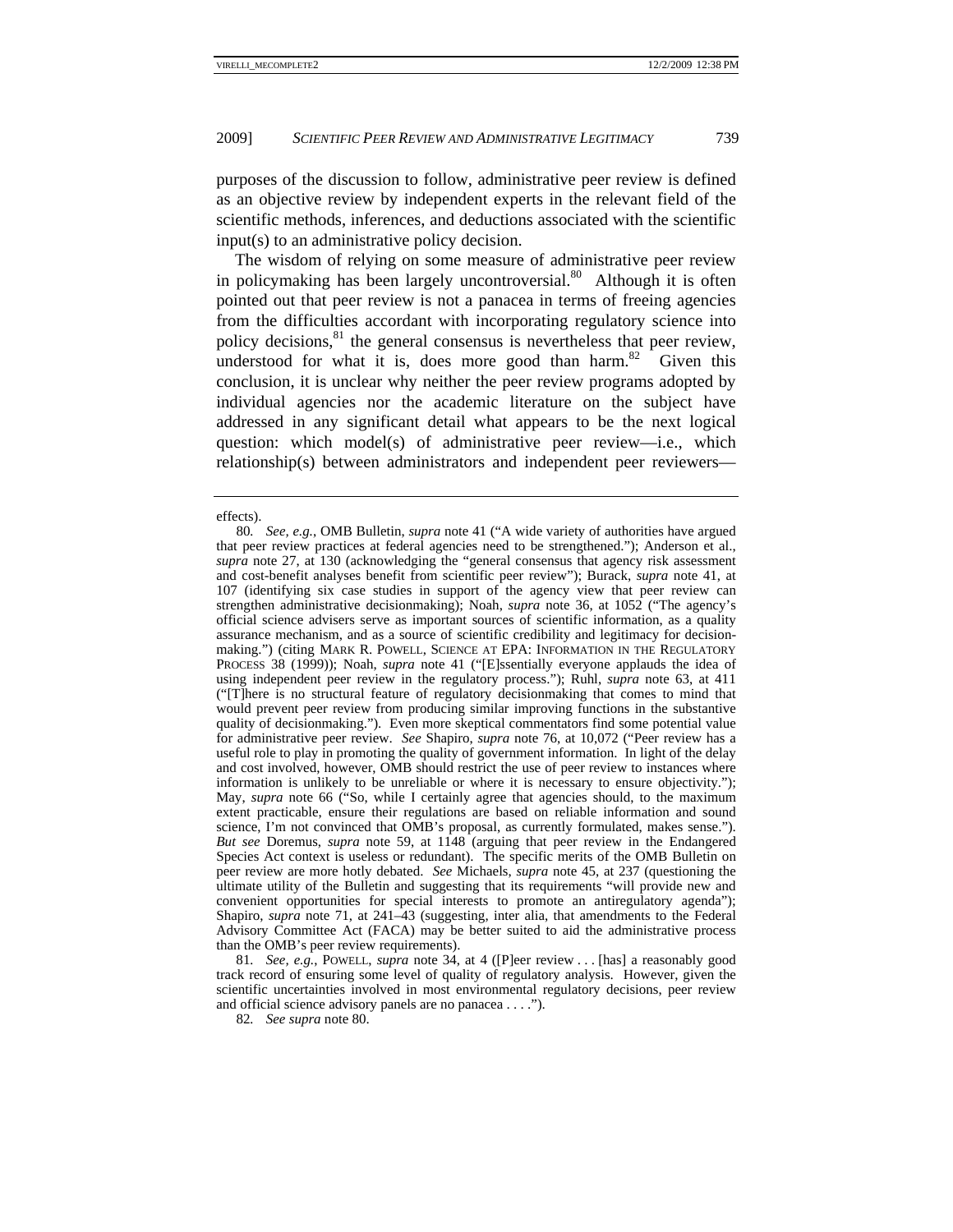purposes of the discussion to follow, administrative peer review is defined as an objective review by independent experts in the relevant field of the scientific methods, inferences, and deductions associated with the scientific input(s) to an administrative policy decision.

The wisdom of relying on some measure of administrative peer review in policymaking has been largely uncontroversial.[80] Although it is often pointed out that peer review is not a panacea in terms of freeing agencies from the difficulties accordant with incorporating regulatory science into policy decisions,[81] the general consensus is nevertheless that peer review, understood for what it is, does more good than harm.[82] Given this conclusion, it is unclear why neither the peer review programs adopted by individual agencies nor the academic literature on the subject have addressed in any significant detail what appears to be the next logical question: which model(s) of administrative peer review—i.e., which relationship(s) between administrators and independent peer reviewers—

---

effects).

80. *See, e.g.*, OMB Bulletin, *supra* note 41 ("A wide variety of authorities have argued that peer review practices at federal agencies need to be strengthened."); Anderson et al., *supra* note 27, at 130 (acknowledging the "general consensus that agency risk assessment and cost-benefit analyses benefit from scientific peer review"); Burack, *supra* note 41, at 107 (identifying six case studies in support of the agency view that peer review can strengthen administrative decisionmaking); Noah, *supra* note 36, at 1052 ("The agency's official science advisers serve as important sources of scientific information, as a quality assurance mechanism, and as a source of scientific credibility and legitimacy for decision-making.") (citing MARK R. POWELL, SCIENCE AT EPA: INFORMATION IN THE REGULATORY PROCESS 38 (1999)); Noah, *supra* note 41 ("[E]ssentially everyone applauds the idea of using independent peer review in the regulatory process."); Ruhl, *supra* note 63, at 411 ("[T]here is no structural feature of regulatory decisionmaking that comes to mind that would prevent peer review from producing similar improving functions in the substantive quality of decisionmaking."). Even more skeptical commentators find some potential value for administrative peer review. *See* Shapiro, *supra* note 76, at 10,072 ("Peer review has a useful role to play in promoting the quality of government information. In light of the delay and cost involved, however, OMB should restrict the use of peer review to instances where information is unlikely to be unreliable or where it is necessary to ensure objectivity."); May, *supra* note 66 ("So, while I certainly agree that agencies should, to the maximum extent practicable, ensure their regulations are based on reliable information and sound science, I'm not convinced that OMB's proposal, as currently formulated, makes sense."). *But see* Doremus, *supra* note 59, at 1148 (arguing that peer review in the Endangered Species Act context is useless or redundant). The specific merits of the OMB Bulletin on peer review are more hotly debated. *See* Michaels, *supra* note 45, at 237 (questioning the ultimate utility of the Bulletin and suggesting that its requirements "will provide new and convenient opportunities for special interests to promote an antiregulatory agenda"); Shapiro, *supra* note 71, at 241–43 (suggesting, inter alia, that amendments to the Federal Advisory Committee Act (FACA) may be better suited to aid the administrative process than the OMB's peer review requirements).

81. *See, e.g.*, POWELL, *supra* note 34, at 4 ([P]eer review . . . [has] a reasonably good track record of ensuring some level of quality of regulatory analysis. However, given the scientific uncertainties involved in most environmental regulatory decisions, peer review and official science advisory panels are no panacea . . . .").

82. *See supra* note 80.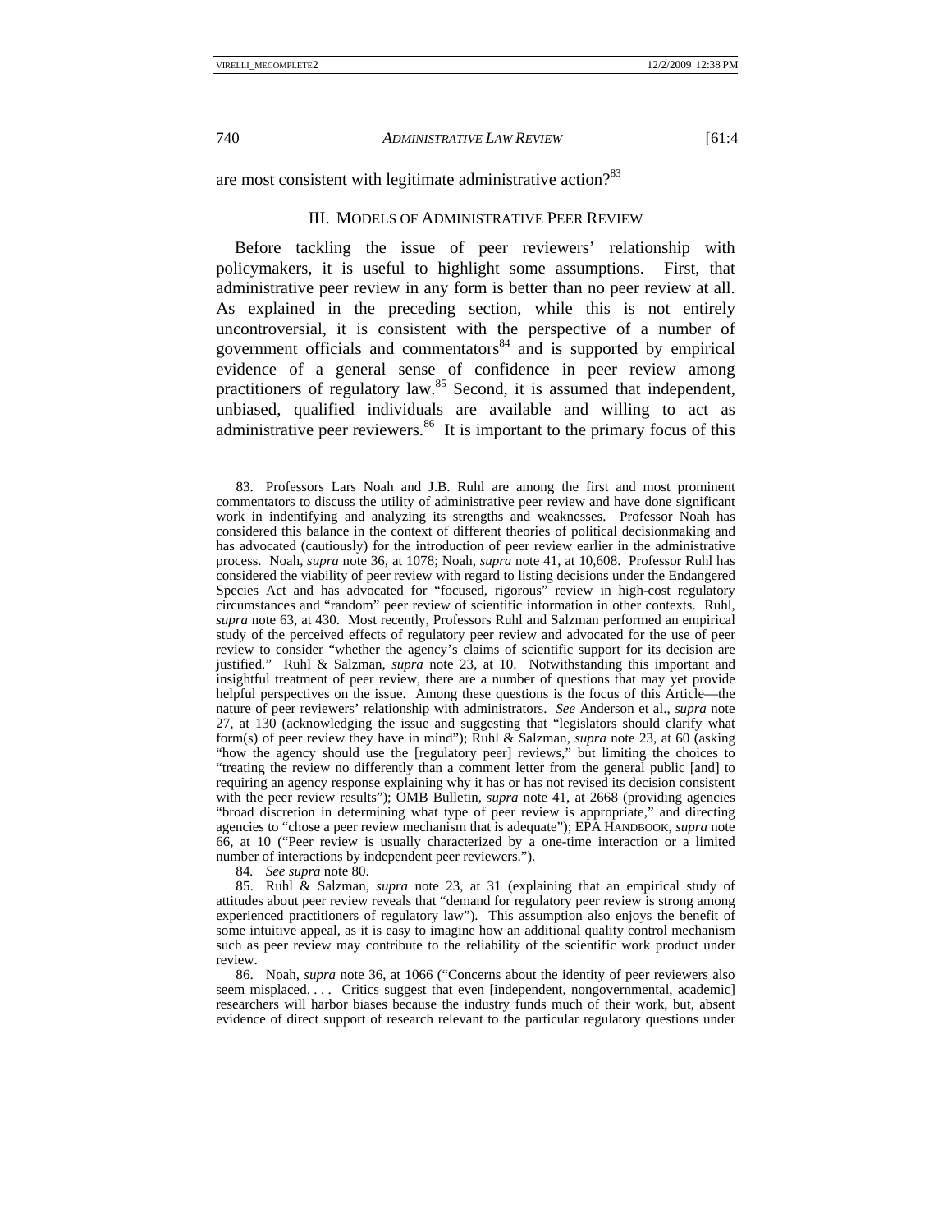are most consistent with legitimate administrative action?[83]

## III. MODELS OF ADMINISTRATIVE PEER REVIEW

Before tackling the issue of peer reviewers' relationship with policymakers, it is useful to highlight some assumptions. First, that administrative peer review in any form is better than no peer review at all. As explained in the preceding section, while this is not entirely uncontroversial, it is consistent with the perspective of a number of government officials and commentators[84] and is supported by empirical evidence of a general sense of confidence in peer review among practitioners of regulatory law.[85] Second, it is assumed that independent, unbiased, qualified individuals are available and willing to act as administrative peer reviewers.[86] It is important to the primary focus of this

---

83. Professors Lars Noah and J.B. Ruhl are among the first and most prominent commentators to discuss the utility of administrative peer review and have done significant work in indentifying and analyzing its strengths and weaknesses. Professor Noah has considered this balance in the context of different theories of political decisionmaking and has advocated (cautiously) for the introduction of peer review earlier in the administrative process. Noah, *supra* note 36, at 1078; Noah, *supra* note 41, at 10,608. Professor Ruhl has considered the viability of peer review with regard to listing decisions under the Endangered Species Act and has advocated for "focused, rigorous" review in high-cost regulatory circumstances and "random" peer review of scientific information in other contexts. Ruhl, *supra* note 63, at 430. Most recently, Professors Ruhl and Salzman performed an empirical study of the perceived effects of regulatory peer review and advocated for the use of peer review to consider "whether the agency's claims of scientific support for its decision are justified." Ruhl & Salzman, *supra* note 23, at 10. Notwithstanding this important and insightful treatment of peer review, there are a number of questions that may yet provide helpful perspectives on the issue. Among these questions is the focus of this Article—the nature of peer reviewers' relationship with administrators. *See* Anderson et al., *supra* note 27, at 130 (acknowledging the issue and suggesting that "legislators should clarify what form(s) of peer review they have in mind"); Ruhl & Salzman, *supra* note 23, at 60 (asking "how the agency should use the [regulatory peer] reviews," but limiting the choices to "treating the review no differently than a comment letter from the general public [and] to requiring an agency response explaining why it has or has not revised its decision consistent with the peer review results"); OMB Bulletin, *supra* note 41, at 2668 (providing agencies "broad discretion in determining what type of peer review is appropriate," and directing agencies to "chose a peer review mechanism that is adequate"); EPA HANDBOOK, *supra* note 66, at 10 ("Peer review is usually characterized by a one-time interaction or a limited number of interactions by independent peer reviewers.").

84. *See supra* note 80.

85. Ruhl & Salzman, *supra* note 23, at 31 (explaining that an empirical study of attitudes about peer review reveals that "demand for regulatory peer review is strong among experienced practitioners of regulatory law"). This assumption also enjoys the benefit of some intuitive appeal, as it is easy to imagine how an additional quality control mechanism such as peer review may contribute to the reliability of the scientific work product under review.

86. Noah, *supra* note 36, at 1066 ("Concerns about the identity of peer reviewers also seem misplaced. . . . Critics suggest that even [independent, nongovernmental, academic] researchers will harbor biases because the industry funds much of their work, but, absent evidence of direct support of research relevant to the particular regulatory questions under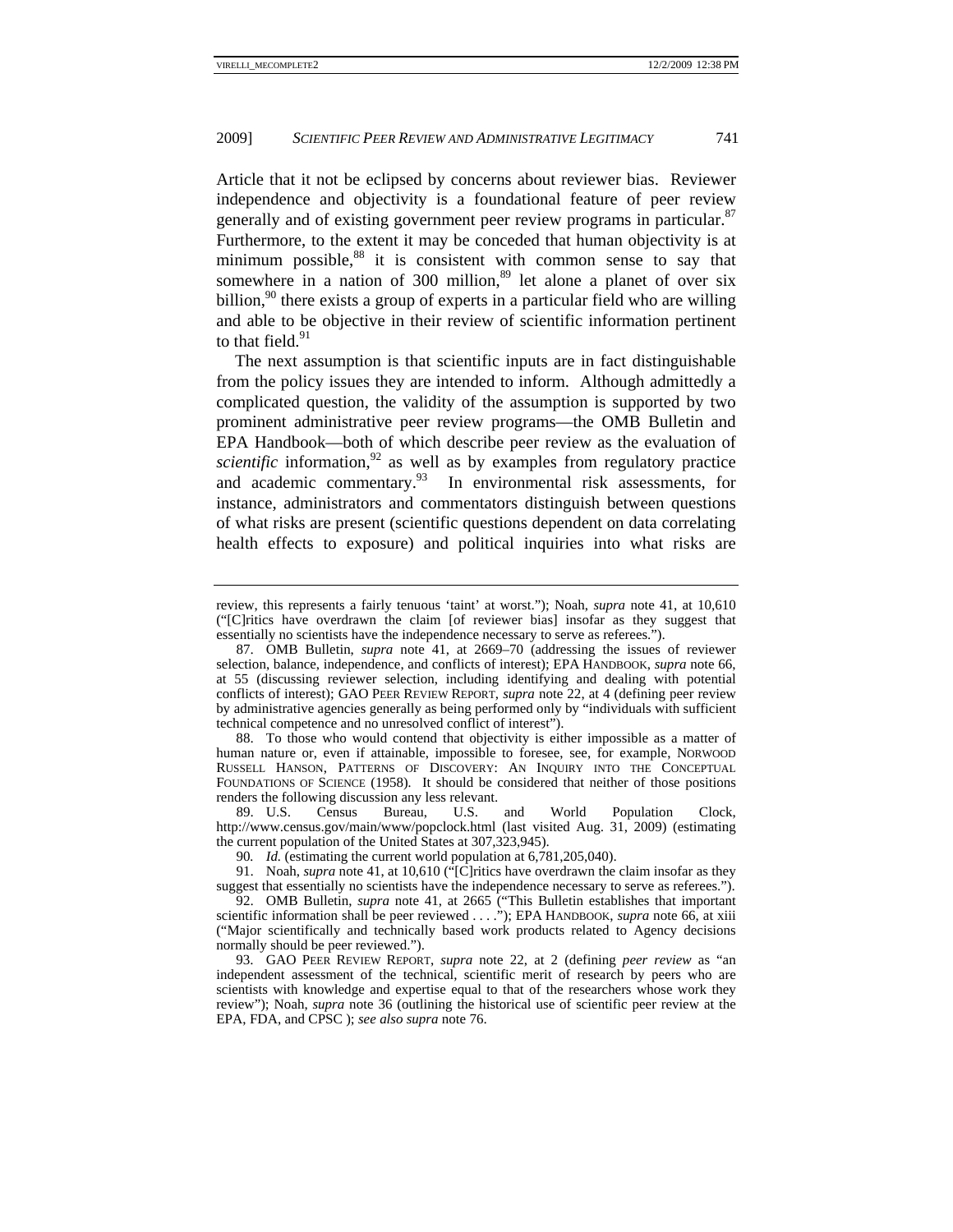Article that it not be eclipsed by concerns about reviewer bias. Reviewer independence and objectivity is a foundational feature of peer review generally and of existing government peer review programs in particular.[87] Furthermore, to the extent it may be conceded that human objectivity is at minimum possible,[88] it is consistent with common sense to say that somewhere in a nation of 300 million,[89] let alone a planet of over six billion,[90] there exists a group of experts in a particular field who are willing and able to be objective in their review of scientific information pertinent to that field.[91]

The next assumption is that scientific inputs are in fact distinguishable from the policy issues they are intended to inform. Although admittedly a complicated question, the validity of the assumption is supported by two prominent administrative peer review programs—the OMB Bulletin and EPA Handbook—both of which describe peer review as the evaluation of *scientific* information,[92] as well as by examples from regulatory practice and academic commentary.[93] In environmental risk assessments, for instance, administrators and commentators distinguish between questions of what risks are present (scientific questions dependent on data correlating health effects to exposure) and political inquiries into what risks are

---

review, this represents a fairly tenuous 'taint' at worst."); Noah, *supra* note 41, at 10,610 ("[C]ritics have overdrawn the claim [of reviewer bias] insofar as they suggest that essentially no scientists have the independence necessary to serve as referees.").

87. OMB Bulletin, *supra* note 41, at 2669–70 (addressing the issues of reviewer selection, balance, independence, and conflicts of interest); EPA HANDBOOK, *supra* note 66, at 55 (discussing reviewer selection, including identifying and dealing with potential conflicts of interest); GAO PEER REVIEW REPORT, *supra* note 22, at 4 (defining peer review by administrative agencies generally as being performed only by "individuals with sufficient technical competence and no unresolved conflict of interest").

88. To those who would contend that objectivity is either impossible as a matter of human nature or, even if attainable, impossible to foresee, see, for example, NORWOOD RUSSELL HANSON, PATTERNS OF DISCOVERY: AN INQUIRY INTO THE CONCEPTUAL FOUNDATIONS OF SCIENCE (1958). It should be considered that neither of those positions renders the following discussion any less relevant.

89. U.S. Census Bureau, U.S. and World Population Clock, http://www.census.gov/main/www/popclock.html (last visited Aug. 31, 2009) (estimating the current population of the United States at 307,323,945).

90. *Id.* (estimating the current world population at 6,781,205,040).

91. Noah, *supra* note 41, at 10,610 ("[C]ritics have overdrawn the claim insofar as they suggest that essentially no scientists have the independence necessary to serve as referees.").

92. OMB Bulletin, *supra* note 41, at 2665 ("This Bulletin establishes that important scientific information shall be peer reviewed . . . ."); EPA HANDBOOK, *supra* note 66, at xiii ("Major scientifically and technically based work products related to Agency decisions normally should be peer reviewed.").

93. GAO PEER REVIEW REPORT, *supra* note 22, at 2 (defining *peer review* as "an independent assessment of the technical, scientific merit of research by peers who are scientists with knowledge and expertise equal to that of the researchers whose work they review"); Noah, *supra* note 36 (outlining the historical use of scientific peer review at the EPA, FDA, and CPSC ); *see also supra* note 76.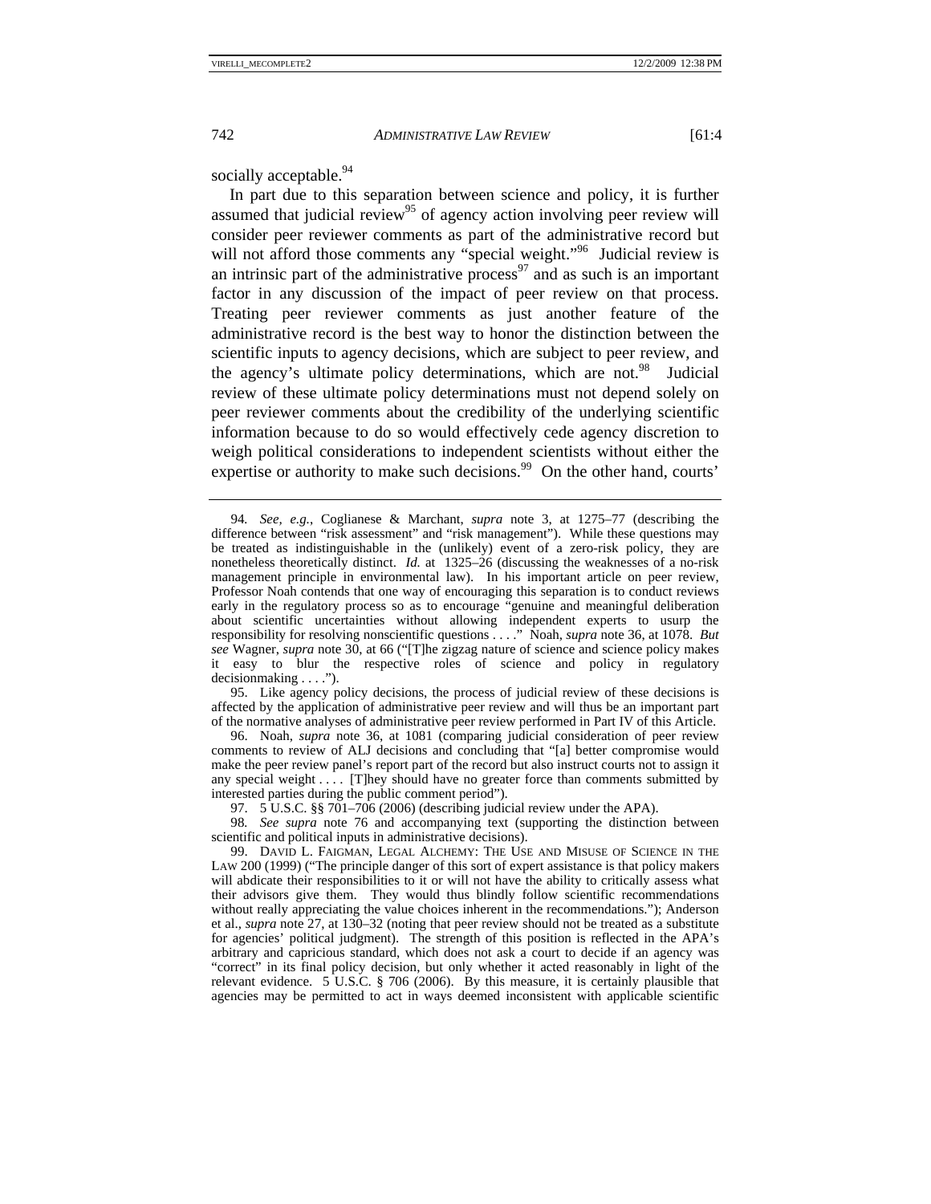socially acceptable.[94]

In part due to this separation between science and policy, it is further assumed that judicial review[95] of agency action involving peer review will consider peer reviewer comments as part of the administrative record but will not afford those comments any "special weight."[96] Judicial review is an intrinsic part of the administrative process[97] and as such is an important factor in any discussion of the impact of peer review on that process. Treating peer reviewer comments as just another feature of the administrative record is the best way to honor the distinction between the scientific inputs to agency decisions, which are subject to peer review, and the agency's ultimate policy determinations, which are not.[98] Judicial review of these ultimate policy determinations must not depend solely on peer reviewer comments about the credibility of the underlying scientific information because to do so would effectively cede agency discretion to weigh political considerations to independent scientists without either the expertise or authority to make such decisions.[99] On the other hand, courts'

---

94. *See, e.g.*, Coglianese & Marchant, *supra* note 3, at 1275–77 (describing the difference between "risk assessment" and "risk management"). While these questions may be treated as indistinguishable in the (unlikely) event of a zero-risk policy, they are nonetheless theoretically distinct. *Id.* at 1325–26 (discussing the weaknesses of a no-risk management principle in environmental law). In his important article on peer review, Professor Noah contends that one way of encouraging this separation is to conduct reviews early in the regulatory process so as to encourage "genuine and meaningful deliberation about scientific uncertainties without allowing independent experts to usurp the responsibility for resolving nonscientific questions . . . ." Noah, *supra* note 36, at 1078. *But see* Wagner, *supra* note 30, at 66 ("[T]he zigzag nature of science and science policy makes it easy to blur the respective roles of science and policy in regulatory decisionmaking . . . .").

95. Like agency policy decisions, the process of judicial review of these decisions is affected by the application of administrative peer review and will thus be an important part of the normative analyses of administrative peer review performed in Part IV of this Article.

96. Noah, *supra* note 36, at 1081 (comparing judicial consideration of peer review comments to review of ALJ decisions and concluding that "[a] better compromise would make the peer review panel's report part of the record but also instruct courts not to assign it any special weight . . . . [T]hey should have no greater force than comments submitted by interested parties during the public comment period").

97. 5 U.S.C. §§ 701–706 (2006) (describing judicial review under the APA).

98. *See supra* note 76 and accompanying text (supporting the distinction between scientific and political inputs in administrative decisions).

99. DAVID L. FAIGMAN, LEGAL ALCHEMY: THE USE AND MISUSE OF SCIENCE IN THE LAW 200 (1999) ("The principle danger of this sort of expert assistance is that policy makers will abdicate their responsibilities to it or will not have the ability to critically assess what their advisors give them. They would thus blindly follow scientific recommendations without really appreciating the value choices inherent in the recommendations."); Anderson et al., *supra* note 27, at 130–32 (noting that peer review should not be treated as a substitute for agencies' political judgment). The strength of this position is reflected in the APA's arbitrary and capricious standard, which does not ask a court to decide if an agency was "correct" in its final policy decision, but only whether it acted reasonably in light of the relevant evidence. 5 U.S.C. § 706 (2006). By this measure, it is certainly plausible that agencies may be permitted to act in ways deemed inconsistent with applicable scientific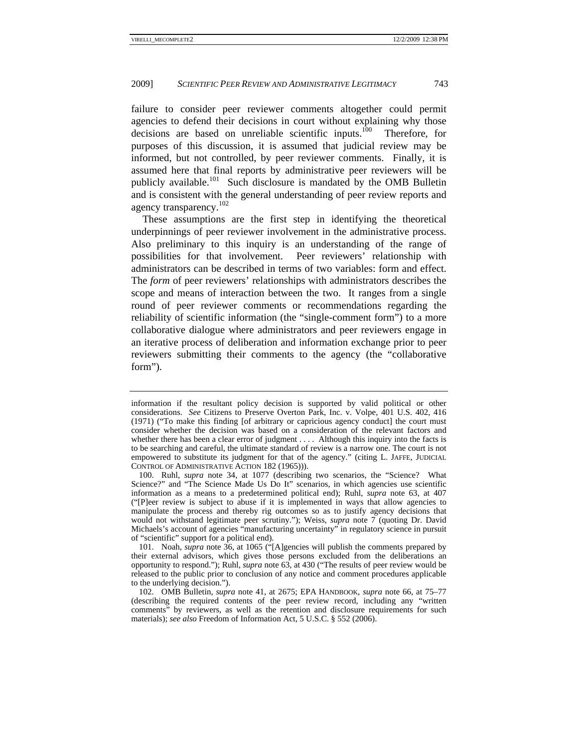failure to consider peer reviewer comments altogether could permit agencies to defend their decisions in court without explaining why those decisions are based on unreliable scientific inputs.[100] Therefore, for purposes of this discussion, it is assumed that judicial review may be informed, but not controlled, by peer reviewer comments. Finally, it is assumed here that final reports by administrative peer reviewers will be publicly available.[101] Such disclosure is mandated by the OMB Bulletin and is consistent with the general understanding of peer review reports and agency transparency.[102]

These assumptions are the first step in identifying the theoretical underpinnings of peer reviewer involvement in the administrative process. Also preliminary to this inquiry is an understanding of the range of possibilities for that involvement. Peer reviewers' relationship with administrators can be described in terms of two variables: form and effect. The *form* of peer reviewers' relationships with administrators describes the scope and means of interaction between the two. It ranges from a single round of peer reviewer comments or recommendations regarding the reliability of scientific information (the "single-comment form") to a more collaborative dialogue where administrators and peer reviewers engage in an iterative process of deliberation and information exchange prior to peer reviewers submitting their comments to the agency (the "collaborative form").

---

information if the resultant policy decision is supported by valid political or other considerations. *See* Citizens to Preserve Overton Park, Inc. v. Volpe, 401 U.S. 402, 416 (1971) ("To make this finding [of arbitrary or capricious agency conduct] the court must consider whether the decision was based on a consideration of the relevant factors and whether there has been a clear error of judgment . . . . Although this inquiry into the facts is to be searching and careful, the ultimate standard of review is a narrow one. The court is not empowered to substitute its judgment for that of the agency." (citing L. JAFFE, JUDICIAL CONTROL OF ADMINISTRATIVE ACTION 182 (1965))).

100. Ruhl, *supra* note 34, at 1077 (describing two scenarios, the "Science? What Science?" and "The Science Made Us Do It" scenarios, in which agencies use scientific information as a means to a predetermined political end); Ruhl, *supra* note 63, at 407 ("[P]eer review is subject to abuse if it is implemented in ways that allow agencies to manipulate the process and thereby rig outcomes so as to justify agency decisions that would not withstand legitimate peer scrutiny."); Weiss, *supra* note 7 (quoting Dr. David Michaels's account of agencies "manufacturing uncertainty" in regulatory science in pursuit of "scientific" support for a political end).

101. Noah, *supra* note 36, at 1065 ("[A]gencies will publish the comments prepared by their external advisors, which gives those persons excluded from the deliberations an opportunity to respond."); Ruhl, *supra* note 63, at 430 ("The results of peer review would be released to the public prior to conclusion of any notice and comment procedures applicable to the underlying decision.").

102. OMB Bulletin, *supra* note 41, at 2675; EPA HANDBOOK, *supra* note 66, at 75–77 (describing the required contents of the peer review record, including any "written comments" by reviewers, as well as the retention and disclosure requirements for such materials); *see also* Freedom of Information Act, 5 U.S.C. § 552 (2006).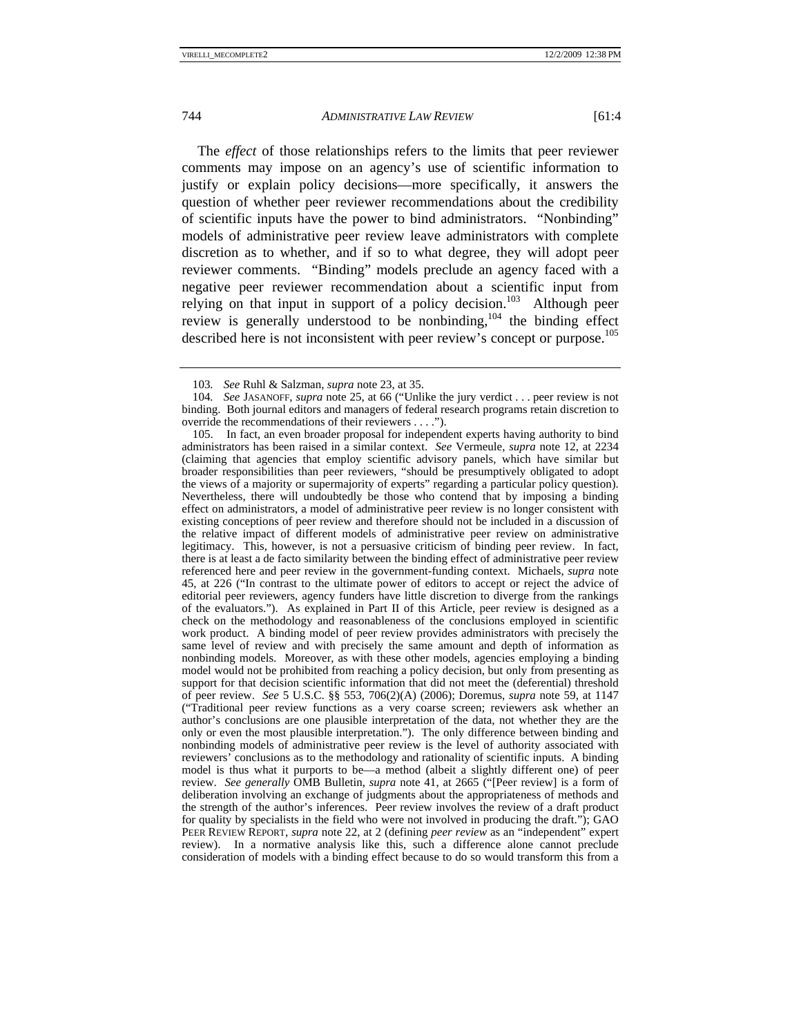The *effect* of those relationships refers to the limits that peer reviewer comments may impose on an agency's use of scientific information to justify or explain policy decisions—more specifically, it answers the question of whether peer reviewer recommendations about the credibility of scientific inputs have the power to bind administrators. "Nonbinding" models of administrative peer review leave administrators with complete discretion as to whether, and if so to what degree, they will adopt peer reviewer comments. "Binding" models preclude an agency faced with a negative peer reviewer recommendation about a scientific input from relying on that input in support of a policy decision.[103] Although peer review is generally understood to be nonbinding,[104] the binding effect described here is not inconsistent with peer review's concept or purpose.[105]

---

103. *See* Ruhl & Salzman, *supra* note 23, at 35.

104. *See* JASANOFF, *supra* note 25, at 66 ("Unlike the jury verdict . . . peer review is not binding. Both journal editors and managers of federal research programs retain discretion to override the recommendations of their reviewers . . . .").

105. In fact, an even broader proposal for independent experts having authority to bind administrators has been raised in a similar context. *See* Vermeule, *supra* note 12, at 2234 (claiming that agencies that employ scientific advisory panels, which have similar but broader responsibilities than peer reviewers, "should be presumptively obligated to adopt the views of a majority or supermajority of experts" regarding a particular policy question). Nevertheless, there will undoubtedly be those who contend that by imposing a binding effect on administrators, a model of administrative peer review is no longer consistent with existing conceptions of peer review and therefore should not be included in a discussion of the relative impact of different models of administrative peer review on administrative legitimacy. This, however, is not a persuasive criticism of binding peer review. In fact, there is at least a de facto similarity between the binding effect of administrative peer review referenced here and peer review in the government-funding context. Michaels, *supra* note 45, at 226 ("In contrast to the ultimate power of editors to accept or reject the advice of editorial peer reviewers, agency funders have little discretion to diverge from the rankings of the evaluators."). As explained in Part II of this Article, peer review is designed as a check on the methodology and reasonableness of the conclusions employed in scientific work product. A binding model of peer review provides administrators with precisely the same level of review and with precisely the same amount and depth of information as nonbinding models. Moreover, as with these other models, agencies employing a binding model would not be prohibited from reaching a policy decision, but only from presenting as support for that decision scientific information that did not meet the (deferential) threshold of peer review. *See* 5 U.S.C. §§ 553, 706(2)(A) (2006); Doremus, *supra* note 59, at 1147 ("Traditional peer review functions as a very coarse screen; reviewers ask whether an author's conclusions are one plausible interpretation of the data, not whether they are the only or even the most plausible interpretation."). The only difference between binding and nonbinding models of administrative peer review is the level of authority associated with reviewers' conclusions as to the methodology and rationality of scientific inputs. A binding model is thus what it purports to be—a method (albeit a slightly different one) of peer review. *See generally* OMB Bulletin, *supra* note 41, at 2665 ("[Peer review] is a form of deliberation involving an exchange of judgments about the appropriateness of methods and the strength of the author's inferences. Peer review involves the review of a draft product for quality by specialists in the field who were not involved in producing the draft."); GAO PEER REVIEW REPORT, *supra* note 22, at 2 (defining *peer review* as an "independent" expert review). In a normative analysis like this, such a difference alone cannot preclude consideration of models with a binding effect because to do so would transform this from a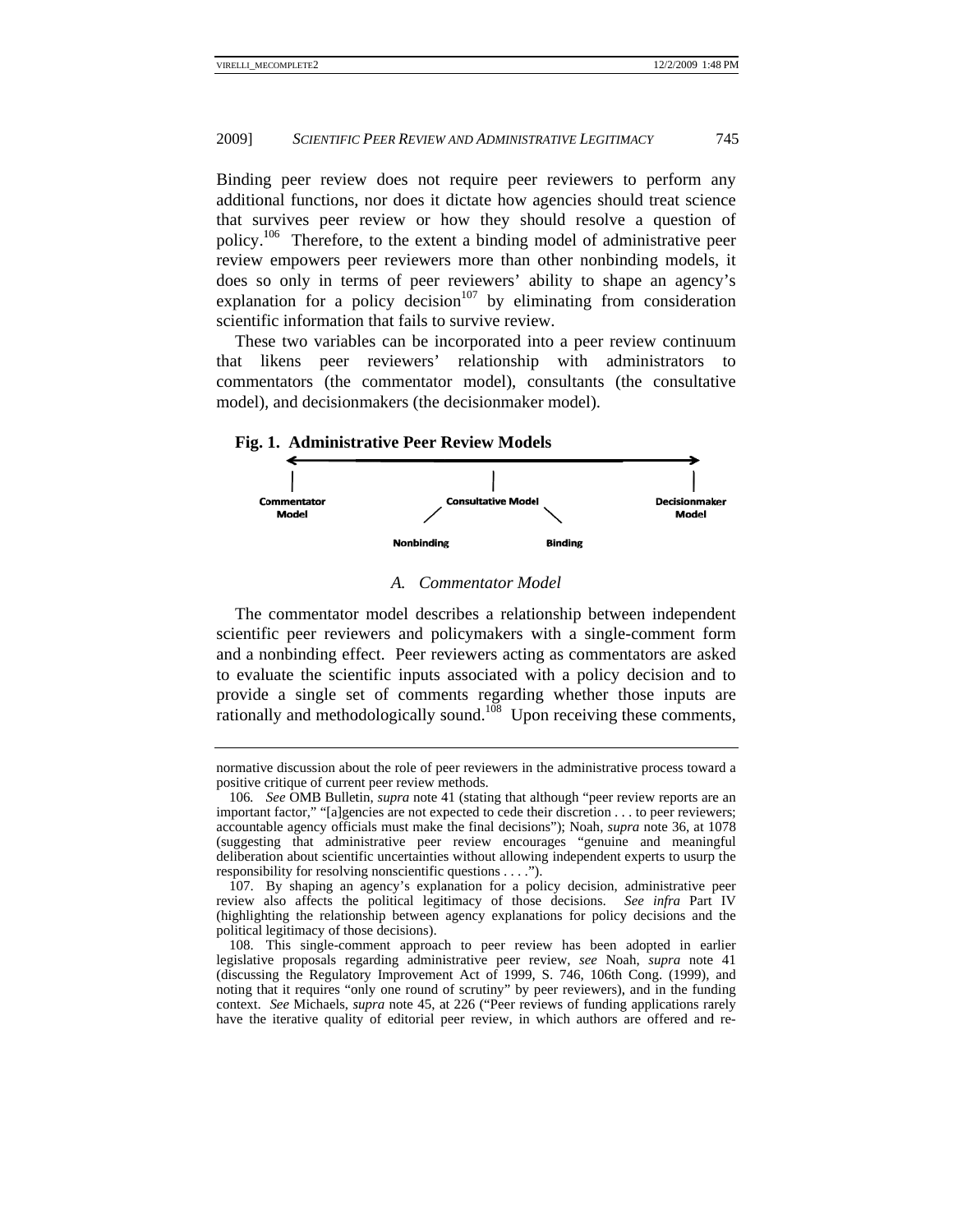Binding peer review does not require peer reviewers to perform any additional functions, nor does it dictate how agencies should treat science that survives peer review or how they should resolve a question of policy.[106] Therefore, to the extent a binding model of administrative peer review empowers peer reviewers more than other nonbinding models, it does so only in terms of peer reviewers' ability to shape an agency's explanation for a policy decision[107] by eliminating from consideration scientific information that fails to survive review.

These two variables can be incorporated into a peer review continuum that likens peer reviewers' relationship with administrators to commentators (the commentator model), consultants (the consultative model), and decisionmakers (the decisionmaker model).

**Fig. 1. Administrative Peer Review Models**

Commentator Model — Consultative Model (Nonbinding / Binding) — Decisionmaker Model

### *A. Commentator Model*

The commentator model describes a relationship between independent scientific peer reviewers and policymakers with a single-comment form and a nonbinding effect. Peer reviewers acting as commentators are asked to evaluate the scientific inputs associated with a policy decision and to provide a single set of comments regarding whether those inputs are rationally and methodologically sound.[108] Upon receiving these comments,

---

normative discussion about the role of peer reviewers in the administrative process toward a positive critique of current peer review methods.

106. *See* OMB Bulletin, *supra* note 41 (stating that although "peer review reports are an important factor," "[a]gencies are not expected to cede their discretion . . . to peer reviewers; accountable agency officials must make the final decisions"); Noah, *supra* note 36, at 1078 (suggesting that administrative peer review encourages "genuine and meaningful deliberation about scientific uncertainties without allowing independent experts to usurp the responsibility for resolving nonscientific questions . . . .").

107. By shaping an agency's explanation for a policy decision, administrative peer review also affects the political legitimacy of those decisions. *See infra* Part IV (highlighting the relationship between agency explanations for policy decisions and the political legitimacy of those decisions).

108. This single-comment approach to peer review has been adopted in earlier legislative proposals regarding administrative peer review, *see* Noah, *supra* note 41 (discussing the Regulatory Improvement Act of 1999, S. 746, 106th Cong. (1999), and noting that it requires "only one round of scrutiny" by peer reviewers), and in the funding context. *See* Michaels, *supra* note 45, at 226 ("Peer reviews of funding applications rarely have the iterative quality of editorial peer review, in which authors are offered and re-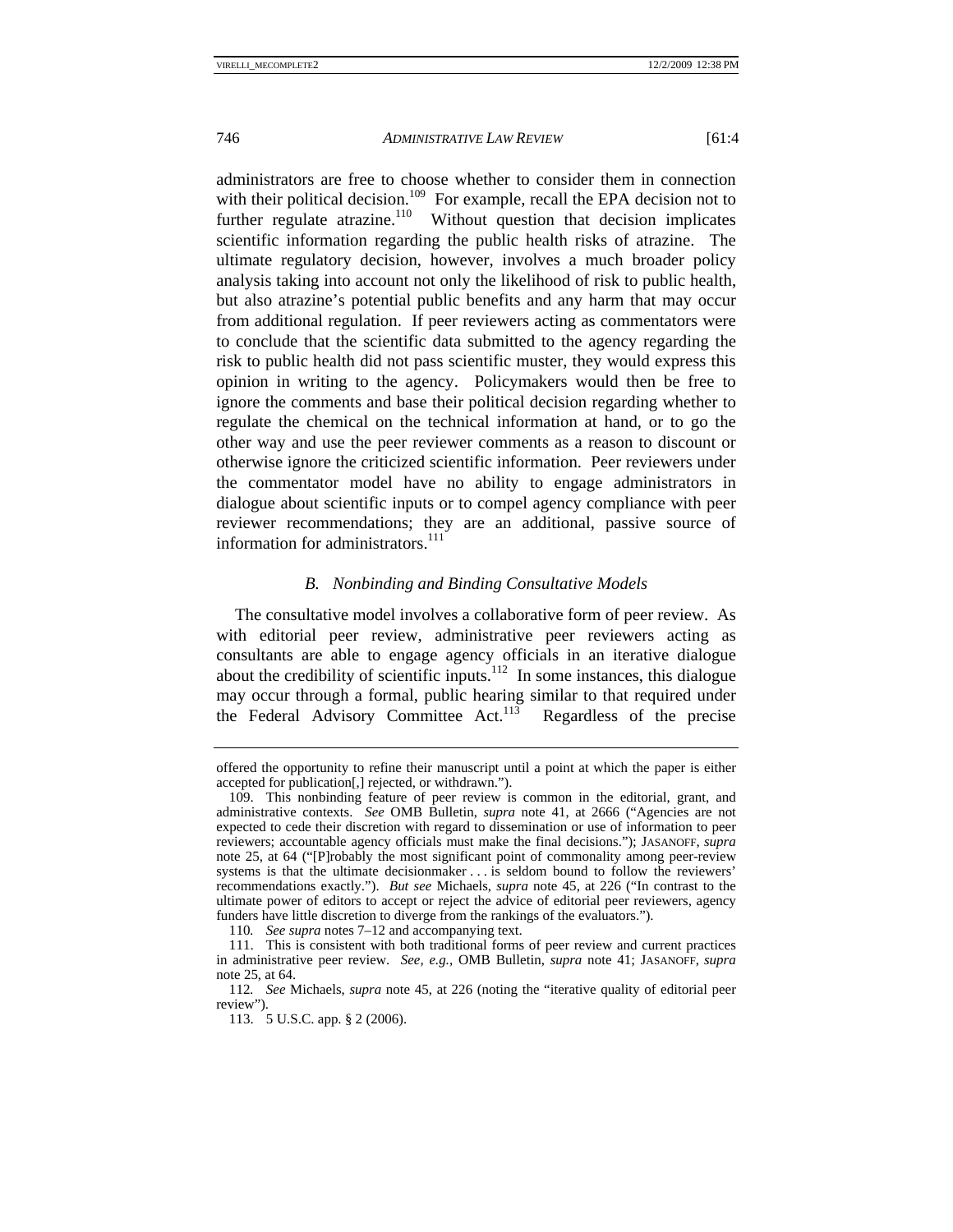administrators are free to choose whether to consider them in connection with their political decision.[109] For example, recall the EPA decision not to further regulate atrazine.[110] Without question that decision implicates scientific information regarding the public health risks of atrazine. The ultimate regulatory decision, however, involves a much broader policy analysis taking into account not only the likelihood of risk to public health, but also atrazine's potential public benefits and any harm that may occur from additional regulation. If peer reviewers acting as commentators were to conclude that the scientific data submitted to the agency regarding the risk to public health did not pass scientific muster, they would express this opinion in writing to the agency. Policymakers would then be free to ignore the comments and base their political decision regarding whether to regulate the chemical on the technical information at hand, or to go the other way and use the peer reviewer comments as a reason to discount or otherwise ignore the criticized scientific information. Peer reviewers under the commentator model have no ability to engage administrators in dialogue about scientific inputs or to compel agency compliance with peer reviewer recommendations; they are an additional, passive source of information for administrators.[111]

### *B. Nonbinding and Binding Consultative Models*

The consultative model involves a collaborative form of peer review. As with editorial peer review, administrative peer reviewers acting as consultants are able to engage agency officials in an iterative dialogue about the credibility of scientific inputs.[112] In some instances, this dialogue may occur through a formal, public hearing similar to that required under the Federal Advisory Committee Act.[113] Regardless of the precise

---

offered the opportunity to refine their manuscript until a point at which the paper is either accepted for publication[,] rejected, or withdrawn.").

109. This nonbinding feature of peer review is common in the editorial, grant, and administrative contexts. *See* OMB Bulletin, *supra* note 41, at 2666 ("Agencies are not expected to cede their discretion with regard to dissemination or use of information to peer reviewers; accountable agency officials must make the final decisions."); JASANOFF, *supra* note 25, at 64 ("[P]robably the most significant point of commonality among peer-review systems is that the ultimate decisionmaker . . . is seldom bound to follow the reviewers' recommendations exactly."). *But see* Michaels, *supra* note 45, at 226 ("In contrast to the ultimate power of editors to accept or reject the advice of editorial peer reviewers, agency funders have little discretion to diverge from the rankings of the evaluators.").

110. *See supra* notes 7–12 and accompanying text.

111. This is consistent with both traditional forms of peer review and current practices in administrative peer review. *See, e.g.*, OMB Bulletin, *supra* note 41; JASANOFF, *supra* note 25, at 64.

112. *See* Michaels, *supra* note 45, at 226 (noting the "iterative quality of editorial peer review").

113. 5 U.S.C. app. § 2 (2006).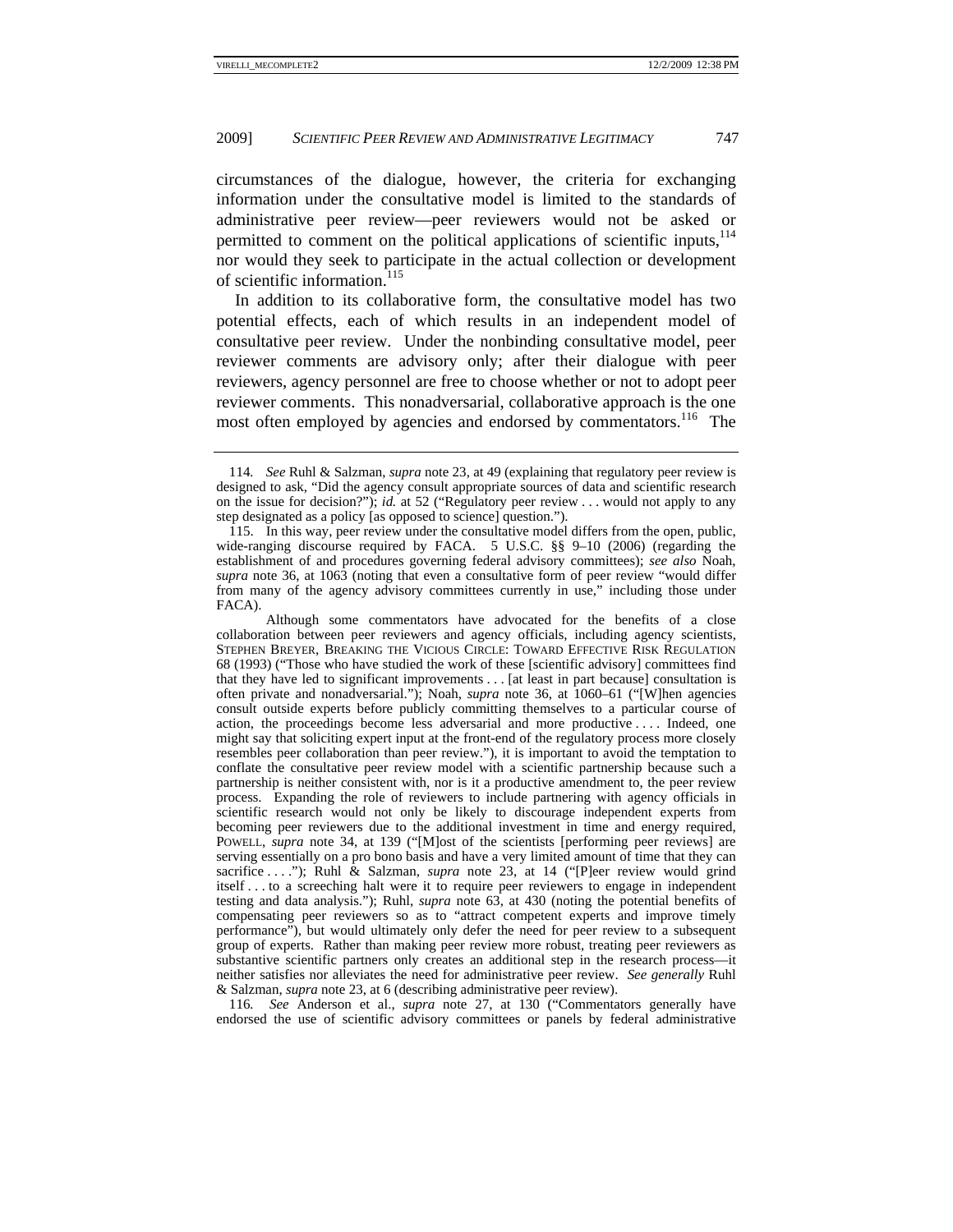circumstances of the dialogue, however, the criteria for exchanging information under the consultative model is limited to the standards of administrative peer review—peer reviewers would not be asked or permitted to comment on the political applications of scientific inputs,[114] nor would they seek to participate in the actual collection or development of scientific information.[115]

In addition to its collaborative form, the consultative model has two potential effects, each of which results in an independent model of consultative peer review. Under the nonbinding consultative model, peer reviewer comments are advisory only; after their dialogue with peer reviewers, agency personnel are free to choose whether or not to adopt peer reviewer comments. This nonadversarial, collaborative approach is the one most often employed by agencies and endorsed by commentators.[116] The

---

114. *See* Ruhl & Salzman, *supra* note 23, at 49 (explaining that regulatory peer review is designed to ask, "Did the agency consult appropriate sources of data and scientific research on the issue for decision?"); *id.* at 52 ("Regulatory peer review . . . would not apply to any step designated as a policy [as opposed to science] question.").

115. In this way, peer review under the consultative model differs from the open, public, wide-ranging discourse required by FACA. 5 U.S.C. §§ 9–10 (2006) (regarding the establishment of and procedures governing federal advisory committees); *see also* Noah, *supra* note 36, at 1063 (noting that even a consultative form of peer review "would differ from many of the agency advisory committees currently in use," including those under FACA).

Although some commentators have advocated for the benefits of a close collaboration between peer reviewers and agency officials, including agency scientists, STEPHEN BREYER, BREAKING THE VICIOUS CIRCLE: TOWARD EFFECTIVE RISK REGULATION 68 (1993) ("Those who have studied the work of these [scientific advisory] committees find that they have led to significant improvements . . . [at least in part because] consultation is often private and nonadversarial."); Noah, *supra* note 36, at 1060–61 ("[W]hen agencies consult outside experts before publicly committing themselves to a particular course of action, the proceedings become less adversarial and more productive . . . . Indeed, one might say that soliciting expert input at the front-end of the regulatory process more closely resembles peer collaboration than peer review."), it is important to avoid the temptation to conflate the consultative peer review model with a scientific partnership because such a partnership is neither consistent with, nor is it a productive amendment to, the peer review process. Expanding the role of reviewers to include partnering with agency officials in scientific research would not only be likely to discourage independent experts from becoming peer reviewers due to the additional investment in time and energy required, POWELL, *supra* note 34, at 139 ("[M]ost of the scientists [performing peer reviews] are serving essentially on a pro bono basis and have a very limited amount of time that they can sacrifice . . . ."); Ruhl & Salzman, *supra* note 23, at 14 ("[P]eer review would grind itself . . . to a screeching halt were it to require peer reviewers to engage in independent testing and data analysis."); Ruhl, *supra* note 63, at 430 (noting the potential benefits of compensating peer reviewers so as to "attract competent experts and improve timely performance"), but would ultimately only defer the need for peer review to a subsequent group of experts. Rather than making peer review more robust, treating peer reviewers as substantive scientific partners only creates an additional step in the research process—it neither satisfies nor alleviates the need for administrative peer review. *See generally* Ruhl & Salzman, *supra* note 23, at 6 (describing administrative peer review).

116. *See* Anderson et al., *supra* note 27, at 130 ("Commentators generally have endorsed the use of scientific advisory committees or panels by federal administrative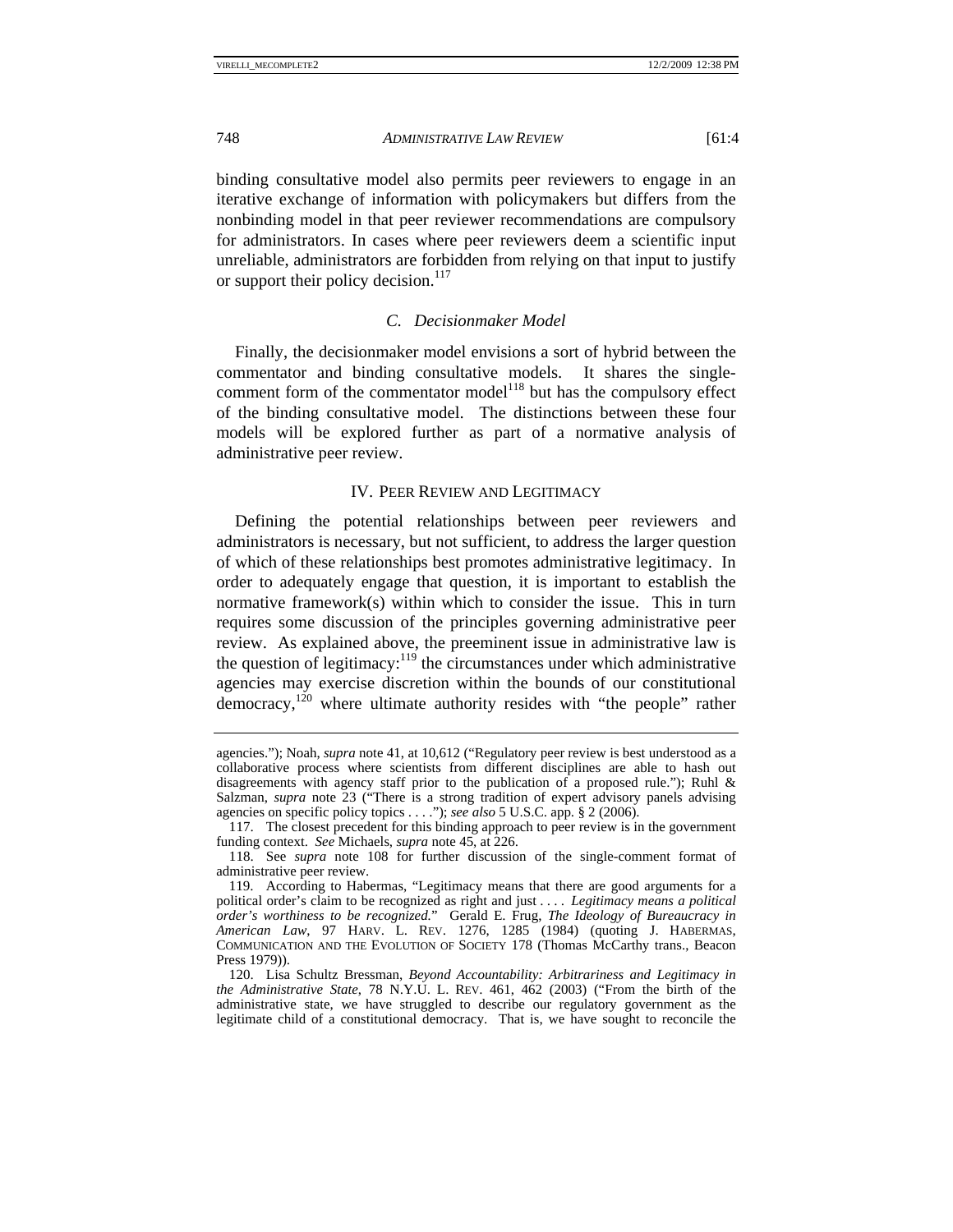binding consultative model also permits peer reviewers to engage in an iterative exchange of information with policymakers but differs from the nonbinding model in that peer reviewer recommendations are compulsory for administrators. In cases where peer reviewers deem a scientific input unreliable, administrators are forbidden from relying on that input to justify or support their policy decision.[117]

### C. Decisionmaker Model

Finally, the decisionmaker model envisions a sort of hybrid between the commentator and binding consultative models. It shares the single-comment form of the commentator model[118] but has the compulsory effect of the binding consultative model. The distinctions between these four models will be explored further as part of a normative analysis of administrative peer review.

## IV. PEER REVIEW AND LEGITIMACY

Defining the potential relationships between peer reviewers and administrators is necessary, but not sufficient, to address the larger question of which of these relationships best promotes administrative legitimacy. In order to adequately engage that question, it is important to establish the normative framework(s) within which to consider the issue. This in turn requires some discussion of the principles governing administrative peer review. As explained above, the preeminent issue in administrative law is the question of legitimacy:[119] the circumstances under which administrative agencies may exercise discretion within the bounds of our constitutional democracy,[120] where ultimate authority resides with "the people" rather

---

agencies."); Noah, *supra* note 41, at 10,612 ("Regulatory peer review is best understood as a collaborative process where scientists from different disciplines are able to hash out disagreements with agency staff prior to the publication of a proposed rule."); Ruhl & Salzman, *supra* note 23 ("There is a strong tradition of expert advisory panels advising agencies on specific policy topics . . . ."); *see also* 5 U.S.C. app. § 2 (2006).

117. The closest precedent for this binding approach to peer review is in the government funding context. *See* Michaels, *supra* note 45, at 226.

118. See *supra* note 108 for further discussion of the single-comment format of administrative peer review.

119. According to Habermas, "Legitimacy means that there are good arguments for a political order's claim to be recognized as right and just . . . . *Legitimacy means a political order's worthiness to be recognized.*" Gerald E. Frug, *The Ideology of Bureaucracy in American Law*, 97 HARV. L. REV. 1276, 1285 (1984) (quoting J. HABERMAS, COMMUNICATION AND THE EVOLUTION OF SOCIETY 178 (Thomas McCarthy trans., Beacon Press 1979)).

120. Lisa Schultz Bressman, *Beyond Accountability: Arbitrariness and Legitimacy in the Administrative State*, 78 N.Y.U. L. REV. 461, 462 (2003) ("From the birth of the administrative state, we have struggled to describe our regulatory government as the legitimate child of a constitutional democracy. That is, we have sought to reconcile the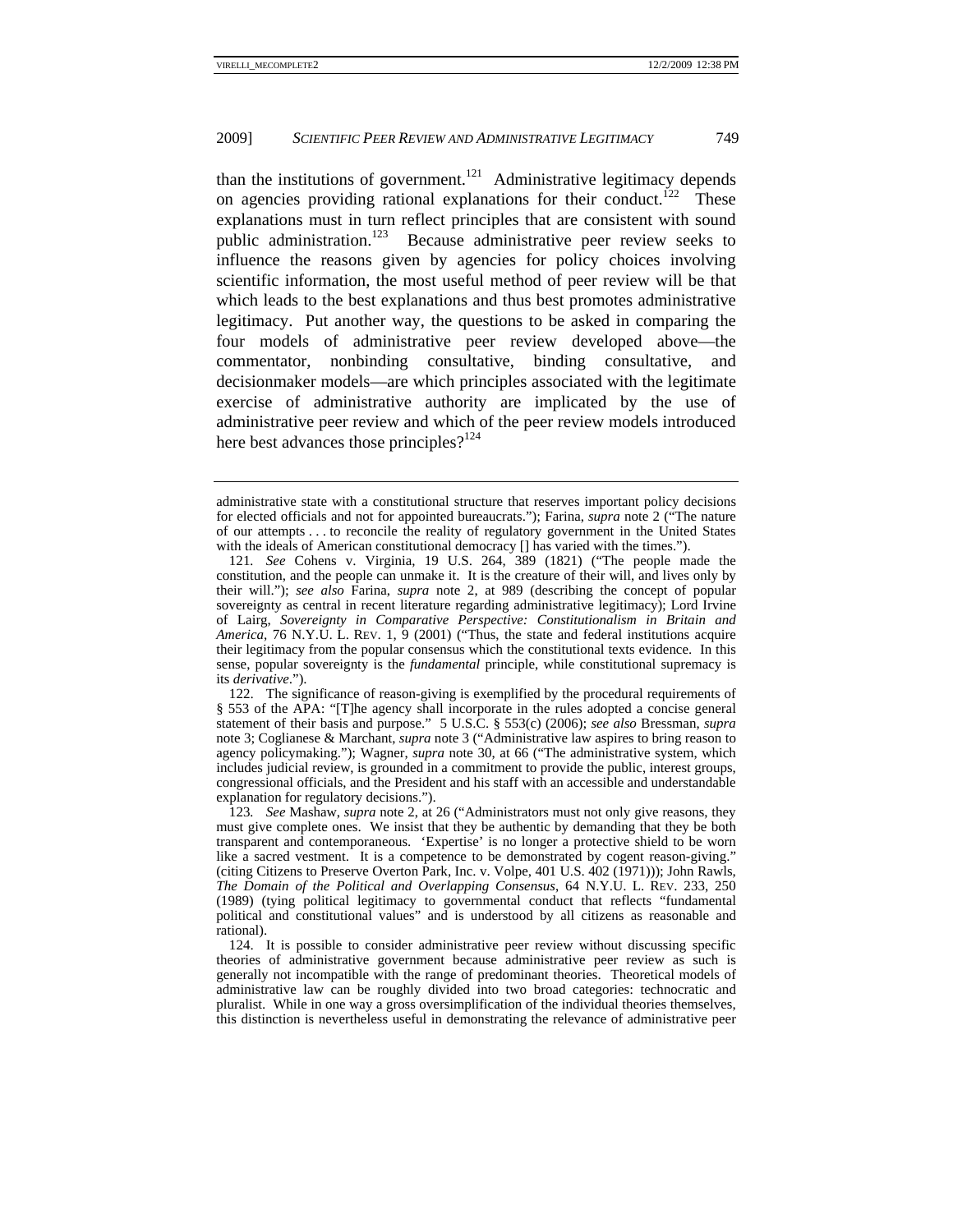than the institutions of government.[121] Administrative legitimacy depends on agencies providing rational explanations for their conduct.[122] These explanations must in turn reflect principles that are consistent with sound public administration.[123] Because administrative peer review seeks to influence the reasons given by agencies for policy choices involving scientific information, the most useful method of peer review will be that which leads to the best explanations and thus best promotes administrative legitimacy. Put another way, the questions to be asked in comparing the four models of administrative peer review developed above—the commentator, nonbinding consultative, binding consultative, and decisionmaker models—are which principles associated with the legitimate exercise of administrative authority are implicated by the use of administrative peer review and which of the peer review models introduced here best advances those principles?[124]

---

administrative state with a constitutional structure that reserves important policy decisions for elected officials and not for appointed bureaucrats."); Farina, *supra* note 2 ("The nature of our attempts . . . to reconcile the reality of regulatory government in the United States with the ideals of American constitutional democracy [] has varied with the times.").

121. *See* Cohens v. Virginia, 19 U.S. 264, 389 (1821) ("The people made the constitution, and the people can unmake it. It is the creature of their will, and lives only by their will."); *see also* Farina, *supra* note 2, at 989 (describing the concept of popular sovereignty as central in recent literature regarding administrative legitimacy); Lord Irvine of Lairg, *Sovereignty in Comparative Perspective: Constitutionalism in Britain and America*, 76 N.Y.U. L. REV. 1, 9 (2001) ("Thus, the state and federal institutions acquire their legitimacy from the popular consensus which the constitutional texts evidence. In this sense, popular sovereignty is the *fundamental* principle, while constitutional supremacy is its *derivative*.").

122. The significance of reason-giving is exemplified by the procedural requirements of § 553 of the APA: "[T]he agency shall incorporate in the rules adopted a concise general statement of their basis and purpose." 5 U.S.C. § 553(c) (2006); *see also* Bressman, *supra* note 3; Coglianese & Marchant, *supra* note 3 ("Administrative law aspires to bring reason to agency policymaking."); Wagner, *supra* note 30, at 66 ("The administrative system, which includes judicial review, is grounded in a commitment to provide the public, interest groups, congressional officials, and the President and his staff with an accessible and understandable explanation for regulatory decisions.").

123. *See* Mashaw, *supra* note 2, at 26 ("Administrators must not only give reasons, they must give complete ones. We insist that they be authentic by demanding that they be both transparent and contemporaneous. 'Expertise' is no longer a protective shield to be worn like a sacred vestment. It is a competence to be demonstrated by cogent reason-giving." (citing Citizens to Preserve Overton Park, Inc. v. Volpe, 401 U.S. 402 (1971))); John Rawls, *The Domain of the Political and Overlapping Consensus*, 64 N.Y.U. L. REV. 233, 250 (1989) (tying political legitimacy to governmental conduct that reflects "fundamental political and constitutional values" and is understood by all citizens as reasonable and rational).

124. It is possible to consider administrative peer review without discussing specific theories of administrative government because administrative peer review as such is generally not incompatible with the range of predominant theories. Theoretical models of administrative law can be roughly divided into two broad categories: technocratic and pluralist. While in one way a gross oversimplification of the individual theories themselves, this distinction is nevertheless useful in demonstrating the relevance of administrative peer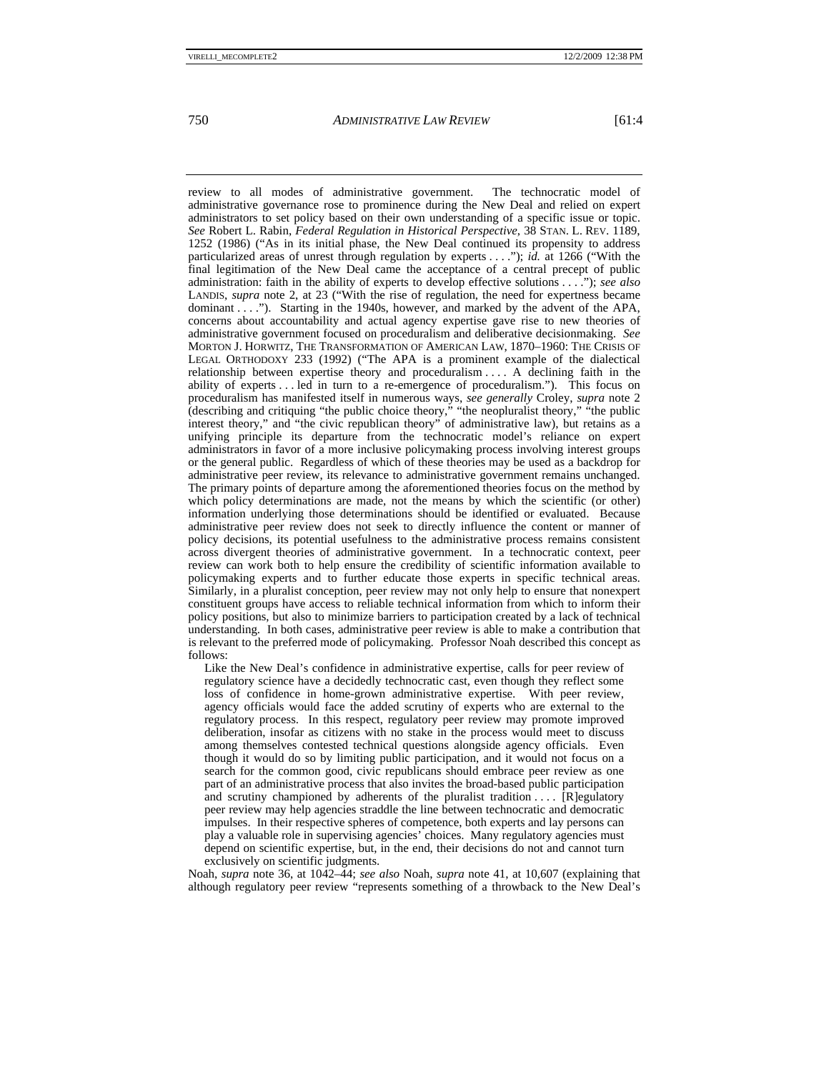review to all modes of administrative government. The technocratic model of administrative governance rose to prominence during the New Deal and relied on expert administrators to set policy based on their own understanding of a specific issue or topic. *See* Robert L. Rabin, *Federal Regulation in Historical Perspective*, 38 STAN. L. REV. 1189, 1252 (1986) ("As in its initial phase, the New Deal continued its propensity to address particularized areas of unrest through regulation by experts . . . ."); *id.* at 1266 ("With the final legitimation of the New Deal came the acceptance of a central precept of public administration: faith in the ability of experts to develop effective solutions . . . ."); *see also* LANDIS, *supra* note 2, at 23 ("With the rise of regulation, the need for expertness became dominant . . . ."). Starting in the 1940s, however, and marked by the advent of the APA, concerns about accountability and actual agency expertise gave rise to new theories of administrative government focused on proceduralism and deliberative decisionmaking. *See* MORTON J. HORWITZ, THE TRANSFORMATION OF AMERICAN LAW, 1870–1960: THE CRISIS OF LEGAL ORTHODOXY 233 (1992) ("The APA is a prominent example of the dialectical relationship between expertise theory and proceduralism . . . . A declining faith in the ability of experts . . . led in turn to a re-emergence of proceduralism."). This focus on proceduralism has manifested itself in numerous ways, *see generally* Croley, *supra* note 2 (describing and critiquing "the public choice theory," "the neopluralist theory," "the public interest theory," and "the civic republican theory" of administrative law), but retains as a unifying principle its departure from the technocratic model's reliance on expert administrators in favor of a more inclusive policymaking process involving interest groups or the general public. Regardless of which of these theories may be used as a backdrop for administrative peer review, its relevance to administrative government remains unchanged. The primary points of departure among the aforementioned theories focus on the method by which policy determinations are made, not the means by which the scientific (or other) information underlying those determinations should be identified or evaluated. Because administrative peer review does not seek to directly influence the content or manner of policy decisions, its potential usefulness to the administrative process remains consistent across divergent theories of administrative government. In a technocratic context, peer review can work both to help ensure the credibility of scientific information available to policymaking experts and to further educate those experts in specific technical areas. Similarly, in a pluralist conception, peer review may not only help to ensure that nonexpert constituent groups have access to reliable technical information from which to inform their policy positions, but also to minimize barriers to participation created by a lack of technical understanding. In both cases, administrative peer review is able to make a contribution that is relevant to the preferred mode of policymaking. Professor Noah described this concept as follows:

> Like the New Deal's confidence in administrative expertise, calls for peer review of regulatory science have a decidedly technocratic cast, even though they reflect some loss of confidence in home-grown administrative expertise. With peer review, agency officials would face the added scrutiny of experts who are external to the regulatory process. In this respect, regulatory peer review may promote improved deliberation, insofar as citizens with no stake in the process would meet to discuss among themselves contested technical questions alongside agency officials. Even though it would do so by limiting public participation, and it would not focus on a search for the common good, civic republicans should embrace peer review as one part of an administrative process that also invites the broad-based public participation and scrutiny championed by adherents of the pluralist tradition . . . . [R]egulatory peer review may help agencies straddle the line between technocratic and democratic impulses. In their respective spheres of competence, both experts and lay persons can play a valuable role in supervising agencies' choices. Many regulatory agencies must depend on scientific expertise, but, in the end, their decisions do not and cannot turn exclusively on scientific judgments.

Noah, *supra* note 36, at 1042–44; *see also* Noah, *supra* note 41, at 10,607 (explaining that although regulatory peer review "represents something of a throwback to the New Deal's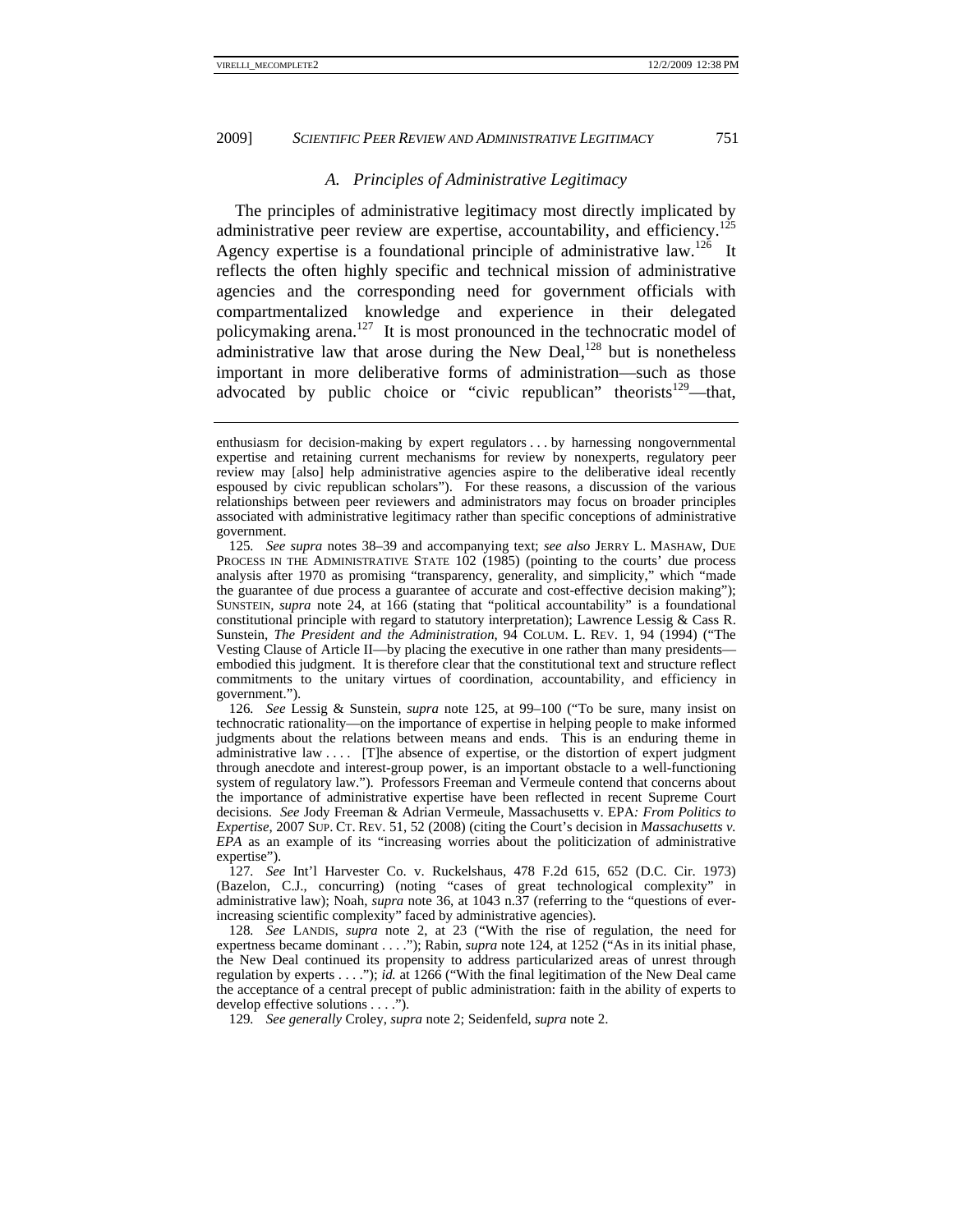### *A. Principles of Administrative Legitimacy*

The principles of administrative legitimacy most directly implicated by administrative peer review are expertise, accountability, and efficiency.[125] Agency expertise is a foundational principle of administrative law.[126] It reflects the often highly specific and technical mission of administrative agencies and the corresponding need for government officials with compartmentalized knowledge and experience in their delegated policymaking arena.[127] It is most pronounced in the technocratic model of administrative law that arose during the New Deal,[128] but is nonetheless important in more deliberative forms of administration—such as those advocated by public choice or "civic republican" theorists[129]—that,

---

enthusiasm for decision-making by expert regulators . . . by harnessing nongovernmental expertise and retaining current mechanisms for review by nonexperts, regulatory peer review may [also] help administrative agencies aspire to the deliberative ideal recently espoused by civic republican scholars"). For these reasons, a discussion of the various relationships between peer reviewers and administrators may focus on broader principles associated with administrative legitimacy rather than specific conceptions of administrative government.

125. *See supra* notes 38–39 and accompanying text; *see also* JERRY L. MASHAW, DUE PROCESS IN THE ADMINISTRATIVE STATE 102 (1985) (pointing to the courts' due process analysis after 1970 as promising "transparency, generality, and simplicity," which "made the guarantee of due process a guarantee of accurate and cost-effective decision making"); SUNSTEIN, *supra* note 24, at 166 (stating that "political accountability" is a foundational constitutional principle with regard to statutory interpretation); Lawrence Lessig & Cass R. Sunstein, *The President and the Administration*, 94 COLUM. L. REV. 1, 94 (1994) ("The Vesting Clause of Article II—by placing the executive in one rather than many presidents—embodied this judgment. It is therefore clear that the constitutional text and structure reflect commitments to the unitary virtues of coordination, accountability, and efficiency in government.").

126. *See* Lessig & Sunstein, *supra* note 125, at 99–100 ("To be sure, many insist on technocratic rationality—on the importance of expertise in helping people to make informed judgments about the relations between means and ends. This is an enduring theme in administrative law . . . . [T]he absence of expertise, or the distortion of expert judgment through anecdote and interest-group power, is an important obstacle to a well-functioning system of regulatory law."). Professors Freeman and Vermeule contend that concerns about the importance of administrative expertise have been reflected in recent Supreme Court decisions. *See* Jody Freeman & Adrian Vermeule, Massachusetts v. EPA*: From Politics to Expertise*, 2007 SUP. CT. REV. 51, 52 (2008) (citing the Court's decision in *Massachusetts v. EPA* as an example of its "increasing worries about the politicization of administrative expertise").

127. *See* Int'l Harvester Co. v. Ruckelshaus, 478 F.2d 615, 652 (D.C. Cir. 1973) (Bazelon, C.J., concurring) (noting "cases of great technological complexity" in administrative law); Noah, *supra* note 36, at 1043 n.37 (referring to the "questions of ever-increasing scientific complexity" faced by administrative agencies).

128. *See* LANDIS, *supra* note 2, at 23 ("With the rise of regulation, the need for expertness became dominant . . . ."); Rabin, *supra* note 124, at 1252 ("As in its initial phase, the New Deal continued its propensity to address particularized areas of unrest through regulation by experts . . . ."); *id.* at 1266 ("With the final legitimation of the New Deal came the acceptance of a central precept of public administration: faith in the ability of experts to develop effective solutions . . . .").

129. *See generally* Croley, *supra* note 2; Seidenfeld, *supra* note 2.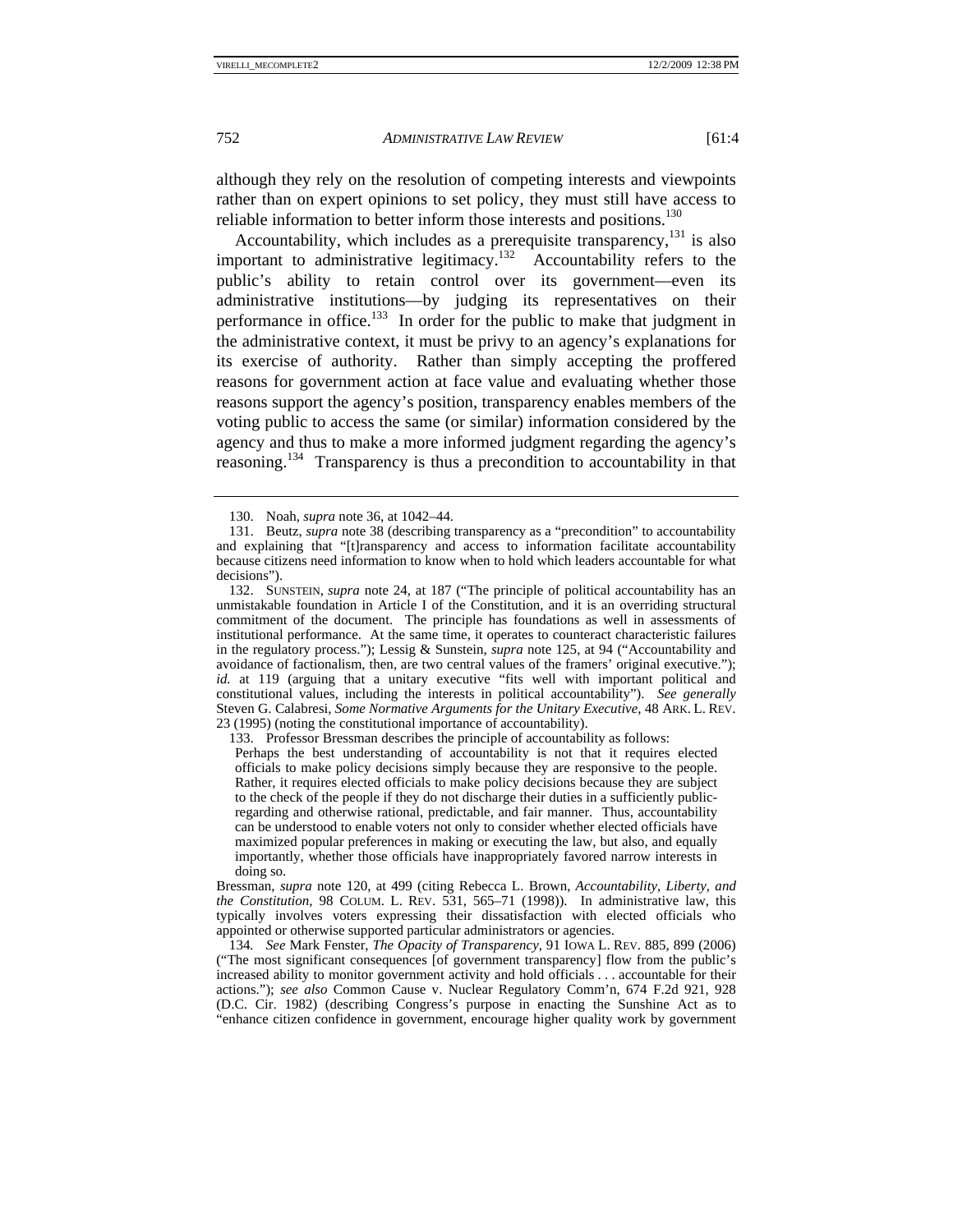although they rely on the resolution of competing interests and viewpoints rather than on expert opinions to set policy, they must still have access to reliable information to better inform those interests and positions.[130]

Accountability, which includes as a prerequisite transparency,[131] is also important to administrative legitimacy.[132] Accountability refers to the public's ability to retain control over its government—even its administrative institutions—by judging its representatives on their performance in office.[133] In order for the public to make that judgment in the administrative context, it must be privy to an agency's explanations for its exercise of authority. Rather than simply accepting the proffered reasons for government action at face value and evaluating whether those reasons support the agency's position, transparency enables members of the voting public to access the same (or similar) information considered by the agency and thus to make a more informed judgment regarding the agency's reasoning.[134] Transparency is thus a precondition to accountability in that

---

130. Noah, *supra* note 36, at 1042–44.

131. Beutz, *supra* note 38 (describing transparency as a "precondition" to accountability and explaining that "[t]ransparency and access to information facilitate accountability because citizens need information to know when to hold which leaders accountable for what decisions").

132. SUNSTEIN, *supra* note 24, at 187 ("The principle of political accountability has an unmistakable foundation in Article I of the Constitution, and it is an overriding structural commitment of the document. The principle has foundations as well in assessments of institutional performance. At the same time, it operates to counteract characteristic failures in the regulatory process."); Lessig & Sunstein, *supra* note 125, at 94 ("Accountability and avoidance of factionalism, then, are two central values of the framers' original executive."); *id.* at 119 (arguing that a unitary executive "fits well with important political and constitutional values, including the interests in political accountability"). *See generally* Steven G. Calabresi, *Some Normative Arguments for the Unitary Executive*, 48 ARK. L. REV. 23 (1995) (noting the constitutional importance of accountability).

133. Professor Bressman describes the principle of accountability as follows:

> Perhaps the best understanding of accountability is not that it requires elected officials to make policy decisions simply because they are responsive to the people. Rather, it requires elected officials to make policy decisions because they are subject to the check of the people if they do not discharge their duties in a sufficiently public-regarding and otherwise rational, predictable, and fair manner. Thus, accountability can be understood to enable voters not only to consider whether elected officials have maximized popular preferences in making or executing the law, but also, and equally importantly, whether those officials have inappropriately favored narrow interests in doing so.

Bressman, *supra* note 120, at 499 (citing Rebecca L. Brown, *Accountability, Liberty, and the Constitution*, 98 COLUM. L. REV. 531, 565–71 (1998)). In administrative law, this typically involves voters expressing their dissatisfaction with elected officials who appointed or otherwise supported particular administrators or agencies.

134. *See* Mark Fenster, *The Opacity of Transparency*, 91 IOWA L. REV. 885, 899 (2006) ("The most significant consequences [of government transparency] flow from the public's increased ability to monitor government activity and hold officials . . . accountable for their actions."); *see also* Common Cause v. Nuclear Regulatory Comm'n, 674 F.2d 921, 928 (D.C. Cir. 1982) (describing Congress's purpose in enacting the Sunshine Act as to "enhance citizen confidence in government, encourage higher quality work by government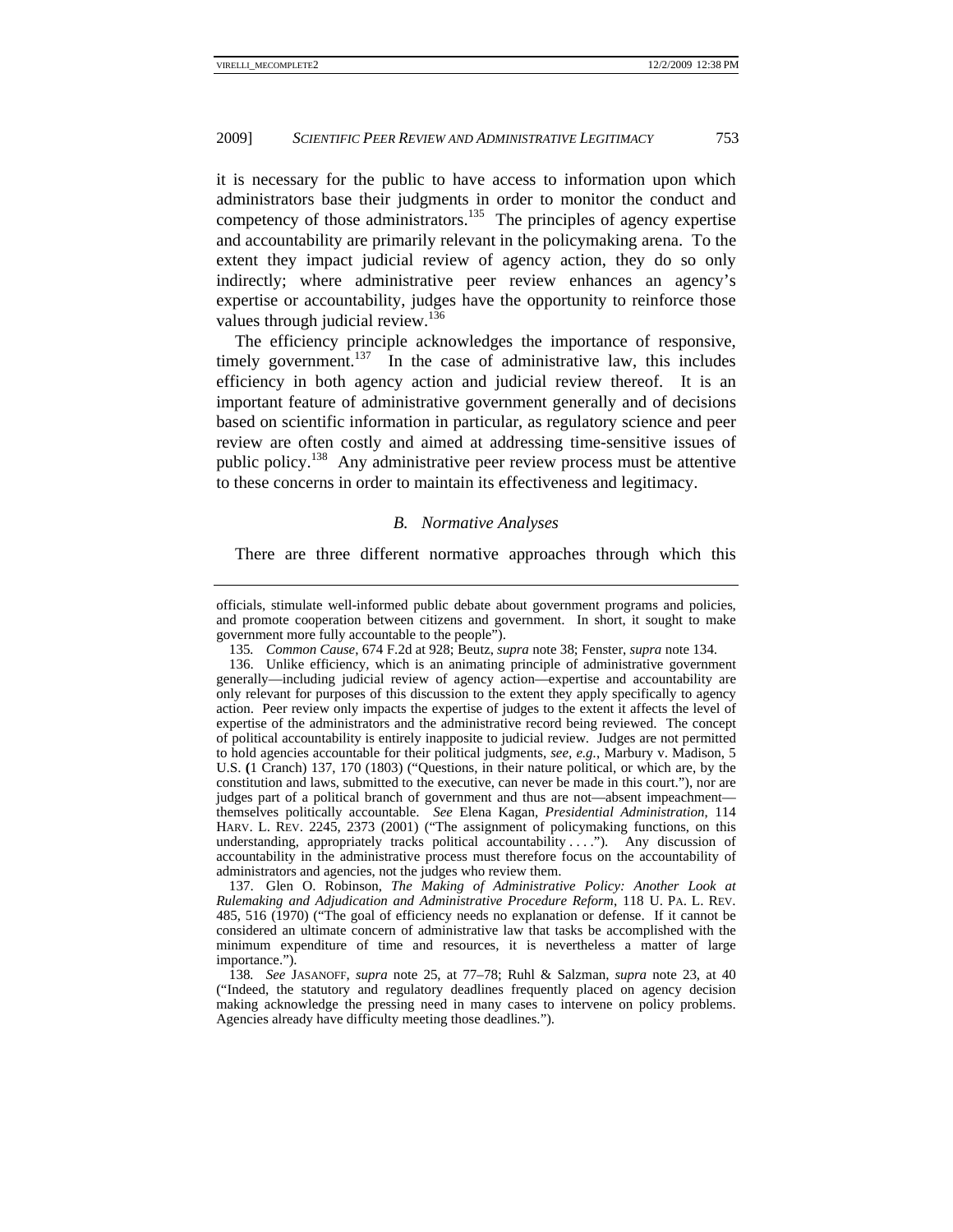it is necessary for the public to have access to information upon which administrators base their judgments in order to monitor the conduct and competency of those administrators.[135] The principles of agency expertise and accountability are primarily relevant in the policymaking arena. To the extent they impact judicial review of agency action, they do so only indirectly; where administrative peer review enhances an agency's expertise or accountability, judges have the opportunity to reinforce those values through judicial review.[136]

The efficiency principle acknowledges the importance of responsive, timely government.[137] In the case of administrative law, this includes efficiency in both agency action and judicial review thereof. It is an important feature of administrative government generally and of decisions based on scientific information in particular, as regulatory science and peer review are often costly and aimed at addressing time-sensitive issues of public policy.[138] Any administrative peer review process must be attentive to these concerns in order to maintain its effectiveness and legitimacy.

### *B. Normative Analyses*

There are three different normative approaches through which this

---

officials, stimulate well-informed public debate about government programs and policies, and promote cooperation between citizens and government. In short, it sought to make government more fully accountable to the people").

135. *Common Cause*, 674 F.2d at 928; Beutz, *supra* note 38; Fenster, *supra* note 134.

136. Unlike efficiency, which is an animating principle of administrative government generally—including judicial review of agency action—expertise and accountability are only relevant for purposes of this discussion to the extent they apply specifically to agency action. Peer review only impacts the expertise of judges to the extent it affects the level of expertise of the administrators and the administrative record being reviewed. The concept of political accountability is entirely inapposite to judicial review. Judges are not permitted to hold agencies accountable for their political judgments, *see, e.g.*, Marbury v. Madison, 5 U.S. (1 Cranch) 137, 170 (1803) ("Questions, in their nature political, or which are, by the constitution and laws, submitted to the executive, can never be made in this court."), nor are judges part of a political branch of government and thus are not—absent impeachment—themselves politically accountable. *See* Elena Kagan, *Presidential Administration*, 114 HARV. L. REV. 2245, 2373 (2001) ("The assignment of policymaking functions, on this understanding, appropriately tracks political accountability . . . ."). Any discussion of accountability in the administrative process must therefore focus on the accountability of administrators and agencies, not the judges who review them.

137. Glen O. Robinson, *The Making of Administrative Policy: Another Look at Rulemaking and Adjudication and Administrative Procedure Reform*, 118 U. PA. L. REV. 485, 516 (1970) ("The goal of efficiency needs no explanation or defense. If it cannot be considered an ultimate concern of administrative law that tasks be accomplished with the minimum expenditure of time and resources, it is nevertheless a matter of large importance.").

138. *See* JASANOFF, *supra* note 25, at 77–78; Ruhl & Salzman, *supra* note 23, at 40 ("Indeed, the statutory and regulatory deadlines frequently placed on agency decision making acknowledge the pressing need in many cases to intervene on policy problems. Agencies already have difficulty meeting those deadlines.").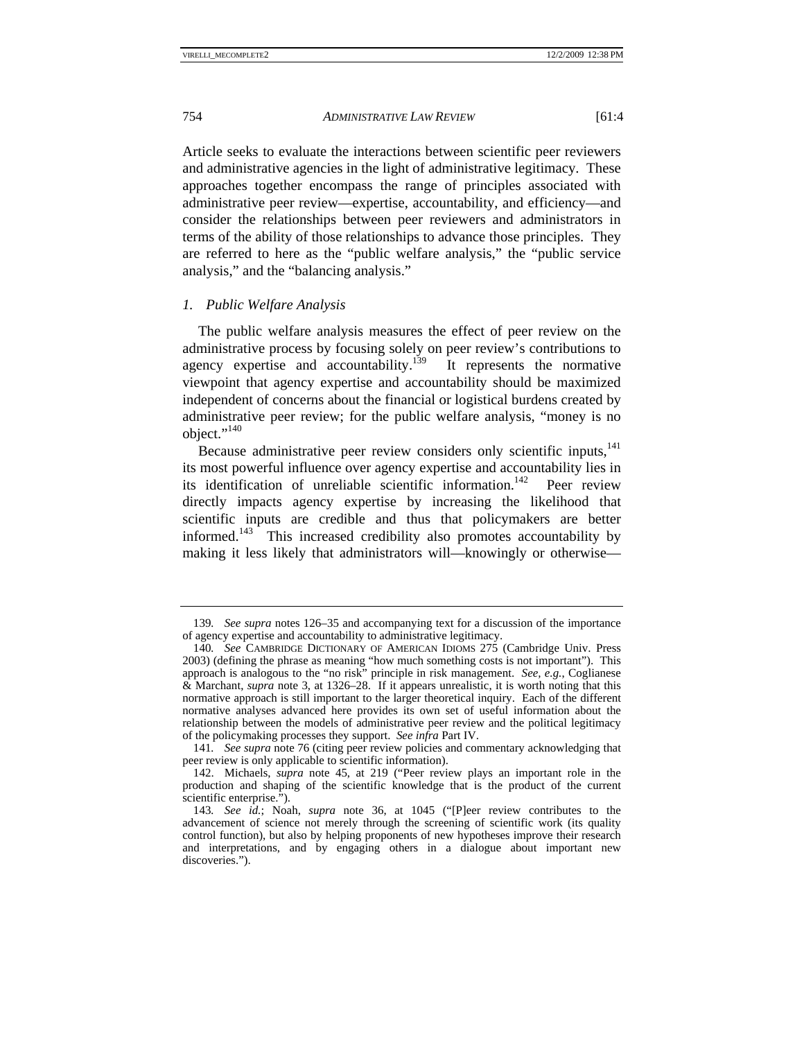Article seeks to evaluate the interactions between scientific peer reviewers and administrative agencies in the light of administrative legitimacy. These approaches together encompass the range of principles associated with administrative peer review—expertise, accountability, and efficiency—and consider the relationships between peer reviewers and administrators in terms of the ability of those relationships to advance those principles. They are referred to here as the "public welfare analysis," the "public service analysis," and the "balancing analysis."

### *1. Public Welfare Analysis*

The public welfare analysis measures the effect of peer review on the administrative process by focusing solely on peer review's contributions to agency expertise and accountability.[139] It represents the normative viewpoint that agency expertise and accountability should be maximized independent of concerns about the financial or logistical burdens created by administrative peer review; for the public welfare analysis, "money is no object."[140]

Because administrative peer review considers only scientific inputs,[141] its most powerful influence over agency expertise and accountability lies in its identification of unreliable scientific information.[142] Peer review directly impacts agency expertise by increasing the likelihood that scientific inputs are credible and thus that policymakers are better informed.[143] This increased credibility also promotes accountability by making it less likely that administrators will—knowingly or otherwise—

---

139. *See supra* notes 126–35 and accompanying text for a discussion of the importance of agency expertise and accountability to administrative legitimacy.

140. *See* CAMBRIDGE DICTIONARY OF AMERICAN IDIOMS 275 (Cambridge Univ. Press 2003) (defining the phrase as meaning "how much something costs is not important"). This approach is analogous to the "no risk" principle in risk management. *See, e.g.*, Coglianese & Marchant, *supra* note 3, at 1326–28. If it appears unrealistic, it is worth noting that this normative approach is still important to the larger theoretical inquiry. Each of the different normative analyses advanced here provides its own set of useful information about the relationship between the models of administrative peer review and the political legitimacy of the policymaking processes they support. *See infra* Part IV.

141. *See supra* note 76 (citing peer review policies and commentary acknowledging that peer review is only applicable to scientific information).

142. Michaels, *supra* note 45, at 219 ("Peer review plays an important role in the production and shaping of the scientific knowledge that is the product of the current scientific enterprise.").

143. *See id.*; Noah, *supra* note 36, at 1045 ("[P]eer review contributes to the advancement of science not merely through the screening of scientific work (its quality control function), but also by helping proponents of new hypotheses improve their research and interpretations, and by engaging others in a dialogue about important new discoveries.").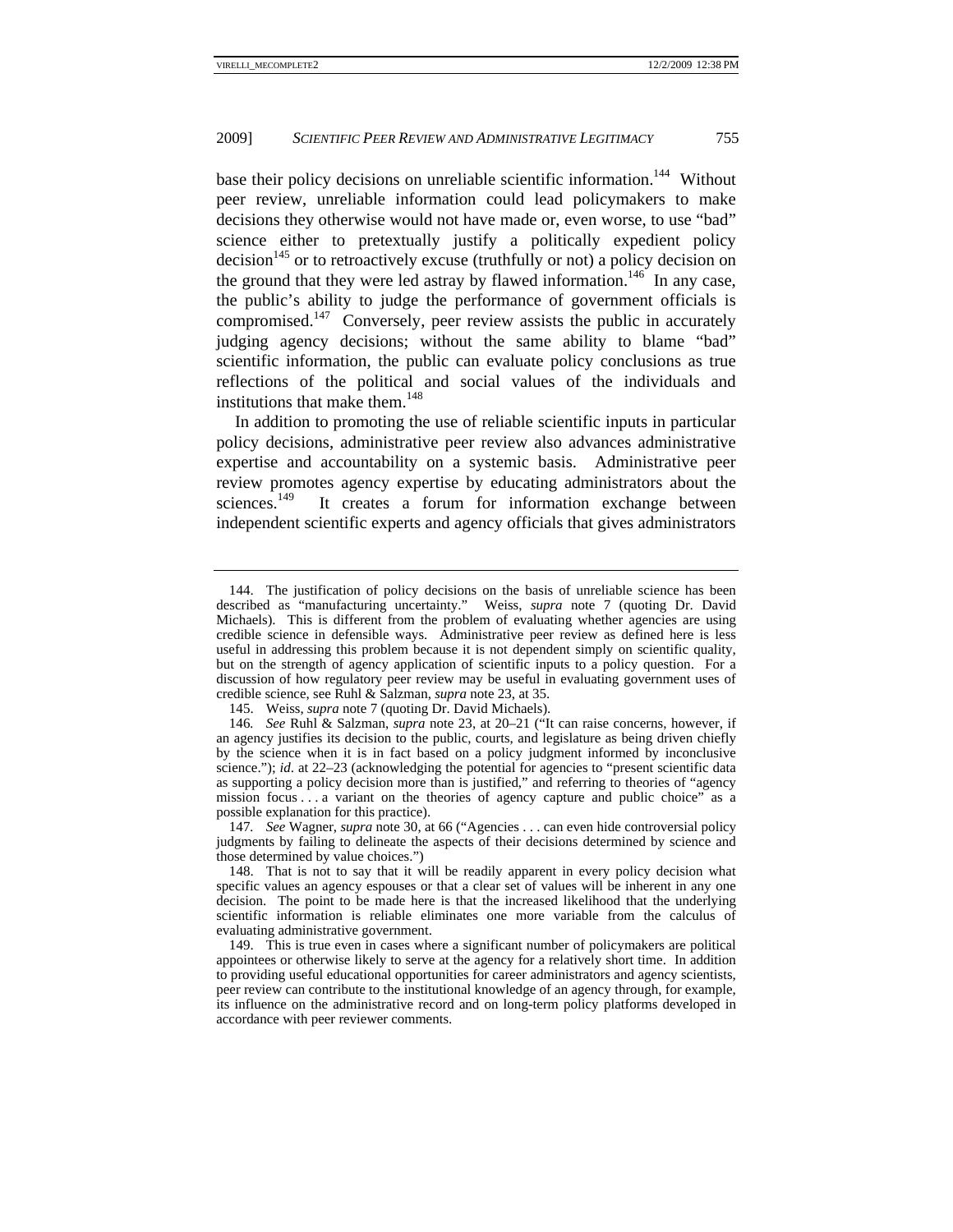base their policy decisions on unreliable scientific information.[144] Without peer review, unreliable information could lead policymakers to make decisions they otherwise would not have made or, even worse, to use "bad" science either to pretextually justify a politically expedient policy decision[145] or to retroactively excuse (truthfully or not) a policy decision on the ground that they were led astray by flawed information.[146] In any case, the public's ability to judge the performance of government officials is compromised.[147] Conversely, peer review assists the public in accurately judging agency decisions; without the same ability to blame "bad" scientific information, the public can evaluate policy conclusions as true reflections of the political and social values of the individuals and institutions that make them.[148]

In addition to promoting the use of reliable scientific inputs in particular policy decisions, administrative peer review also advances administrative expertise and accountability on a systemic basis. Administrative peer review promotes agency expertise by educating administrators about the sciences.[149] It creates a forum for information exchange between independent scientific experts and agency officials that gives administrators

---

144. The justification of policy decisions on the basis of unreliable science has been described as "manufacturing uncertainty." Weiss, *supra* note 7 (quoting Dr. David Michaels). This is different from the problem of evaluating whether agencies are using credible science in defensible ways. Administrative peer review as defined here is less useful in addressing this problem because it is not dependent simply on scientific quality, but on the strength of agency application of scientific inputs to a policy question. For a discussion of how regulatory peer review may be useful in evaluating government uses of credible science, see Ruhl & Salzman, *supra* note 23, at 35.

145. Weiss, *supra* note 7 (quoting Dr. David Michaels).

146. *See* Ruhl & Salzman, *supra* note 23, at 20–21 ("It can raise concerns, however, if an agency justifies its decision to the public, courts, and legislature as being driven chiefly by the science when it is in fact based on a policy judgment informed by inconclusive science."); *id*. at 22–23 (acknowledging the potential for agencies to "present scientific data as supporting a policy decision more than is justified," and referring to theories of "agency mission focus . . . a variant on the theories of agency capture and public choice" as a possible explanation for this practice).

147. *See* Wagner, *supra* note 30, at 66 ("Agencies . . . can even hide controversial policy judgments by failing to delineate the aspects of their decisions determined by science and those determined by value choices.")

148. That is not to say that it will be readily apparent in every policy decision what specific values an agency espouses or that a clear set of values will be inherent in any one decision. The point to be made here is that the increased likelihood that the underlying scientific information is reliable eliminates one more variable from the calculus of evaluating administrative government.

149. This is true even in cases where a significant number of policymakers are political appointees or otherwise likely to serve at the agency for a relatively short time. In addition to providing useful educational opportunities for career administrators and agency scientists, peer review can contribute to the institutional knowledge of an agency through, for example, its influence on the administrative record and on long-term policy platforms developed in accordance with peer reviewer comments.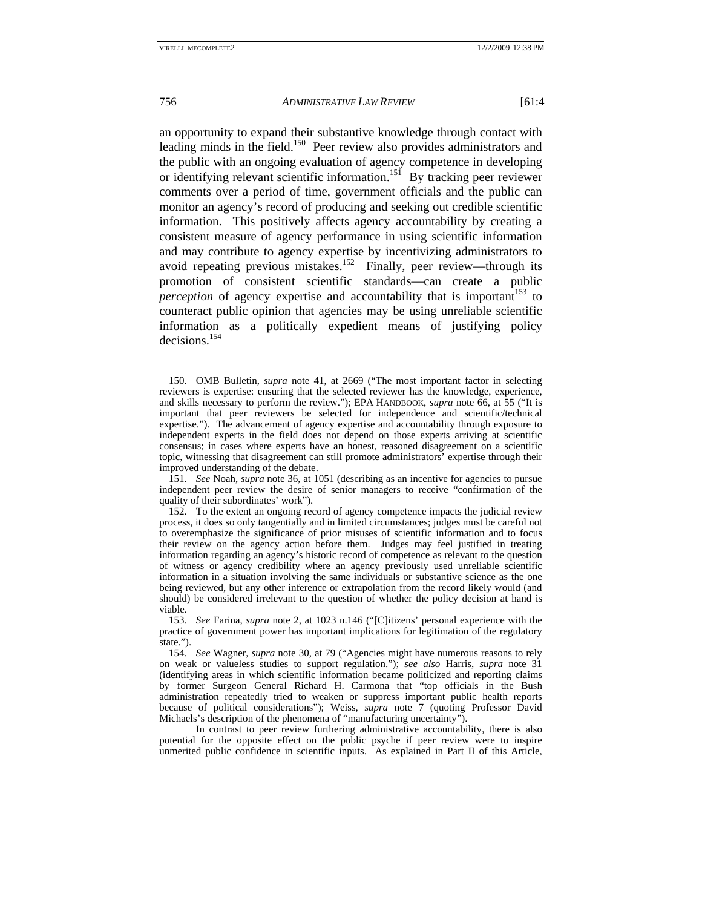an opportunity to expand their substantive knowledge through contact with leading minds in the field.[150] Peer review also provides administrators and the public with an ongoing evaluation of agency competence in developing or identifying relevant scientific information.[151] By tracking peer reviewer comments over a period of time, government officials and the public can monitor an agency's record of producing and seeking out credible scientific information. This positively affects agency accountability by creating a consistent measure of agency performance in using scientific information and may contribute to agency expertise by incentivizing administrators to avoid repeating previous mistakes.[152] Finally, peer review—through its promotion of consistent scientific standards—can create a public *perception* of agency expertise and accountability that is important[153] to counteract public opinion that agencies may be using unreliable scientific information as a politically expedient means of justifying policy decisions.[154]

---

150. OMB Bulletin, *supra* note 41, at 2669 ("The most important factor in selecting reviewers is expertise: ensuring that the selected reviewer has the knowledge, experience, and skills necessary to perform the review."); EPA HANDBOOK, *supra* note 66, at 55 ("It is important that peer reviewers be selected for independence and scientific/technical expertise."). The advancement of agency expertise and accountability through exposure to independent experts in the field does not depend on those experts arriving at scientific consensus; in cases where experts have an honest, reasoned disagreement on a scientific topic, witnessing that disagreement can still promote administrators' expertise through their improved understanding of the debate.

151. *See* Noah, *supra* note 36, at 1051 (describing as an incentive for agencies to pursue independent peer review the desire of senior managers to receive "confirmation of the quality of their subordinates' work").

152. To the extent an ongoing record of agency competence impacts the judicial review process, it does so only tangentially and in limited circumstances; judges must be careful not to overemphasize the significance of prior misuses of scientific information and to focus their review on the agency action before them. Judges may feel justified in treating information regarding an agency's historic record of competence as relevant to the question of witness or agency credibility where an agency previously used unreliable scientific information in a situation involving the same individuals or substantive science as the one being reviewed, but any other inference or extrapolation from the record likely would (and should) be considered irrelevant to the question of whether the policy decision at hand is viable.

153. *See* Farina, *supra* note 2, at 1023 n.146 ("[C]itizens' personal experience with the practice of government power has important implications for legitimation of the regulatory state.").

154. *See* Wagner, *supra* note 30, at 79 ("Agencies might have numerous reasons to rely on weak or valueless studies to support regulation."); *see also* Harris, *supra* note 31 (identifying areas in which scientific information became politicized and reporting claims by former Surgeon General Richard H. Carmona that "top officials in the Bush administration repeatedly tried to weaken or suppress important public health reports because of political considerations"); Weiss, *supra* note 7 (quoting Professor David Michaels's description of the phenomena of "manufacturing uncertainty").

In contrast to peer review furthering administrative accountability, there is also potential for the opposite effect on the public psyche if peer review were to inspire unmerited public confidence in scientific inputs. As explained in Part II of this Article,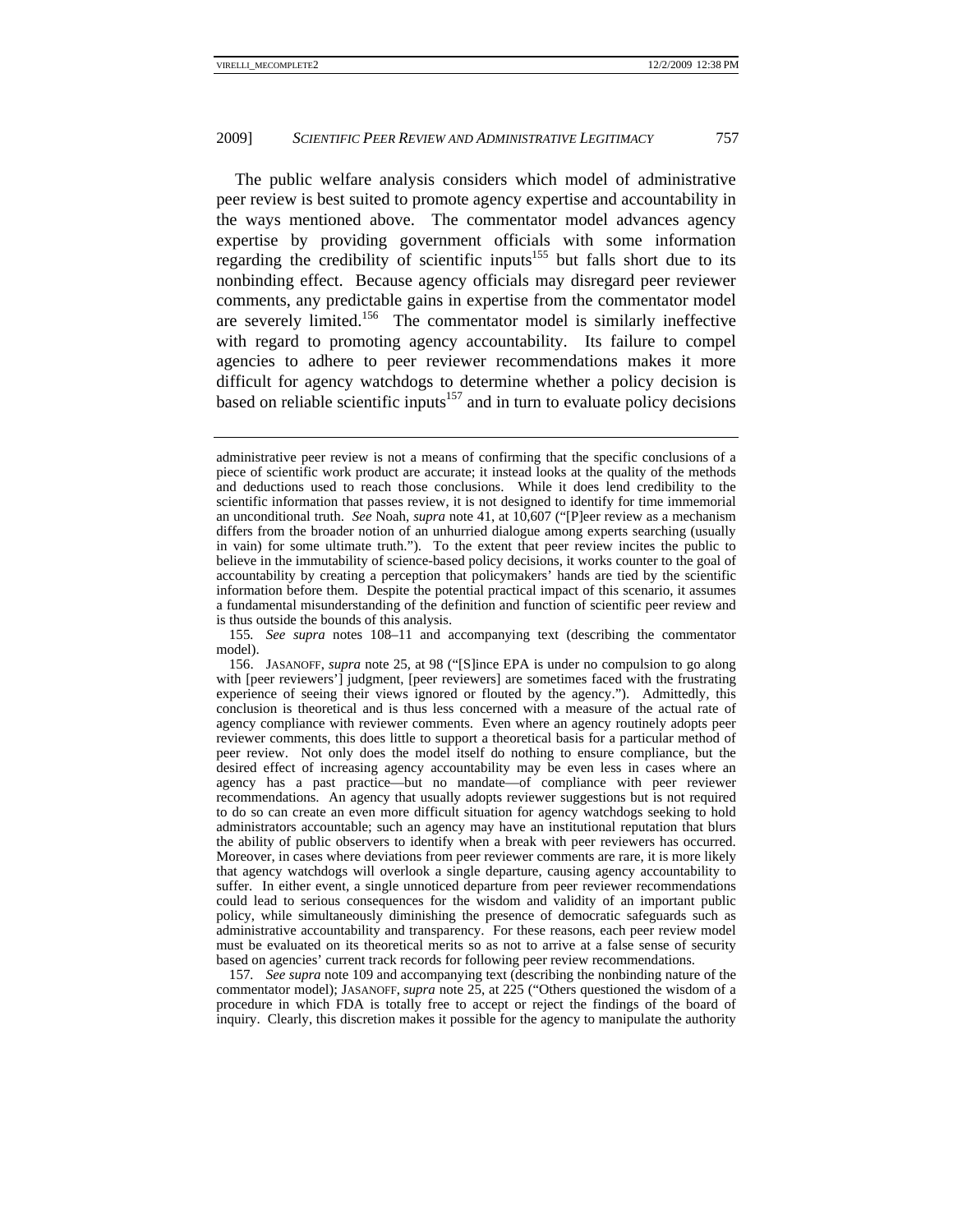The public welfare analysis considers which model of administrative peer review is best suited to promote agency expertise and accountability in the ways mentioned above. The commentator model advances agency expertise by providing government officials with some information regarding the credibility of scientific inputs[155] but falls short due to its nonbinding effect. Because agency officials may disregard peer reviewer comments, any predictable gains in expertise from the commentator model are severely limited.[156] The commentator model is similarly ineffective with regard to promoting agency accountability. Its failure to compel agencies to adhere to peer reviewer recommendations makes it more difficult for agency watchdogs to determine whether a policy decision is based on reliable scientific inputs[157] and in turn to evaluate policy decisions

---

administrative peer review is not a means of confirming that the specific conclusions of a piece of scientific work product are accurate; it instead looks at the quality of the methods and deductions used to reach those conclusions. While it does lend credibility to the scientific information that passes review, it is not designed to identify for time immemorial an unconditional truth. *See* Noah, *supra* note 41, at 10,607 ("[P]eer review as a mechanism differs from the broader notion of an unhurried dialogue among experts searching (usually in vain) for some ultimate truth."). To the extent that peer review incites the public to believe in the immutability of science-based policy decisions, it works counter to the goal of accountability by creating a perception that policymakers' hands are tied by the scientific information before them. Despite the potential practical impact of this scenario, it assumes a fundamental misunderstanding of the definition and function of scientific peer review and is thus outside the bounds of this analysis.

155. *See supra* notes 108–11 and accompanying text (describing the commentator model).

156. JASANOFF, *supra* note 25, at 98 ("[S]ince EPA is under no compulsion to go along with [peer reviewers'] judgment, [peer reviewers] are sometimes faced with the frustrating experience of seeing their views ignored or flouted by the agency."). Admittedly, this conclusion is theoretical and is thus less concerned with a measure of the actual rate of agency compliance with reviewer comments. Even where an agency routinely adopts peer reviewer comments, this does little to support a theoretical basis for a particular method of peer review. Not only does the model itself do nothing to ensure compliance, but the desired effect of increasing agency accountability may be even less in cases where an agency has a past practice—but no mandate—of compliance with peer reviewer recommendations. An agency that usually adopts reviewer suggestions but is not required to do so can create an even more difficult situation for agency watchdogs seeking to hold administrators accountable; such an agency may have an institutional reputation that blurs the ability of public observers to identify when a break with peer reviewers has occurred. Moreover, in cases where deviations from peer reviewer comments are rare, it is more likely that agency watchdogs will overlook a single departure, causing agency accountability to suffer. In either event, a single unnoticed departure from peer reviewer recommendations could lead to serious consequences for the wisdom and validity of an important public policy, while simultaneously diminishing the presence of democratic safeguards such as administrative accountability and transparency. For these reasons, each peer review model must be evaluated on its theoretical merits so as not to arrive at a false sense of security based on agencies' current track records for following peer review recommendations.

157. *See supra* note 109 and accompanying text (describing the nonbinding nature of the commentator model); JASANOFF, *supra* note 25, at 225 ("Others questioned the wisdom of a procedure in which FDA is totally free to accept or reject the findings of the board of inquiry. Clearly, this discretion makes it possible for the agency to manipulate the authority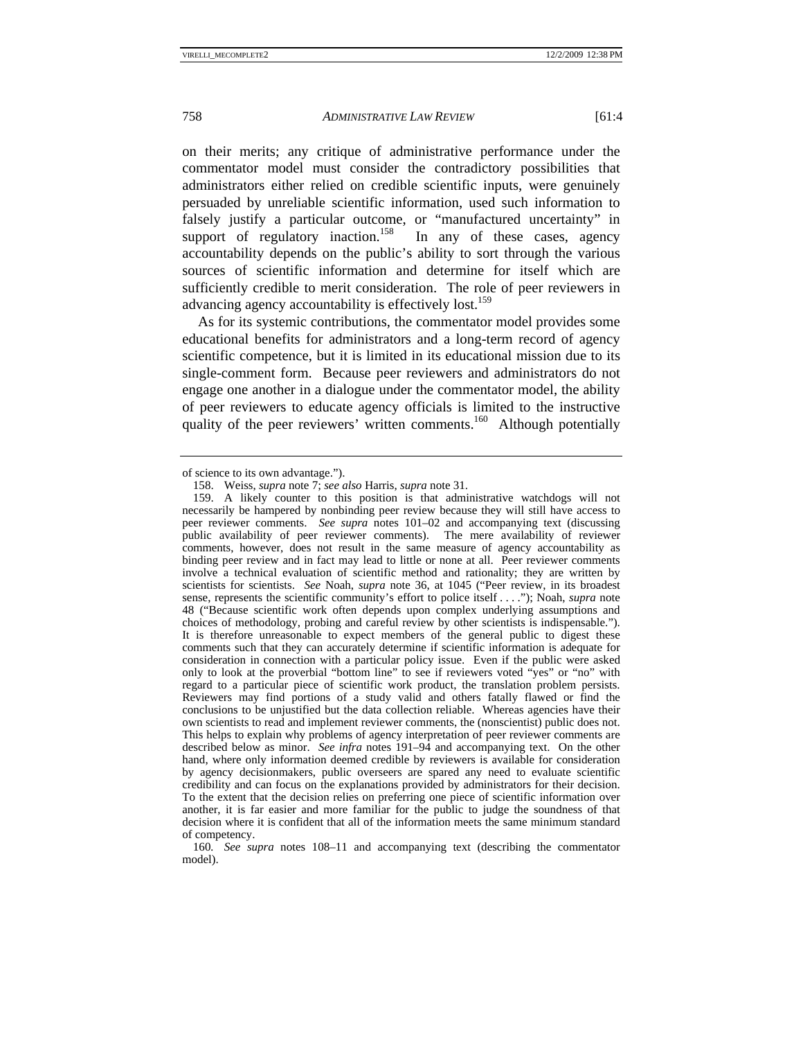on their merits; any critique of administrative performance under the commentator model must consider the contradictory possibilities that administrators either relied on credible scientific inputs, were genuinely persuaded by unreliable scientific information, used such information to falsely justify a particular outcome, or "manufactured uncertainty" in support of regulatory inaction.[158] In any of these cases, agency accountability depends on the public's ability to sort through the various sources of scientific information and determine for itself which are sufficiently credible to merit consideration. The role of peer reviewers in advancing agency accountability is effectively lost.[159]

As for its systemic contributions, the commentator model provides some educational benefits for administrators and a long-term record of agency scientific competence, but it is limited in its educational mission due to its single-comment form. Because peer reviewers and administrators do not engage one another in a dialogue under the commentator model, the ability of peer reviewers to educate agency officials is limited to the instructive quality of the peer reviewers' written comments.[160] Although potentially

---

of science to its own advantage.").

158. Weiss, *supra* note 7; *see also* Harris, *supra* note 31.

159. A likely counter to this position is that administrative watchdogs will not necessarily be hampered by nonbinding peer review because they will still have access to peer reviewer comments. *See supra* notes 101–02 and accompanying text (discussing public availability of peer reviewer comments). The mere availability of reviewer comments, however, does not result in the same measure of agency accountability as binding peer review and in fact may lead to little or none at all. Peer reviewer comments involve a technical evaluation of scientific method and rationality; they are written by scientists for scientists. *See* Noah, *supra* note 36, at 1045 ("Peer review, in its broadest sense, represents the scientific community's effort to police itself . . . ."); Noah, *supra* note 48 ("Because scientific work often depends upon complex underlying assumptions and choices of methodology, probing and careful review by other scientists is indispensable."). It is therefore unreasonable to expect members of the general public to digest these comments such that they can accurately determine if scientific information is adequate for consideration in connection with a particular policy issue. Even if the public were asked only to look at the proverbial "bottom line" to see if reviewers voted "yes" or "no" with regard to a particular piece of scientific work product, the translation problem persists. Reviewers may find portions of a study valid and others fatally flawed or find the conclusions to be unjustified but the data collection reliable. Whereas agencies have their own scientists to read and implement reviewer comments, the (nonscientist) public does not. This helps to explain why problems of agency interpretation of peer reviewer comments are described below as minor. *See infra* notes 191–94 and accompanying text. On the other hand, where only information deemed credible by reviewers is available for consideration by agency decisionmakers, public overseers are spared any need to evaluate scientific credibility and can focus on the explanations provided by administrators for their decision. To the extent that the decision relies on preferring one piece of scientific information over another, it is far easier and more familiar for the public to judge the soundness of that decision where it is confident that all of the information meets the same minimum standard of competency.

160. *See supra* notes 108–11 and accompanying text (describing the commentator model).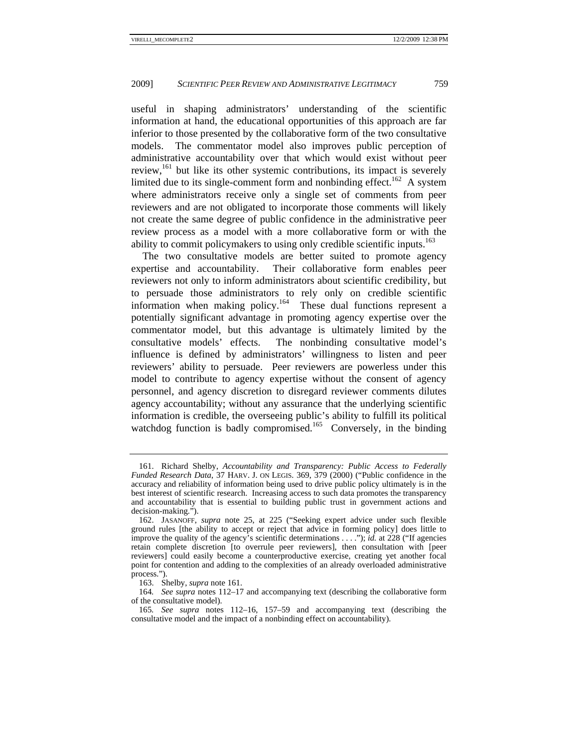useful in shaping administrators' understanding of the scientific information at hand, the educational opportunities of this approach are far inferior to those presented by the collaborative form of the two consultative models. The commentator model also improves public perception of administrative accountability over that which would exist without peer review,[161] but like its other systemic contributions, its impact is severely limited due to its single-comment form and nonbinding effect.[162] A system where administrators receive only a single set of comments from peer reviewers and are not obligated to incorporate those comments will likely not create the same degree of public confidence in the administrative peer review process as a model with a more collaborative form or with the ability to commit policymakers to using only credible scientific inputs.[163]

The two consultative models are better suited to promote agency expertise and accountability. Their collaborative form enables peer reviewers not only to inform administrators about scientific credibility, but to persuade those administrators to rely only on credible scientific information when making policy.[164] These dual functions represent a potentially significant advantage in promoting agency expertise over the commentator model, but this advantage is ultimately limited by the consultative models' effects. The nonbinding consultative model's influence is defined by administrators' willingness to listen and peer reviewers' ability to persuade. Peer reviewers are powerless under this model to contribute to agency expertise without the consent of agency personnel, and agency discretion to disregard reviewer comments dilutes agency accountability; without any assurance that the underlying scientific information is credible, the overseeing public's ability to fulfill its political watchdog function is badly compromised.[165] Conversely, in the binding

---

161. Richard Shelby, *Accountability and Transparency: Public Access to Federally Funded Research Data*, 37 HARV. J. ON LEGIS. 369, 379 (2000) ("Public confidence in the accuracy and reliability of information being used to drive public policy ultimately is in the best interest of scientific research. Increasing access to such data promotes the transparency and accountability that is essential to building public trust in government actions and decision-making.").

162. JASANOFF, *supra* note 25, at 225 ("Seeking expert advice under such flexible ground rules [the ability to accept or reject that advice in forming policy] does little to improve the quality of the agency's scientific determinations . . . ."); *id.* at 228 ("If agencies retain complete discretion [to overrule peer reviewers], then consultation with [peer reviewers] could easily become a counterproductive exercise, creating yet another focal point for contention and adding to the complexities of an already overloaded administrative process.").

163. Shelby, *supra* note 161.

164. *See supra* notes 112–17 and accompanying text (describing the collaborative form of the consultative model).

165. *See supra* notes 112–16, 157–59 and accompanying text (describing the consultative model and the impact of a nonbinding effect on accountability).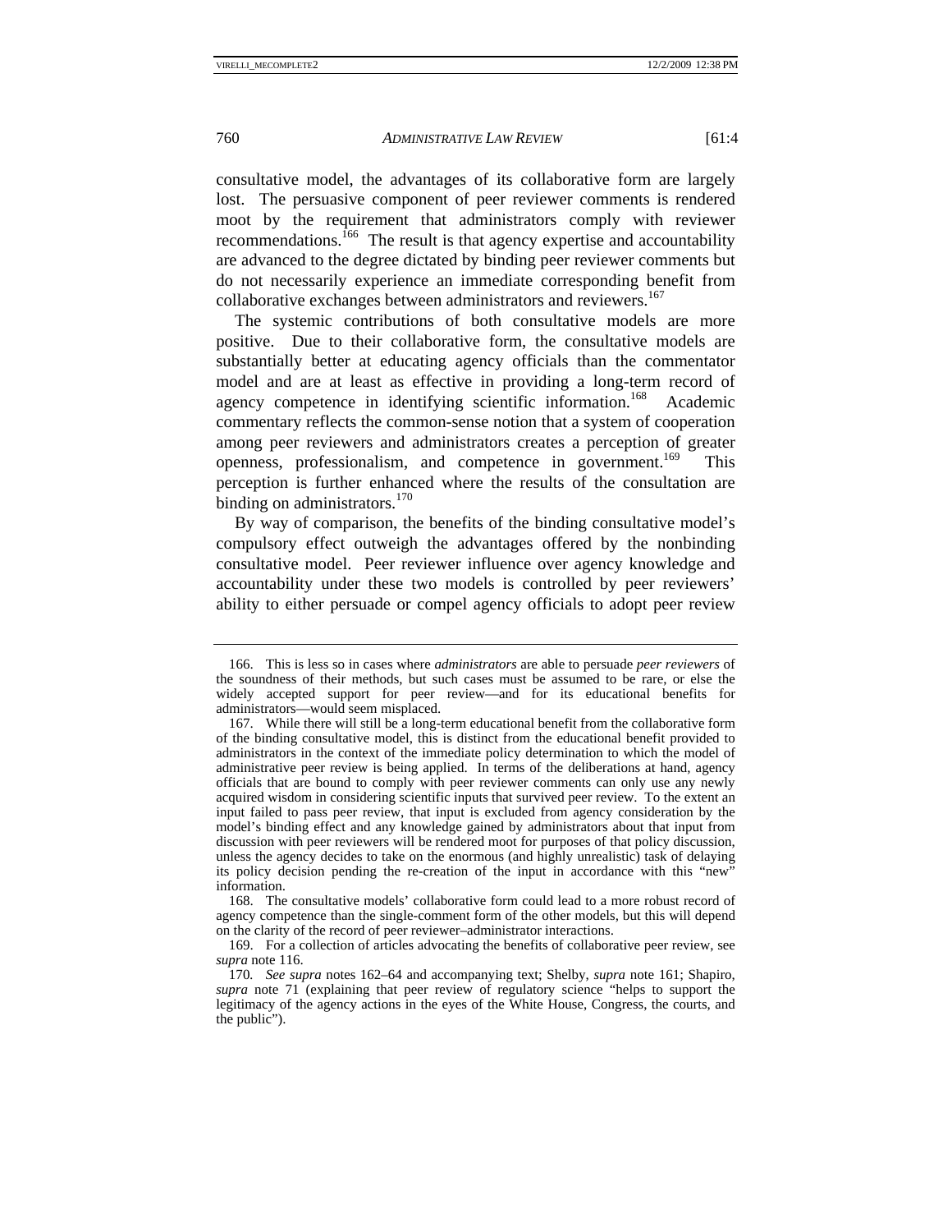consultative model, the advantages of its collaborative form are largely lost. The persuasive component of peer reviewer comments is rendered moot by the requirement that administrators comply with reviewer recommendations.[166] The result is that agency expertise and accountability are advanced to the degree dictated by binding peer reviewer comments but do not necessarily experience an immediate corresponding benefit from collaborative exchanges between administrators and reviewers.[167]

The systemic contributions of both consultative models are more positive. Due to their collaborative form, the consultative models are substantially better at educating agency officials than the commentator model and are at least as effective in providing a long-term record of agency competence in identifying scientific information.[168] Academic commentary reflects the common-sense notion that a system of cooperation among peer reviewers and administrators creates a perception of greater openness, professionalism, and competence in government.[169] This perception is further enhanced where the results of the consultation are binding on administrators.[170]

By way of comparison, the benefits of the binding consultative model's compulsory effect outweigh the advantages offered by the nonbinding consultative model. Peer reviewer influence over agency knowledge and accountability under these two models is controlled by peer reviewers' ability to either persuade or compel agency officials to adopt peer review

---

166. This is less so in cases where *administrators* are able to persuade *peer reviewers* of the soundness of their methods, but such cases must be assumed to be rare, or else the widely accepted support for peer review—and for its educational benefits for administrators—would seem misplaced.

167. While there will still be a long-term educational benefit from the collaborative form of the binding consultative model, this is distinct from the educational benefit provided to administrators in the context of the immediate policy determination to which the model of administrative peer review is being applied. In terms of the deliberations at hand, agency officials that are bound to comply with peer reviewer comments can only use any newly acquired wisdom in considering scientific inputs that survived peer review. To the extent an input failed to pass peer review, that input is excluded from agency consideration by the model's binding effect and any knowledge gained by administrators about that input from discussion with peer reviewers will be rendered moot for purposes of that policy discussion, unless the agency decides to take on the enormous (and highly unrealistic) task of delaying its policy decision pending the re-creation of the input in accordance with this "new" information.

168. The consultative models' collaborative form could lead to a more robust record of agency competence than the single-comment form of the other models, but this will depend on the clarity of the record of peer reviewer–administrator interactions.

169. For a collection of articles advocating the benefits of collaborative peer review, see *supra* note 116.

170. *See supra* notes 162–64 and accompanying text; Shelby, *supra* note 161; Shapiro, *supra* note 71 (explaining that peer review of regulatory science "helps to support the legitimacy of the agency actions in the eyes of the White House, Congress, the courts, and the public").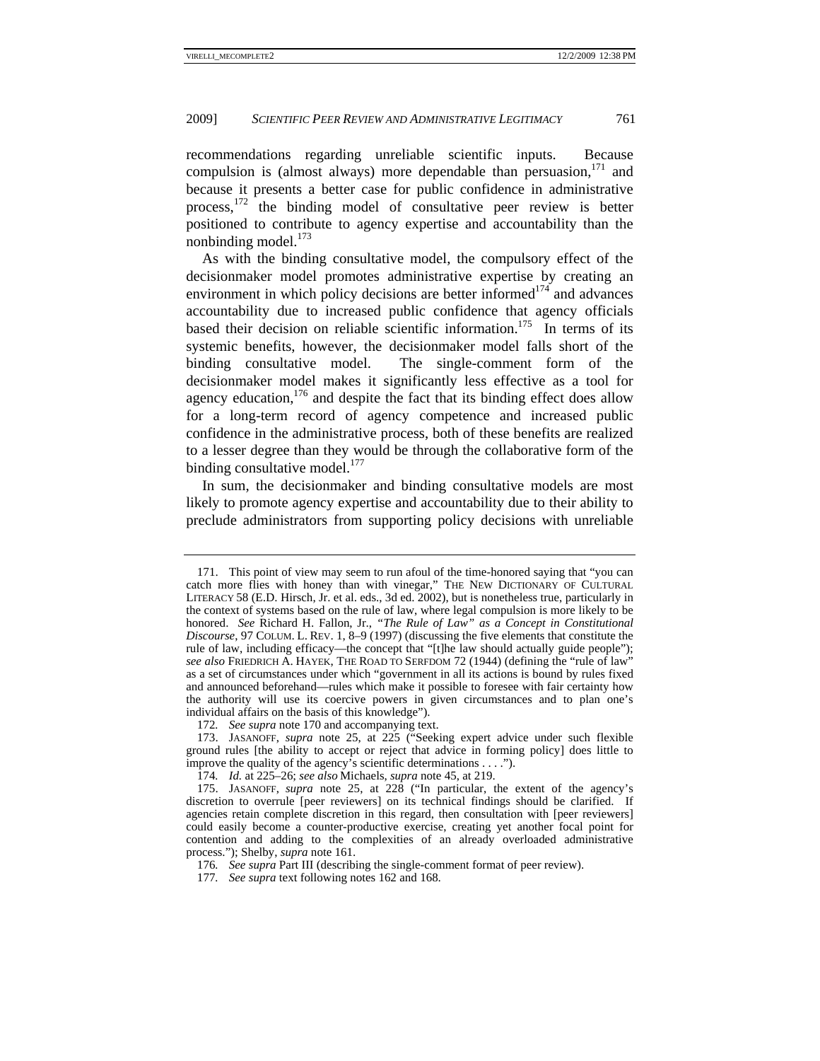recommendations regarding unreliable scientific inputs. Because compulsion is (almost always) more dependable than persuasion,[171] and because it presents a better case for public confidence in administrative process,[172] the binding model of consultative peer review is better positioned to contribute to agency expertise and accountability than the nonbinding model.[173]

As with the binding consultative model, the compulsory effect of the decisionmaker model promotes administrative expertise by creating an environment in which policy decisions are better informed[174] and advances accountability due to increased public confidence that agency officials based their decision on reliable scientific information.[175] In terms of its systemic benefits, however, the decisionmaker model falls short of the binding consultative model. The single-comment form of the decisionmaker model makes it significantly less effective as a tool for agency education,[176] and despite the fact that its binding effect does allow for a long-term record of agency competence and increased public confidence in the administrative process, both of these benefits are realized to a lesser degree than they would be through the collaborative form of the binding consultative model.[177]

In sum, the decisionmaker and binding consultative models are most likely to promote agency expertise and accountability due to their ability to preclude administrators from supporting policy decisions with unreliable

---

171. This point of view may seem to run afoul of the time-honored saying that "you can catch more flies with honey than with vinegar," THE NEW DICTIONARY OF CULTURAL LITERACY 58 (E.D. Hirsch, Jr. et al. eds., 3d ed. 2002), but is nonetheless true, particularly in the context of systems based on the rule of law, where legal compulsion is more likely to be honored. *See* Richard H. Fallon, Jr., *"The Rule of Law" as a Concept in Constitutional Discourse*, 97 COLUM. L. REV. 1, 8–9 (1997) (discussing the five elements that constitute the rule of law, including efficacy—the concept that "[t]he law should actually guide people"); *see also* FRIEDRICH A. HAYEK, THE ROAD TO SERFDOM 72 (1944) (defining the "rule of law" as a set of circumstances under which "government in all its actions is bound by rules fixed and announced beforehand—rules which make it possible to foresee with fair certainty how the authority will use its coercive powers in given circumstances and to plan one's individual affairs on the basis of this knowledge").

172. *See supra* note 170 and accompanying text.

173. JASANOFF, *supra* note 25, at 225 ("Seeking expert advice under such flexible ground rules [the ability to accept or reject that advice in forming policy] does little to improve the quality of the agency's scientific determinations . . . .").

174. *Id.* at 225–26; *see also* Michaels, *supra* note 45, at 219.

175. JASANOFF, *supra* note 25, at 228 ("In particular, the extent of the agency's discretion to overrule [peer reviewers] on its technical findings should be clarified. If agencies retain complete discretion in this regard, then consultation with [peer reviewers] could easily become a counter-productive exercise, creating yet another focal point for contention and adding to the complexities of an already overloaded administrative process."); Shelby, *supra* note 161.

176. *See supra* Part III (describing the single-comment format of peer review).

177. *See supra* text following notes 162 and 168.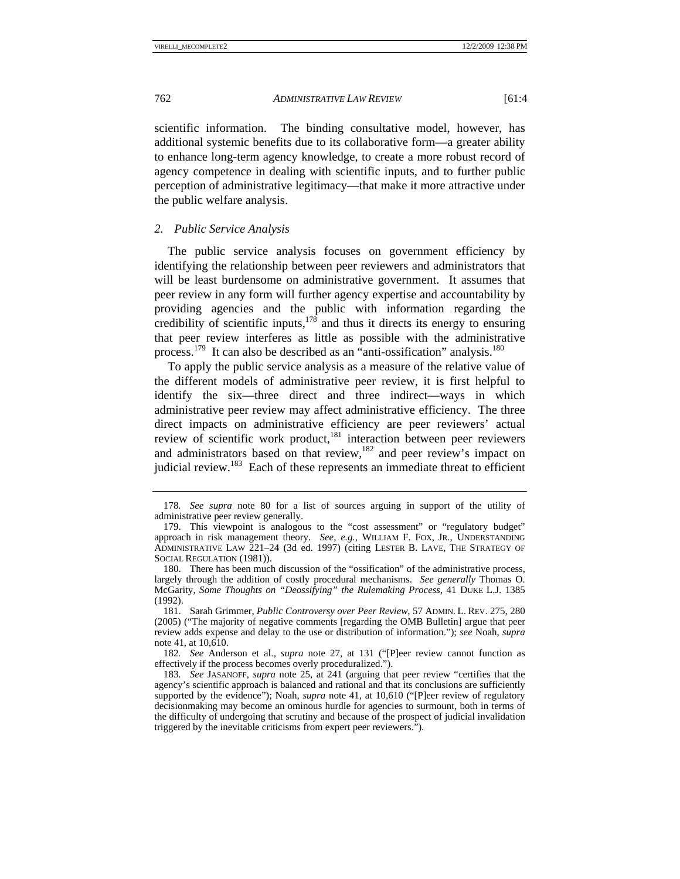scientific information. The binding consultative model, however, has additional systemic benefits due to its collaborative form—a greater ability to enhance long-term agency knowledge, to create a more robust record of agency competence in dealing with scientific inputs, and to further public perception of administrative legitimacy—that make it more attractive under the public welfare analysis.

### *2. Public Service Analysis*

The public service analysis focuses on government efficiency by identifying the relationship between peer reviewers and administrators that will be least burdensome on administrative government. It assumes that peer review in any form will further agency expertise and accountability by providing agencies and the public with information regarding the credibility of scientific inputs,[178] and thus it directs its energy to ensuring that peer review interferes as little as possible with the administrative process.[179] It can also be described as an "anti-ossification" analysis.[180]

To apply the public service analysis as a measure of the relative value of the different models of administrative peer review, it is first helpful to identify the six—three direct and three indirect—ways in which administrative peer review may affect administrative efficiency. The three direct impacts on administrative efficiency are peer reviewers' actual review of scientific work product,[181] interaction between peer reviewers and administrators based on that review,[182] and peer review's impact on judicial review.[183] Each of these represents an immediate threat to efficient

---

178. *See supra* note 80 for a list of sources arguing in support of the utility of administrative peer review generally.

179. This viewpoint is analogous to the "cost assessment" or "regulatory budget" approach in risk management theory. *See, e.g.*, WILLIAM F. FOX, JR., UNDERSTANDING ADMINISTRATIVE LAW 221–24 (3d ed. 1997) (citing LESTER B. LAVE, THE STRATEGY OF SOCIAL REGULATION (1981)).

180. There has been much discussion of the "ossification" of the administrative process, largely through the addition of costly procedural mechanisms. *See generally* Thomas O. McGarity, *Some Thoughts on "Deossifying" the Rulemaking Process*, 41 DUKE L.J. 1385 (1992).

181. Sarah Grimmer, *Public Controversy over Peer Review*, 57 ADMIN. L. REV. 275, 280 (2005) ("The majority of negative comments [regarding the OMB Bulletin] argue that peer review adds expense and delay to the use or distribution of information."); *see* Noah, *supra* note 41, at 10,610.

182. *See* Anderson et al., *supra* note 27, at 131 ("[P]eer review cannot function as effectively if the process becomes overly proceduralized.").

183. *See* JASANOFF, *supra* note 25, at 241 (arguing that peer review "certifies that the agency's scientific approach is balanced and rational and that its conclusions are sufficiently supported by the evidence"); Noah, *supra* note 41, at 10,610 ("[P]eer review of regulatory decisionmaking may become an ominous hurdle for agencies to surmount, both in terms of the difficulty of undergoing that scrutiny and because of the prospect of judicial invalidation triggered by the inevitable criticisms from expert peer reviewers.").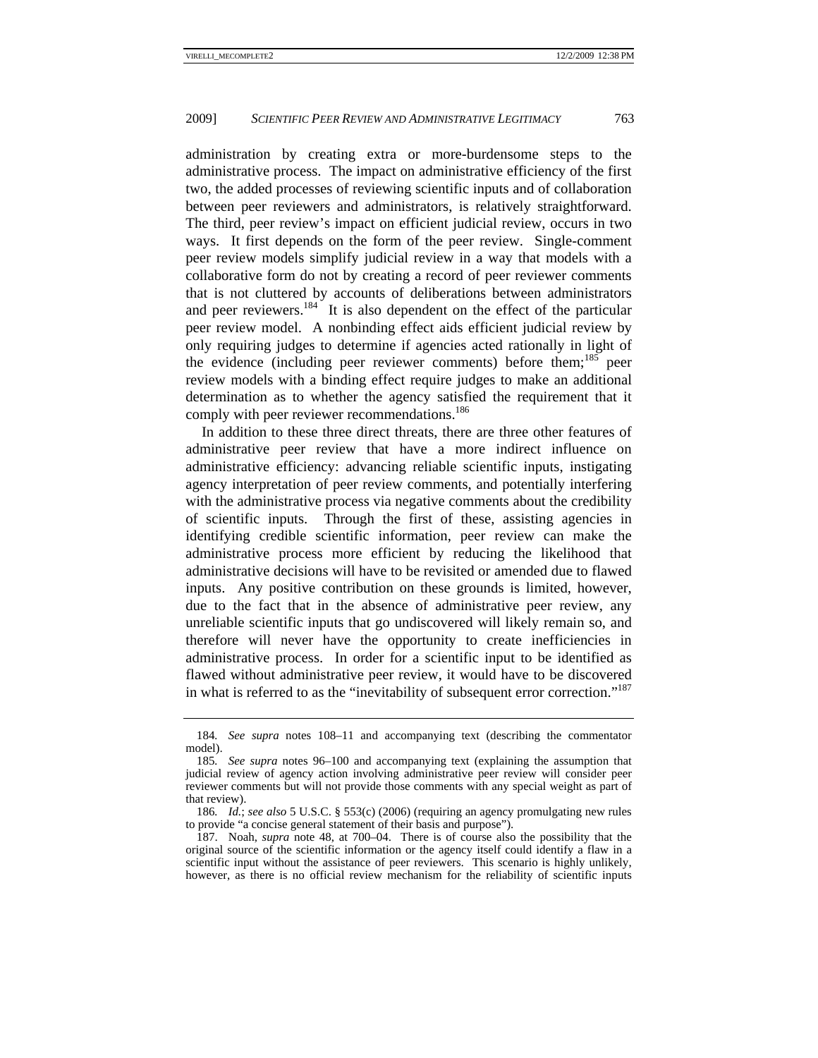administration by creating extra or more-burdensome steps to the administrative process. The impact on administrative efficiency of the first two, the added processes of reviewing scientific inputs and of collaboration between peer reviewers and administrators, is relatively straightforward. The third, peer review's impact on efficient judicial review, occurs in two ways. It first depends on the form of the peer review. Single-comment peer review models simplify judicial review in a way that models with a collaborative form do not by creating a record of peer reviewer comments that is not cluttered by accounts of deliberations between administrators and peer reviewers.[184] It is also dependent on the effect of the particular peer review model. A nonbinding effect aids efficient judicial review by only requiring judges to determine if agencies acted rationally in light of the evidence (including peer reviewer comments) before them;[185] peer review models with a binding effect require judges to make an additional determination as to whether the agency satisfied the requirement that it comply with peer reviewer recommendations.[186]

In addition to these three direct threats, there are three other features of administrative peer review that have a more indirect influence on administrative efficiency: advancing reliable scientific inputs, instigating agency interpretation of peer review comments, and potentially interfering with the administrative process via negative comments about the credibility of scientific inputs. Through the first of these, assisting agencies in identifying credible scientific information, peer review can make the administrative process more efficient by reducing the likelihood that administrative decisions will have to be revisited or amended due to flawed inputs. Any positive contribution on these grounds is limited, however, due to the fact that in the absence of administrative peer review, any unreliable scientific inputs that go undiscovered will likely remain so, and therefore will never have the opportunity to create inefficiencies in administrative process. In order for a scientific input to be identified as flawed without administrative peer review, it would have to be discovered in what is referred to as the "inevitability of subsequent error correction."[187]

---

184. *See supra* notes 108–11 and accompanying text (describing the commentator model).

185. *See supra* notes 96–100 and accompanying text (explaining the assumption that judicial review of agency action involving administrative peer review will consider peer reviewer comments but will not provide those comments with any special weight as part of that review).

186. *Id.*; *see also* 5 U.S.C. § 553(c) (2006) (requiring an agency promulgating new rules to provide "a concise general statement of their basis and purpose").

187. Noah, *supra* note 48, at 700–04. There is of course also the possibility that the original source of the scientific information or the agency itself could identify a flaw in a scientific input without the assistance of peer reviewers. This scenario is highly unlikely, however, as there is no official review mechanism for the reliability of scientific inputs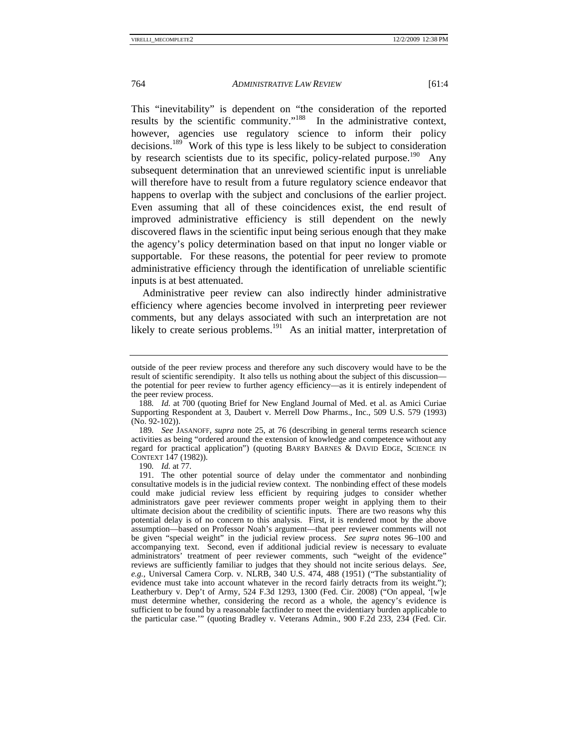This "inevitability" is dependent on "the consideration of the reported results by the scientific community."[188] In the administrative context, however, agencies use regulatory science to inform their policy decisions.[189] Work of this type is less likely to be subject to consideration by research scientists due to its specific, policy-related purpose.[190] Any subsequent determination that an unreviewed scientific input is unreliable will therefore have to result from a future regulatory science endeavor that happens to overlap with the subject and conclusions of the earlier project. Even assuming that all of these coincidences exist, the end result of improved administrative efficiency is still dependent on the newly discovered flaws in the scientific input being serious enough that they make the agency's policy determination based on that input no longer viable or supportable. For these reasons, the potential for peer review to promote administrative efficiency through the identification of unreliable scientific inputs is at best attenuated.

Administrative peer review can also indirectly hinder administrative efficiency where agencies become involved in interpreting peer reviewer comments, but any delays associated with such an interpretation are not likely to create serious problems.[191] As an initial matter, interpretation of

---

outside of the peer review process and therefore any such discovery would have to be the result of scientific serendipity. It also tells us nothing about the subject of this discussion—the potential for peer review to further agency efficiency—as it is entirely independent of the peer review process.

188. *Id.* at 700 (quoting Brief for New England Journal of Med. et al. as Amici Curiae Supporting Respondent at 3, Daubert v. Merrell Dow Pharms., Inc., 509 U.S. 579 (1993) (No. 92-102)).

189. *See* JASANOFF, *supra* note 25, at 76 (describing in general terms research science activities as being "ordered around the extension of knowledge and competence without any regard for practical application") (quoting BARRY BARNES & DAVID EDGE, SCIENCE IN CONTEXT 147 (1982)).

190. *Id.* at 77.

191. The other potential source of delay under the commentator and nonbinding consultative models is in the judicial review context. The nonbinding effect of these models could make judicial review less efficient by requiring judges to consider whether administrators gave peer reviewer comments proper weight in applying them to their ultimate decision about the credibility of scientific inputs. There are two reasons why this potential delay is of no concern to this analysis. First, it is rendered moot by the above assumption—based on Professor Noah's argument—that peer reviewer comments will not be given "special weight" in the judicial review process. *See supra* notes 96–100 and accompanying text. Second, even if additional judicial review is necessary to evaluate administrators' treatment of peer reviewer comments, such "weight of the evidence" reviews are sufficiently familiar to judges that they should not incite serious delays. *See, e.g.*, Universal Camera Corp. v. NLRB, 340 U.S. 474, 488 (1951) ("The substantiality of evidence must take into account whatever in the record fairly detracts from its weight."); Leatherbury v. Dep't of Army, 524 F.3d 1293, 1300 (Fed. Cir. 2008) ("On appeal, '[w]e must determine whether, considering the record as a whole, the agency's evidence is sufficient to be found by a reasonable factfinder to meet the evidentiary burden applicable to the particular case.'" (quoting Bradley v. Veterans Admin., 900 F.2d 233, 234 (Fed. Cir.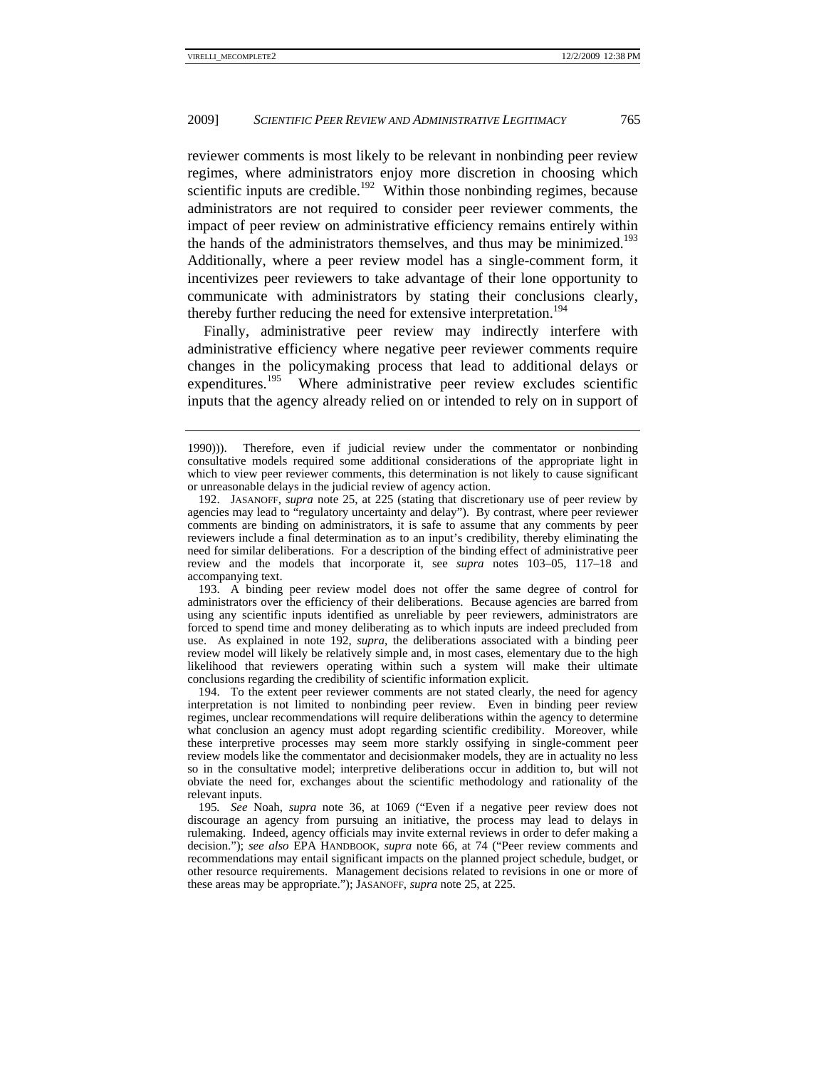reviewer comments is most likely to be relevant in nonbinding peer review regimes, where administrators enjoy more discretion in choosing which scientific inputs are credible.[192] Within those nonbinding regimes, because administrators are not required to consider peer reviewer comments, the impact of peer review on administrative efficiency remains entirely within the hands of the administrators themselves, and thus may be minimized.[193] Additionally, where a peer review model has a single-comment form, it incentivizes peer reviewers to take advantage of their lone opportunity to communicate with administrators by stating their conclusions clearly, thereby further reducing the need for extensive interpretation.[194]

Finally, administrative peer review may indirectly interfere with administrative efficiency where negative peer reviewer comments require changes in the policymaking process that lead to additional delays or expenditures.[195] Where administrative peer review excludes scientific inputs that the agency already relied on or intended to rely on in support of

---

1990))). Therefore, even if judicial review under the commentator or nonbinding consultative models required some additional considerations of the appropriate light in which to view peer reviewer comments, this determination is not likely to cause significant or unreasonable delays in the judicial review of agency action.

192. JASANOFF, *supra* note 25, at 225 (stating that discretionary use of peer review by agencies may lead to "regulatory uncertainty and delay"). By contrast, where peer reviewer comments are binding on administrators, it is safe to assume that any comments by peer reviewers include a final determination as to an input's credibility, thereby eliminating the need for similar deliberations. For a description of the binding effect of administrative peer review and the models that incorporate it, see *supra* notes 103–05, 117–18 and accompanying text.

193. A binding peer review model does not offer the same degree of control for administrators over the efficiency of their deliberations. Because agencies are barred from using any scientific inputs identified as unreliable by peer reviewers, administrators are forced to spend time and money deliberating as to which inputs are indeed precluded from use. As explained in note 192, *supra*, the deliberations associated with a binding peer review model will likely be relatively simple and, in most cases, elementary due to the high likelihood that reviewers operating within such a system will make their ultimate conclusions regarding the credibility of scientific information explicit.

194. To the extent peer reviewer comments are not stated clearly, the need for agency interpretation is not limited to nonbinding peer review. Even in binding peer review regimes, unclear recommendations will require deliberations within the agency to determine what conclusion an agency must adopt regarding scientific credibility. Moreover, while these interpretive processes may seem more starkly ossifying in single-comment peer review models like the commentator and decisionmaker models, they are in actuality no less so in the consultative model; interpretive deliberations occur in addition to, but will not obviate the need for, exchanges about the scientific methodology and rationality of the relevant inputs.

195. *See* Noah, *supra* note 36, at 1069 ("Even if a negative peer review does not discourage an agency from pursuing an initiative, the process may lead to delays in rulemaking. Indeed, agency officials may invite external reviews in order to defer making a decision."); *see also* EPA HANDBOOK, *supra* note 66, at 74 ("Peer review comments and recommendations may entail significant impacts on the planned project schedule, budget, or other resource requirements. Management decisions related to revisions in one or more of these areas may be appropriate."); JASANOFF, *supra* note 25, at 225.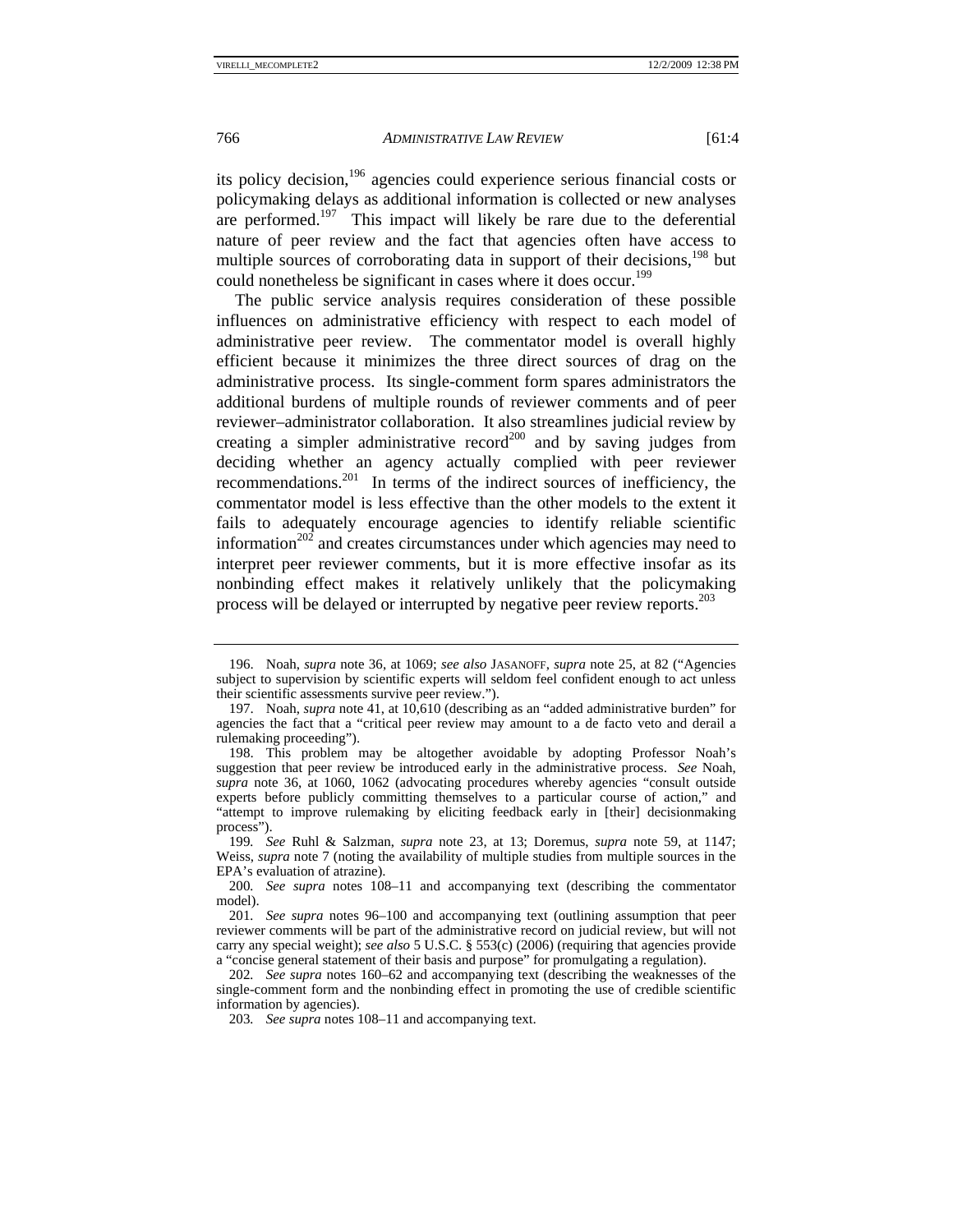its policy decision,[196] agencies could experience serious financial costs or policymaking delays as additional information is collected or new analyses are performed.[197] This impact will likely be rare due to the deferential nature of peer review and the fact that agencies often have access to multiple sources of corroborating data in support of their decisions,[198] but could nonetheless be significant in cases where it does occur.[199]

The public service analysis requires consideration of these possible influences on administrative efficiency with respect to each model of administrative peer review. The commentator model is overall highly efficient because it minimizes the three direct sources of drag on the administrative process. Its single-comment form spares administrators the additional burdens of multiple rounds of reviewer comments and of peer reviewer–administrator collaboration. It also streamlines judicial review by creating a simpler administrative record[200] and by saving judges from deciding whether an agency actually complied with peer reviewer recommendations.[201] In terms of the indirect sources of inefficiency, the commentator model is less effective than the other models to the extent it fails to adequately encourage agencies to identify reliable scientific information[202] and creates circumstances under which agencies may need to interpret peer reviewer comments, but it is more effective insofar as its nonbinding effect makes it relatively unlikely that the policymaking process will be delayed or interrupted by negative peer review reports.[203]

---

196. Noah, *supra* note 36, at 1069; *see also* JASANOFF, *supra* note 25, at 82 ("Agencies subject to supervision by scientific experts will seldom feel confident enough to act unless their scientific assessments survive peer review.").

197. Noah, *supra* note 41, at 10,610 (describing as an "added administrative burden" for agencies the fact that a "critical peer review may amount to a de facto veto and derail a rulemaking proceeding").

198. This problem may be altogether avoidable by adopting Professor Noah's suggestion that peer review be introduced early in the administrative process. *See* Noah, *supra* note 36, at 1060, 1062 (advocating procedures whereby agencies "consult outside experts before publicly committing themselves to a particular course of action," and "attempt to improve rulemaking by eliciting feedback early in [their] decisionmaking process").

199. *See* Ruhl & Salzman, *supra* note 23, at 13; Doremus, *supra* note 59, at 1147; Weiss, *supra* note 7 (noting the availability of multiple studies from multiple sources in the EPA's evaluation of atrazine).

200. *See supra* notes 108–11 and accompanying text (describing the commentator model).

201. *See supra* notes 96–100 and accompanying text (outlining assumption that peer reviewer comments will be part of the administrative record on judicial review, but will not carry any special weight); *see also* 5 U.S.C. § 553(c) (2006) (requiring that agencies provide a "concise general statement of their basis and purpose" for promulgating a regulation).

202. *See supra* notes 160–62 and accompanying text (describing the weaknesses of the single-comment form and the nonbinding effect in promoting the use of credible scientific information by agencies).

203. *See supra* notes 108–11 and accompanying text.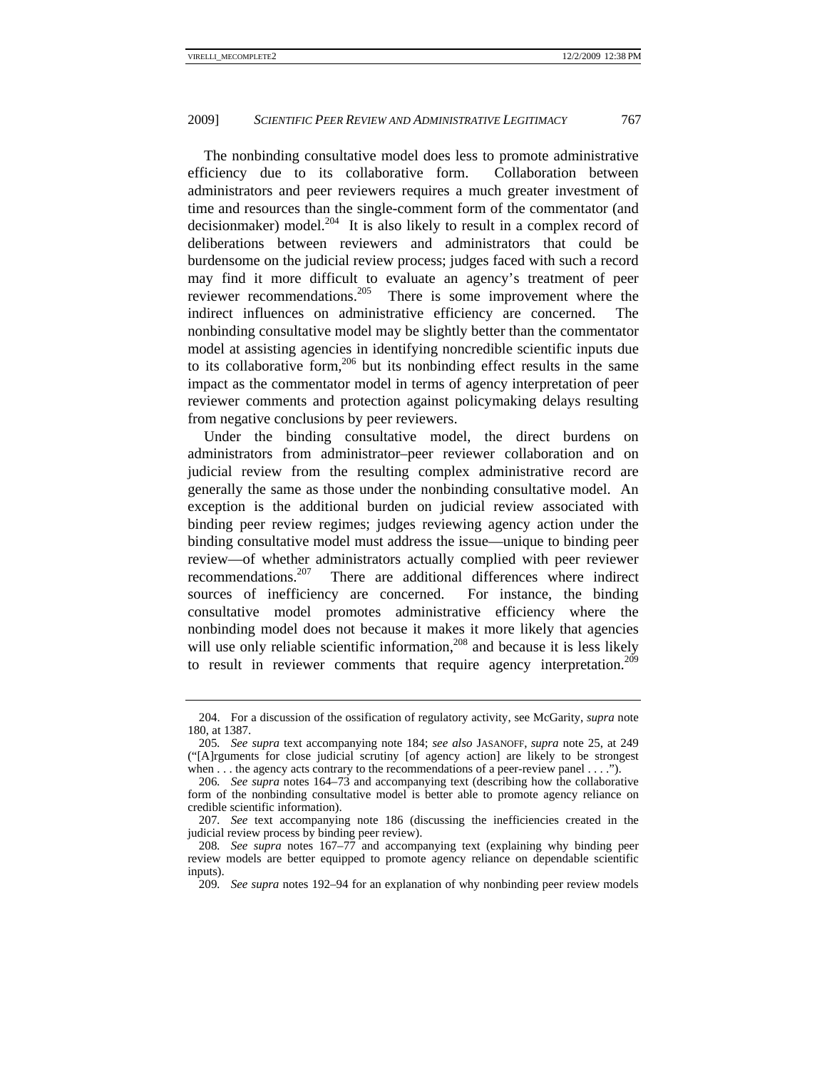The nonbinding consultative model does less to promote administrative efficiency due to its collaborative form. Collaboration between administrators and peer reviewers requires a much greater investment of time and resources than the single-comment form of the commentator (and decisionmaker) model.[204] It is also likely to result in a complex record of deliberations between reviewers and administrators that could be burdensome on the judicial review process; judges faced with such a record may find it more difficult to evaluate an agency's treatment of peer reviewer recommendations.[205] There is some improvement where the indirect influences on administrative efficiency are concerned. The nonbinding consultative model may be slightly better than the commentator model at assisting agencies in identifying noncredible scientific inputs due to its collaborative form,[206] but its nonbinding effect results in the same impact as the commentator model in terms of agency interpretation of peer reviewer comments and protection against policymaking delays resulting from negative conclusions by peer reviewers.

Under the binding consultative model, the direct burdens on administrators from administrator–peer reviewer collaboration and on judicial review from the resulting complex administrative record are generally the same as those under the nonbinding consultative model. An exception is the additional burden on judicial review associated with binding peer review regimes; judges reviewing agency action under the binding consultative model must address the issue—unique to binding peer review—of whether administrators actually complied with peer reviewer recommendations.[207] There are additional differences where indirect sources of inefficiency are concerned. For instance, the binding consultative model promotes administrative efficiency where the nonbinding model does not because it makes it more likely that agencies will use only reliable scientific information,[208] and because it is less likely to result in reviewer comments that require agency interpretation.[209]

---

204. For a discussion of the ossification of regulatory activity, see McGarity, *supra* note 180, at 1387.

205. *See supra* text accompanying note 184; *see also* JASANOFF, *supra* note 25, at 249 ("[A]rguments for close judicial scrutiny [of agency action] are likely to be strongest when . . . the agency acts contrary to the recommendations of a peer-review panel . . . .").

206. *See supra* notes 164–73 and accompanying text (describing how the collaborative form of the nonbinding consultative model is better able to promote agency reliance on credible scientific information).

207. *See* text accompanying note 186 (discussing the inefficiencies created in the judicial review process by binding peer review).

208. *See supra* notes 167–77 and accompanying text (explaining why binding peer review models are better equipped to promote agency reliance on dependable scientific inputs).

209. *See supra* notes 192–94 for an explanation of why nonbinding peer review models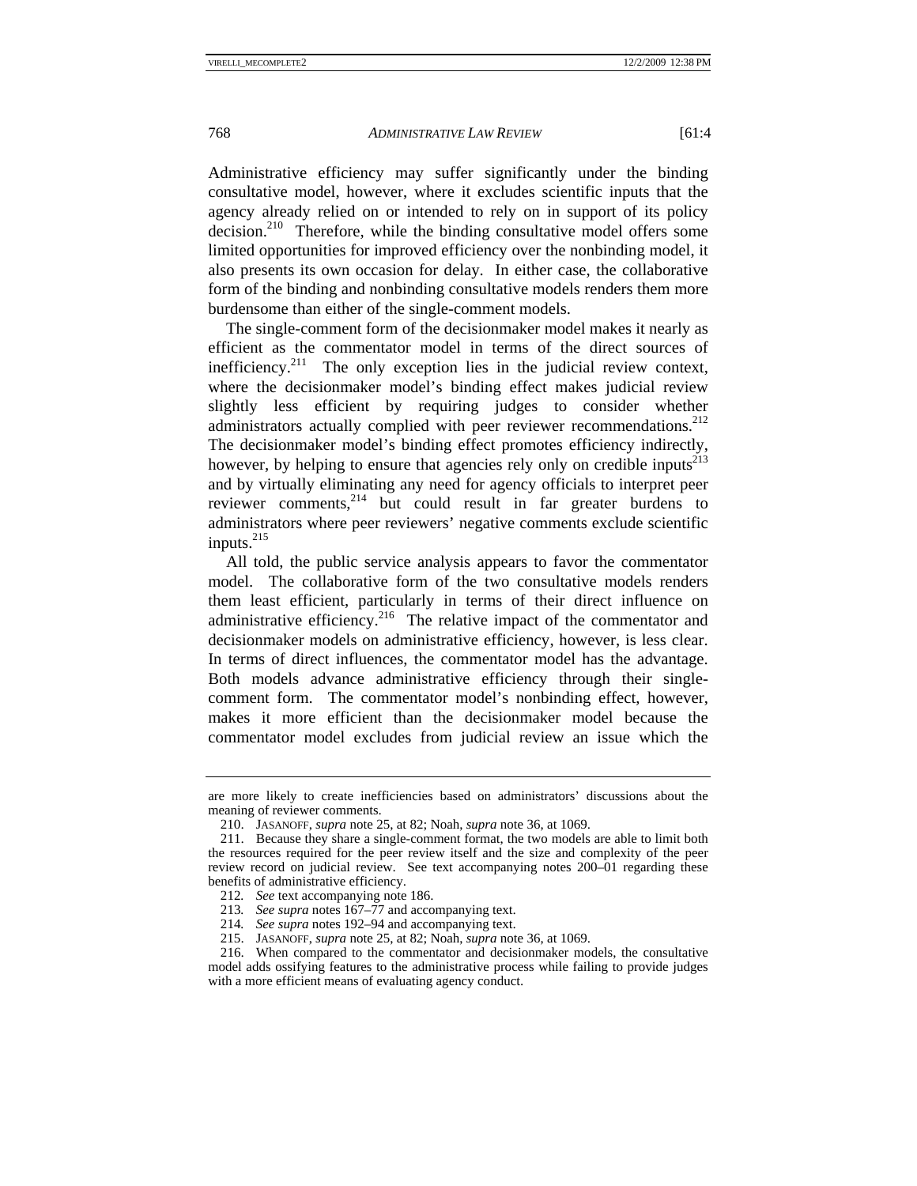Administrative efficiency may suffer significantly under the binding consultative model, however, where it excludes scientific inputs that the agency already relied on or intended to rely on in support of its policy decision.[210] Therefore, while the binding consultative model offers some limited opportunities for improved efficiency over the nonbinding model, it also presents its own occasion for delay. In either case, the collaborative form of the binding and nonbinding consultative models renders them more burdensome than either of the single-comment models.

The single-comment form of the decisionmaker model makes it nearly as efficient as the commentator model in terms of the direct sources of inefficiency.[211] The only exception lies in the judicial review context, where the decisionmaker model's binding effect makes judicial review slightly less efficient by requiring judges to consider whether administrators actually complied with peer reviewer recommendations.[212] The decisionmaker model's binding effect promotes efficiency indirectly, however, by helping to ensure that agencies rely only on credible inputs[213] and by virtually eliminating any need for agency officials to interpret peer reviewer comments,[214] but could result in far greater burdens to administrators where peer reviewers' negative comments exclude scientific inputs.[215]

All told, the public service analysis appears to favor the commentator model. The collaborative form of the two consultative models renders them least efficient, particularly in terms of their direct influence on administrative efficiency.[216] The relative impact of the commentator and decisionmaker models on administrative efficiency, however, is less clear. In terms of direct influences, the commentator model has the advantage. Both models advance administrative efficiency through their single-comment form. The commentator model's nonbinding effect, however, makes it more efficient than the decisionmaker model because the commentator model excludes from judicial review an issue which the

---

are more likely to create inefficiencies based on administrators' discussions about the meaning of reviewer comments.

210. JASANOFF, *supra* note 25, at 82; Noah, *supra* note 36, at 1069.

211. Because they share a single-comment format, the two models are able to limit both the resources required for the peer review itself and the size and complexity of the peer review record on judicial review. See text accompanying notes 200–01 regarding these benefits of administrative efficiency.

212. *See* text accompanying note 186.

213. *See supra* notes 167–77 and accompanying text.

214. *See supra* notes 192–94 and accompanying text.

215. JASANOFF, *supra* note 25, at 82; Noah, *supra* note 36, at 1069.

216. When compared to the commentator and decisionmaker models, the consultative model adds ossifying features to the administrative process while failing to provide judges with a more efficient means of evaluating agency conduct.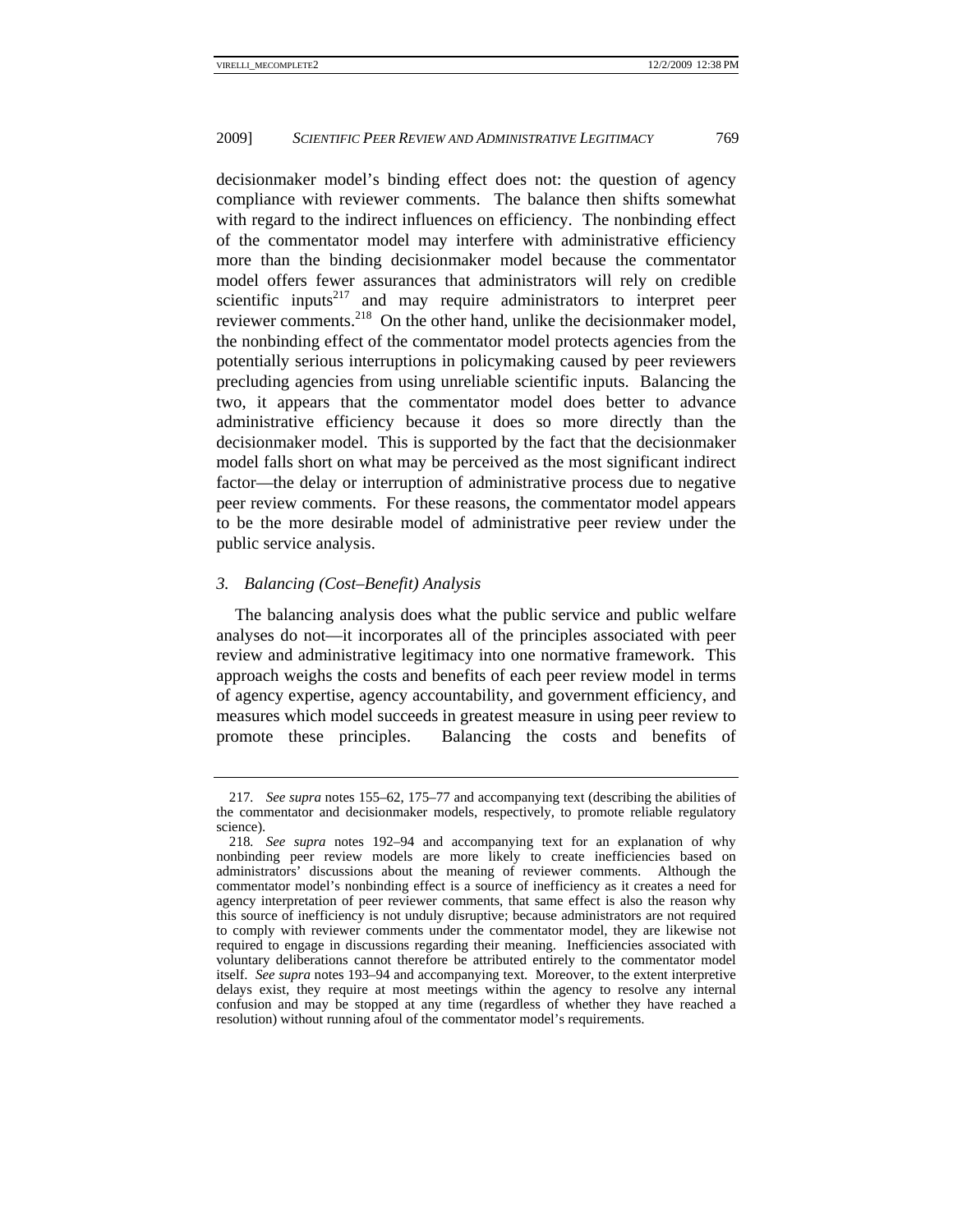decisionmaker model's binding effect does not: the question of agency compliance with reviewer comments. The balance then shifts somewhat with regard to the indirect influences on efficiency. The nonbinding effect of the commentator model may interfere with administrative efficiency more than the binding decisionmaker model because the commentator model offers fewer assurances that administrators will rely on credible scientific inputs[217] and may require administrators to interpret peer reviewer comments.[218] On the other hand, unlike the decisionmaker model, the nonbinding effect of the commentator model protects agencies from the potentially serious interruptions in policymaking caused by peer reviewers precluding agencies from using unreliable scientific inputs. Balancing the two, it appears that the commentator model does better to advance administrative efficiency because it does so more directly than the decisionmaker model. This is supported by the fact that the decisionmaker model falls short on what may be perceived as the most significant indirect factor—the delay or interruption of administrative process due to negative peer review comments. For these reasons, the commentator model appears to be the more desirable model of administrative peer review under the public service analysis.

### *3. Balancing (Cost–Benefit) Analysis*

The balancing analysis does what the public service and public welfare analyses do not—it incorporates all of the principles associated with peer review and administrative legitimacy into one normative framework. This approach weighs the costs and benefits of each peer review model in terms of agency expertise, agency accountability, and government efficiency, and measures which model succeeds in greatest measure in using peer review to promote these principles. Balancing the costs and benefits of

---

217. *See supra* notes 155–62, 175–77 and accompanying text (describing the abilities of the commentator and decisionmaker models, respectively, to promote reliable regulatory science).

218. *See supra* notes 192–94 and accompanying text for an explanation of why nonbinding peer review models are more likely to create inefficiencies based on administrators' discussions about the meaning of reviewer comments. Although the commentator model's nonbinding effect is a source of inefficiency as it creates a need for agency interpretation of peer reviewer comments, that same effect is also the reason why this source of inefficiency is not unduly disruptive; because administrators are not required to comply with reviewer comments under the commentator model, they are likewise not required to engage in discussions regarding their meaning. Inefficiencies associated with voluntary deliberations cannot therefore be attributed entirely to the commentator model itself. *See supra* notes 193–94 and accompanying text. Moreover, to the extent interpretive delays exist, they require at most meetings within the agency to resolve any internal confusion and may be stopped at any time (regardless of whether they have reached a resolution) without running afoul of the commentator model's requirements.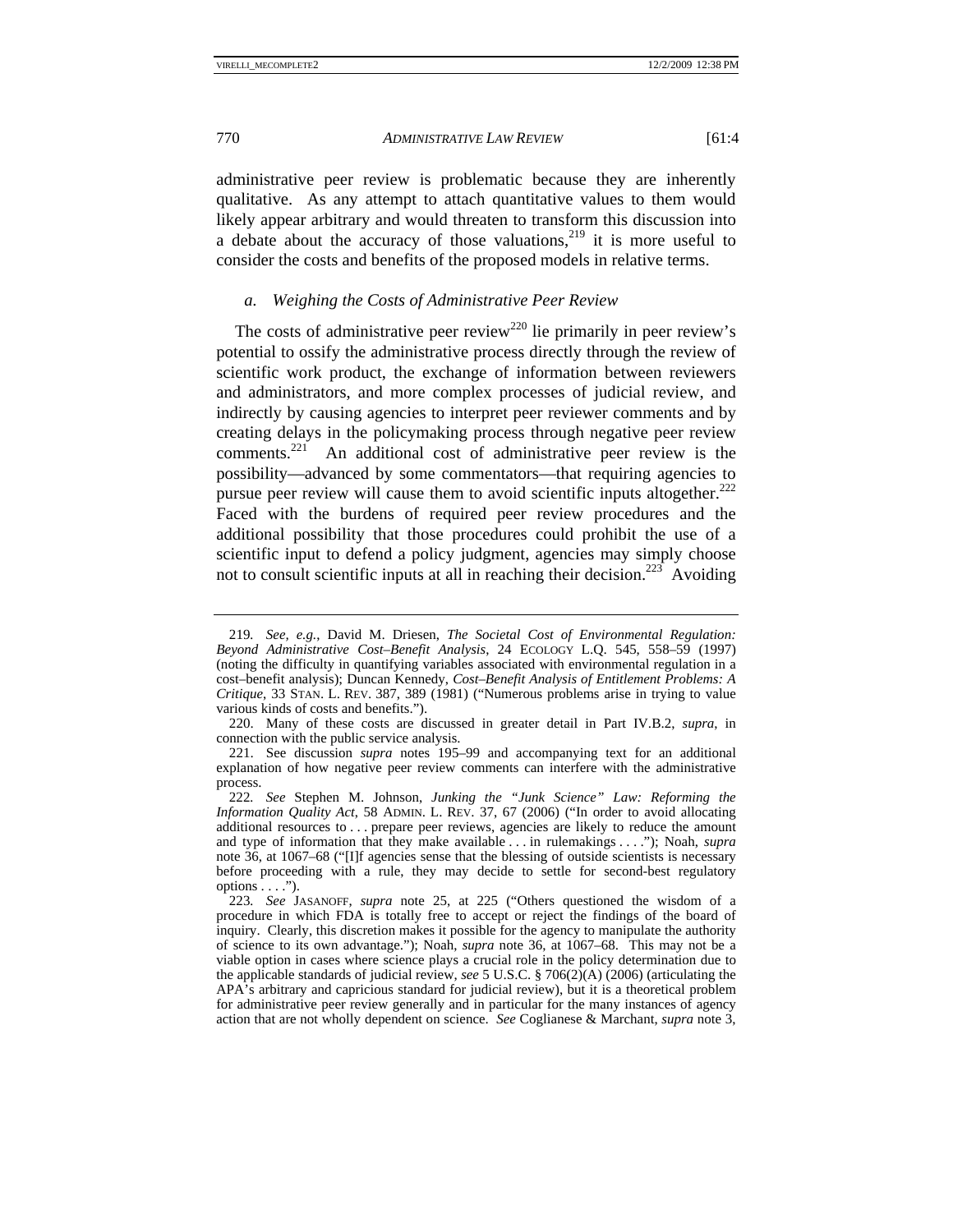administrative peer review is problematic because they are inherently qualitative. As any attempt to attach quantitative values to them would likely appear arbitrary and would threaten to transform this discussion into a debate about the accuracy of those valuations,[219] it is more useful to consider the costs and benefits of the proposed models in relative terms.

### *a. Weighing the Costs of Administrative Peer Review*

The costs of administrative peer review[220] lie primarily in peer review's potential to ossify the administrative process directly through the review of scientific work product, the exchange of information between reviewers and administrators, and more complex processes of judicial review, and indirectly by causing agencies to interpret peer reviewer comments and by creating delays in the policymaking process through negative peer review comments.[221] An additional cost of administrative peer review is the possibility—advanced by some commentators—that requiring agencies to pursue peer review will cause them to avoid scientific inputs altogether.[222] Faced with the burdens of required peer review procedures and the additional possibility that those procedures could prohibit the use of a scientific input to defend a policy judgment, agencies may simply choose not to consult scientific inputs at all in reaching their decision.[223] Avoiding

---

219. *See, e.g.*, David M. Driesen, *The Societal Cost of Environmental Regulation: Beyond Administrative Cost–Benefit Analysis*, 24 ECOLOGY L.Q. 545, 558–59 (1997) (noting the difficulty in quantifying variables associated with environmental regulation in a cost–benefit analysis); Duncan Kennedy, *Cost–Benefit Analysis of Entitlement Problems: A Critique*, 33 STAN. L. REV. 387, 389 (1981) ("Numerous problems arise in trying to value various kinds of costs and benefits.").

220. Many of these costs are discussed in greater detail in Part IV.B.2, *supra*, in connection with the public service analysis.

221. See discussion *supra* notes 195–99 and accompanying text for an additional explanation of how negative peer review comments can interfere with the administrative process.

222. *See* Stephen M. Johnson, *Junking the "Junk Science" Law: Reforming the Information Quality Act*, 58 ADMIN. L. REV. 37, 67 (2006) ("In order to avoid allocating additional resources to . . . prepare peer reviews, agencies are likely to reduce the amount and type of information that they make available . . . in rulemakings . . . ."); Noah, *supra* note 36, at 1067–68 ("[I]f agencies sense that the blessing of outside scientists is necessary before proceeding with a rule, they may decide to settle for second-best regulatory options . . . .").

223. *See* JASANOFF, *supra* note 25, at 225 ("Others questioned the wisdom of a procedure in which FDA is totally free to accept or reject the findings of the board of inquiry. Clearly, this discretion makes it possible for the agency to manipulate the authority of science to its own advantage."); Noah, *supra* note 36, at 1067–68. This may not be a viable option in cases where science plays a crucial role in the policy determination due to the applicable standards of judicial review, *see* 5 U.S.C. § 706(2)(A) (2006) (articulating the APA's arbitrary and capricious standard for judicial review), but it is a theoretical problem for administrative peer review generally and in particular for the many instances of agency action that are not wholly dependent on science. *See* Coglianese & Marchant, *supra* note 3,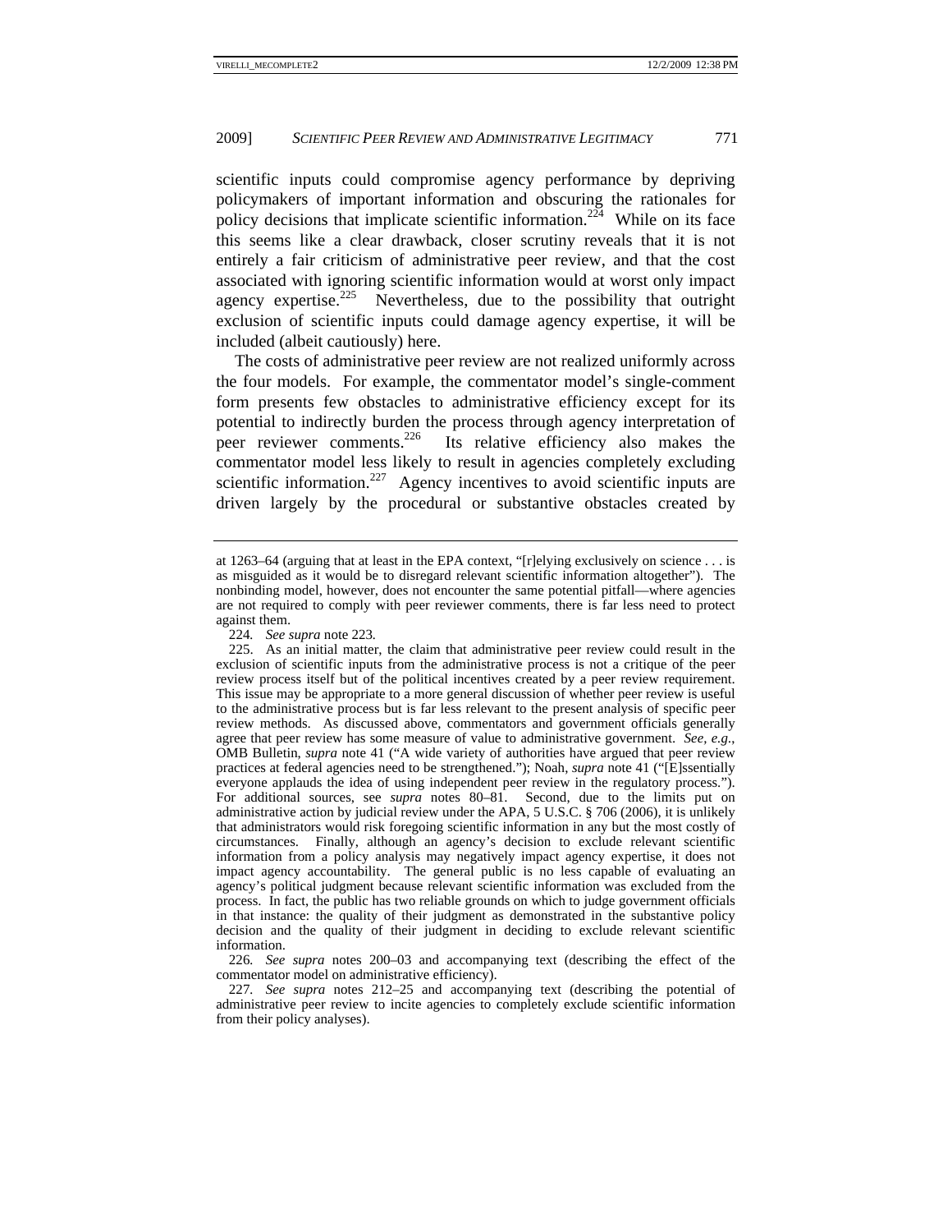scientific inputs could compromise agency performance by depriving policymakers of important information and obscuring the rationales for policy decisions that implicate scientific information.[224] While on its face this seems like a clear drawback, closer scrutiny reveals that it is not entirely a fair criticism of administrative peer review, and that the cost associated with ignoring scientific information would at worst only impact agency expertise.[225] Nevertheless, due to the possibility that outright exclusion of scientific inputs could damage agency expertise, it will be included (albeit cautiously) here.

The costs of administrative peer review are not realized uniformly across the four models. For example, the commentator model's single-comment form presents few obstacles to administrative efficiency except for its potential to indirectly burden the process through agency interpretation of peer reviewer comments.[226] Its relative efficiency also makes the commentator model less likely to result in agencies completely excluding scientific information.[227] Agency incentives to avoid scientific inputs are driven largely by the procedural or substantive obstacles created by

---

at 1263–64 (arguing that at least in the EPA context, "[r]elying exclusively on science . . . is as misguided as it would be to disregard relevant scientific information altogether"). The nonbinding model, however, does not encounter the same potential pitfall—where agencies are not required to comply with peer reviewer comments, there is far less need to protect against them.

224. *See supra* note 223.

225. As an initial matter, the claim that administrative peer review could result in the exclusion of scientific inputs from the administrative process is not a critique of the peer review process itself but of the political incentives created by a peer review requirement. This issue may be appropriate to a more general discussion of whether peer review is useful to the administrative process but is far less relevant to the present analysis of specific peer review methods. As discussed above, commentators and government officials generally agree that peer review has some measure of value to administrative government. *See, e.g.*, OMB Bulletin, *supra* note 41 ("A wide variety of authorities have argued that peer review practices at federal agencies need to be strengthened."); Noah, *supra* note 41 ("[E]ssentially everyone applauds the idea of using independent peer review in the regulatory process."). For additional sources, see *supra* notes 80–81. Second, due to the limits put on administrative action by judicial review under the APA, 5 U.S.C. § 706 (2006), it is unlikely that administrators would risk foregoing scientific information in any but the most costly of circumstances. Finally, although an agency's decision to exclude relevant scientific information from a policy analysis may negatively impact agency expertise, it does not impact agency accountability. The general public is no less capable of evaluating an agency's political judgment because relevant scientific information was excluded from the process. In fact, the public has two reliable grounds on which to judge government officials in that instance: the quality of their judgment as demonstrated in the substantive policy decision and the quality of their judgment in deciding to exclude relevant scientific information.

226. *See supra* notes 200–03 and accompanying text (describing the effect of the commentator model on administrative efficiency).

227. *See supra* notes 212–25 and accompanying text (describing the potential of administrative peer review to incite agencies to completely exclude scientific information from their policy analyses).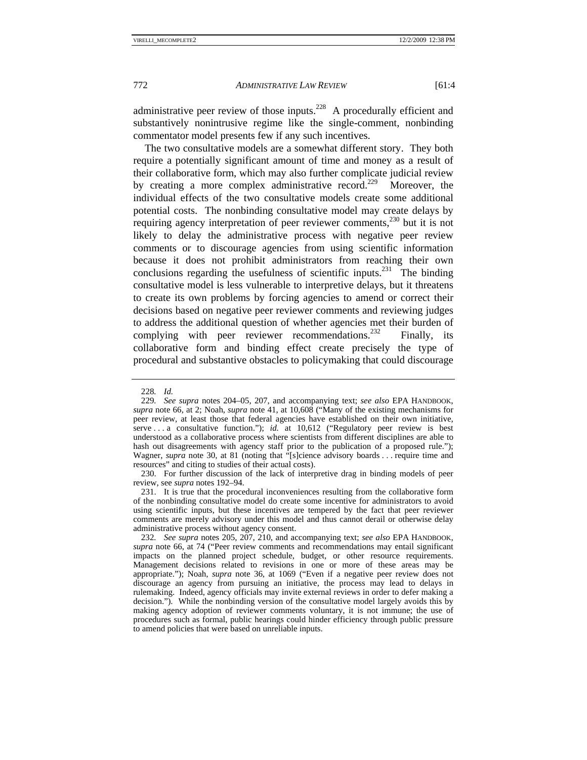administrative peer review of those inputs.[228] A procedurally efficient and substantively nonintrusive regime like the single-comment, nonbinding commentator model presents few if any such incentives.

The two consultative models are a somewhat different story. They both require a potentially significant amount of time and money as a result of their collaborative form, which may also further complicate judicial review by creating a more complex administrative record.[229] Moreover, the individual effects of the two consultative models create some additional potential costs. The nonbinding consultative model may create delays by requiring agency interpretation of peer reviewer comments,[230] but it is not likely to delay the administrative process with negative peer review comments or to discourage agencies from using scientific information because it does not prohibit administrators from reaching their own conclusions regarding the usefulness of scientific inputs.[231] The binding consultative model is less vulnerable to interpretive delays, but it threatens to create its own problems by forcing agencies to amend or correct their decisions based on negative peer reviewer comments and reviewing judges to address the additional question of whether agencies met their burden of complying with peer reviewer recommendations.[232] Finally, its collaborative form and binding effect create precisely the type of procedural and substantive obstacles to policymaking that could discourage

---

228. *Id.*

229. *See supra* notes 204–05, 207, and accompanying text; *see also* EPA HANDBOOK, *supra* note 66, at 2; Noah, *supra* note 41, at 10,608 ("Many of the existing mechanisms for peer review, at least those that federal agencies have established on their own initiative, serve . . . a consultative function."); *id.* at 10,612 ("Regulatory peer review is best understood as a collaborative process where scientists from different disciplines are able to hash out disagreements with agency staff prior to the publication of a proposed rule."); Wagner, *supra* note 30, at 81 (noting that "[s]cience advisory boards . . . require time and resources" and citing to studies of their actual costs).

230. For further discussion of the lack of interpretive drag in binding models of peer review, see *supra* notes 192–94.

231. It is true that the procedural inconveniences resulting from the collaborative form of the nonbinding consultative model do create some incentive for administrators to avoid using scientific inputs, but these incentives are tempered by the fact that peer reviewer comments are merely advisory under this model and thus cannot derail or otherwise delay administrative process without agency consent.

232. *See supra* notes 205, 207, 210, and accompanying text; *see also* EPA HANDBOOK, *supra* note 66, at 74 ("Peer review comments and recommendations may entail significant impacts on the planned project schedule, budget, or other resource requirements. Management decisions related to revisions in one or more of these areas may be appropriate."); Noah, *supra* note 36, at 1069 ("Even if a negative peer review does not discourage an agency from pursuing an initiative, the process may lead to delays in rulemaking. Indeed, agency officials may invite external reviews in order to defer making a decision."). While the nonbinding version of the consultative model largely avoids this by making agency adoption of reviewer comments voluntary, it is not immune; the use of procedures such as formal, public hearings could hinder efficiency through public pressure to amend policies that were based on unreliable inputs.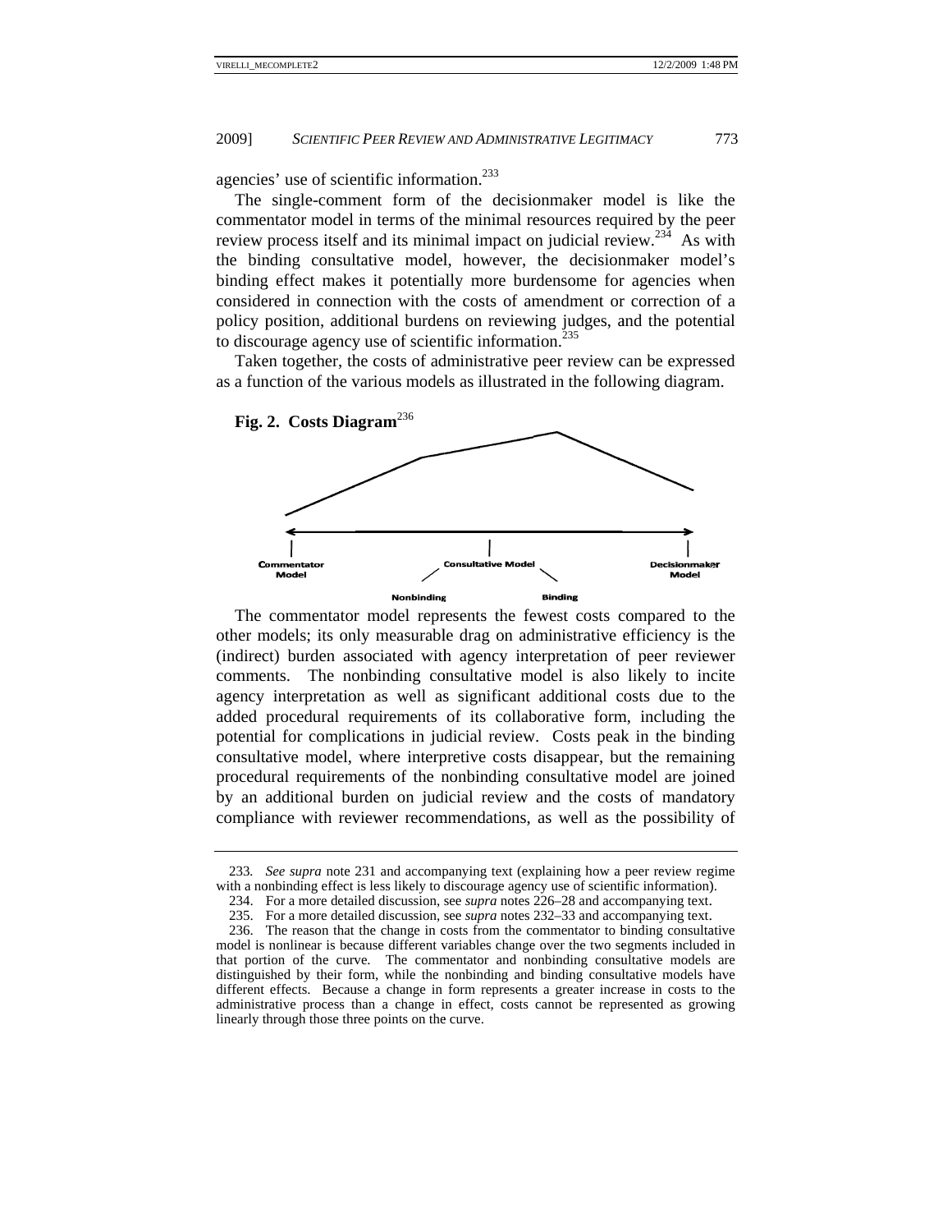agencies' use of scientific information.[233]

The single-comment form of the decisionmaker model is like the commentator model in terms of the minimal resources required by the peer review process itself and its minimal impact on judicial review.[234] As with the binding consultative model, however, the decisionmaker model's binding effect makes it potentially more burdensome for agencies when considered in connection with the costs of amendment or correction of a policy position, additional burdens on reviewing judges, and the potential to discourage agency use of scientific information.[235]

Taken together, the costs of administrative peer review can be expressed as a function of the various models as illustrated in the following diagram.

**Fig. 2. Costs Diagram**[236]

Commentator Model — Consultative Model (Nonbinding, Binding) — Decisionmaker Model

The commentator model represents the fewest costs compared to the other models; its only measurable drag on administrative efficiency is the (indirect) burden associated with agency interpretation of peer reviewer comments. The nonbinding consultative model is also likely to incite agency interpretation as well as significant additional costs due to the added procedural requirements of its collaborative form, including the potential for complications in judicial review. Costs peak in the binding consultative model, where interpretive costs disappear, but the remaining procedural requirements of the nonbinding consultative model are joined by an additional burden on judicial review and the costs of mandatory compliance with reviewer recommendations, as well as the possibility of

---

233. *See supra* note 231 and accompanying text (explaining how a peer review regime with a nonbinding effect is less likely to discourage agency use of scientific information).

234. For a more detailed discussion, see *supra* notes 226–28 and accompanying text.

235. For a more detailed discussion, see *supra* notes 232–33 and accompanying text.

236. The reason that the change in costs from the commentator to binding consultative model is nonlinear is because different variables change over the two segments included in that portion of the curve. The commentator and nonbinding consultative models are distinguished by their form, while the nonbinding and binding consultative models have different effects. Because a change in form represents a greater increase in costs to the administrative process than a change in effect, costs cannot be represented as growing linearly through those three points on the curve.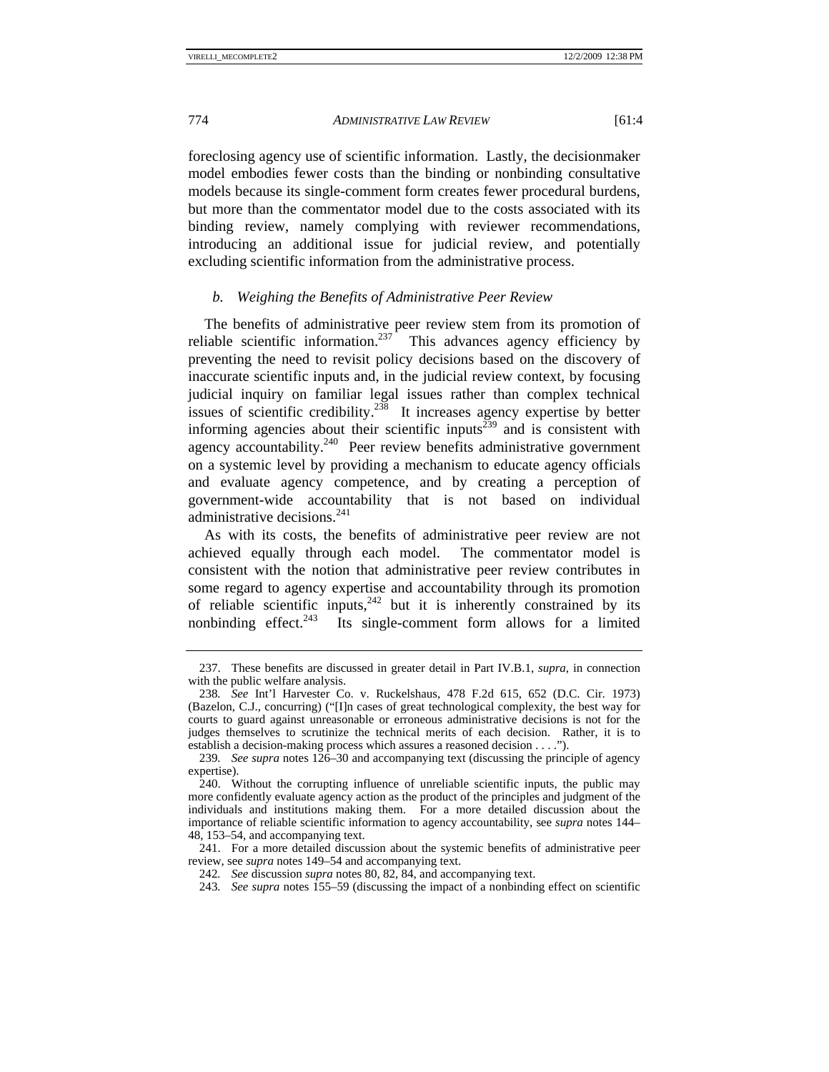foreclosing agency use of scientific information. Lastly, the decisionmaker model embodies fewer costs than the binding or nonbinding consultative models because its single-comment form creates fewer procedural burdens, but more than the commentator model due to the costs associated with its binding review, namely complying with reviewer recommendations, introducing an additional issue for judicial review, and potentially excluding scientific information from the administrative process.

### *b. Weighing the Benefits of Administrative Peer Review*

The benefits of administrative peer review stem from its promotion of reliable scientific information.[237] This advances agency efficiency by preventing the need to revisit policy decisions based on the discovery of inaccurate scientific inputs and, in the judicial review context, by focusing judicial inquiry on familiar legal issues rather than complex technical issues of scientific credibility.[238] It increases agency expertise by better informing agencies about their scientific inputs[239] and is consistent with agency accountability.[240] Peer review benefits administrative government on a systemic level by providing a mechanism to educate agency officials and evaluate agency competence, and by creating a perception of government-wide accountability that is not based on individual administrative decisions.[241]

As with its costs, the benefits of administrative peer review are not achieved equally through each model. The commentator model is consistent with the notion that administrative peer review contributes in some regard to agency expertise and accountability through its promotion of reliable scientific inputs,[242] but it is inherently constrained by its nonbinding effect.[243] Its single-comment form allows for a limited

---

237. These benefits are discussed in greater detail in Part IV.B.1, *supra*, in connection with the public welfare analysis.

238. *See* Int'l Harvester Co. v. Ruckelshaus, 478 F.2d 615, 652 (D.C. Cir. 1973) (Bazelon, C.J., concurring) ("[I]n cases of great technological complexity, the best way for courts to guard against unreasonable or erroneous administrative decisions is not for the judges themselves to scrutinize the technical merits of each decision. Rather, it is to establish a decision-making process which assures a reasoned decision . . . .").

239. *See supra* notes 126–30 and accompanying text (discussing the principle of agency expertise).

240. Without the corrupting influence of unreliable scientific inputs, the public may more confidently evaluate agency action as the product of the principles and judgment of the individuals and institutions making them. For a more detailed discussion about the importance of reliable scientific information to agency accountability, see *supra* notes 144–48, 153–54, and accompanying text.

241. For a more detailed discussion about the systemic benefits of administrative peer review, see *supra* notes 149–54 and accompanying text.

242. *See* discussion *supra* notes 80, 82, 84, and accompanying text.

243. *See supra* notes 155–59 (discussing the impact of a nonbinding effect on scientific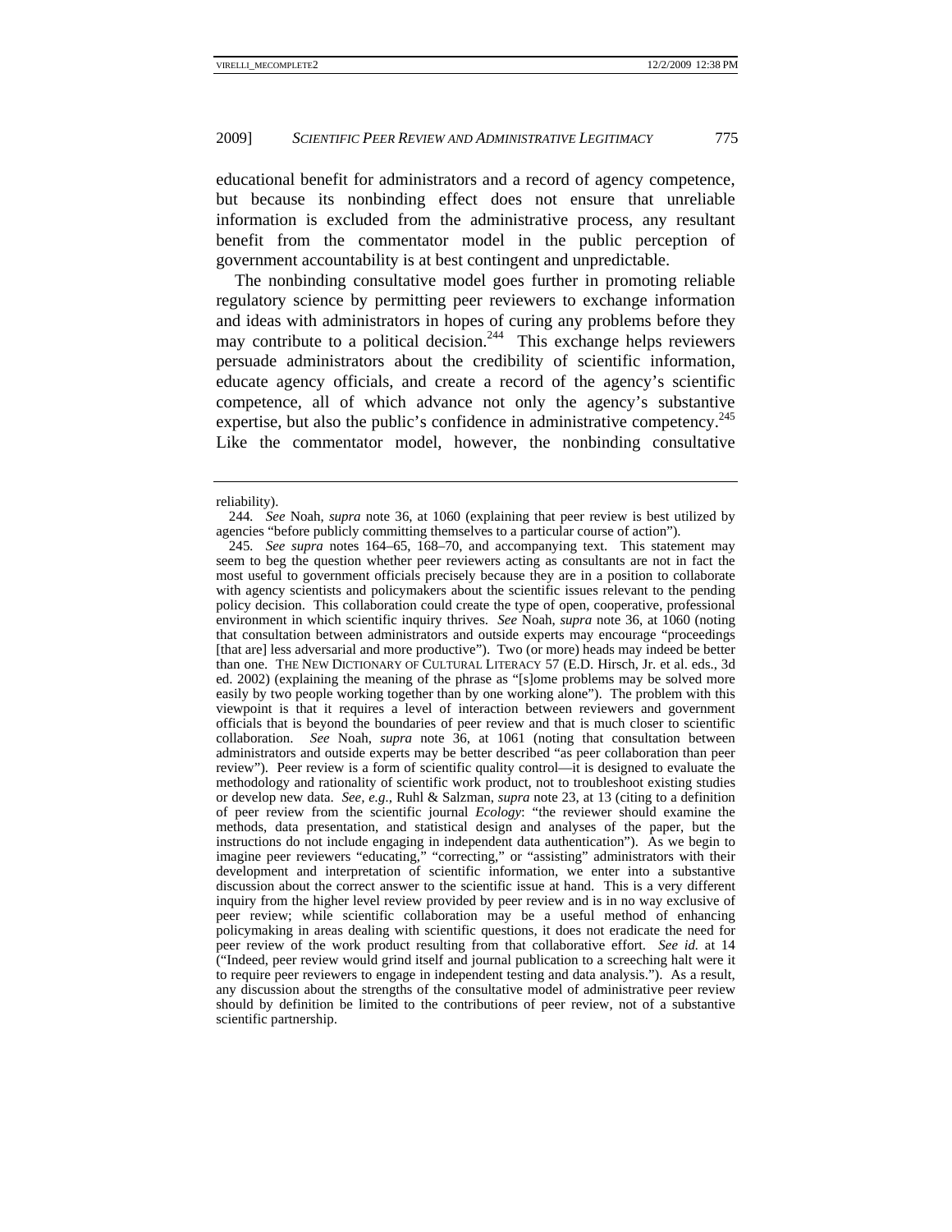educational benefit for administrators and a record of agency competence, but because its nonbinding effect does not ensure that unreliable information is excluded from the administrative process, any resultant benefit from the commentator model in the public perception of government accountability is at best contingent and unpredictable.

The nonbinding consultative model goes further in promoting reliable regulatory science by permitting peer reviewers to exchange information and ideas with administrators in hopes of curing any problems before they may contribute to a political decision.[244] This exchange helps reviewers persuade administrators about the credibility of scientific information, educate agency officials, and create a record of the agency's scientific competence, all of which advance not only the agency's substantive expertise, but also the public's confidence in administrative competency.[245] Like the commentator model, however, the nonbinding consultative

---

reliability).

244. *See* Noah, *supra* note 36, at 1060 (explaining that peer review is best utilized by agencies "before publicly committing themselves to a particular course of action").

245. *See supra* notes 164–65, 168–70, and accompanying text. This statement may seem to beg the question whether peer reviewers acting as consultants are not in fact the most useful to government officials precisely because they are in a position to collaborate with agency scientists and policymakers about the scientific issues relevant to the pending policy decision. This collaboration could create the type of open, cooperative, professional environment in which scientific inquiry thrives. *See* Noah, *supra* note 36, at 1060 (noting that consultation between administrators and outside experts may encourage "proceedings [that are] less adversarial and more productive"). Two (or more) heads may indeed be better than one. THE NEW DICTIONARY OF CULTURAL LITERACY 57 (E.D. Hirsch, Jr. et al. eds., 3d ed. 2002) (explaining the meaning of the phrase as "[s]ome problems may be solved more easily by two people working together than by one working alone"). The problem with this viewpoint is that it requires a level of interaction between reviewers and government officials that is beyond the boundaries of peer review and that is much closer to scientific collaboration. *See* Noah, *supra* note 36, at 1061 (noting that consultation between administrators and outside experts may be better described "as peer collaboration than peer review"). Peer review is a form of scientific quality control—it is designed to evaluate the methodology and rationality of scientific work product, not to troubleshoot existing studies or develop new data. *See, e.g.*, Ruhl & Salzman, *supra* note 23, at 13 (citing to a definition of peer review from the scientific journal *Ecology*: "the reviewer should examine the methods, data presentation, and statistical design and analyses of the paper, but the instructions do not include engaging in independent data authentication"). As we begin to imagine peer reviewers "educating," "correcting," or "assisting" administrators with their development and interpretation of scientific information, we enter into a substantive discussion about the correct answer to the scientific issue at hand. This is a very different inquiry from the higher level review provided by peer review and is in no way exclusive of peer review; while scientific collaboration may be a useful method of enhancing policymaking in areas dealing with scientific questions, it does not eradicate the need for peer review of the work product resulting from that collaborative effort. *See id.* at 14 ("Indeed, peer review would grind itself and journal publication to a screeching halt were it to require peer reviewers to engage in independent testing and data analysis."). As a result, any discussion about the strengths of the consultative model of administrative peer review should by definition be limited to the contributions of peer review, not of a substantive scientific partnership.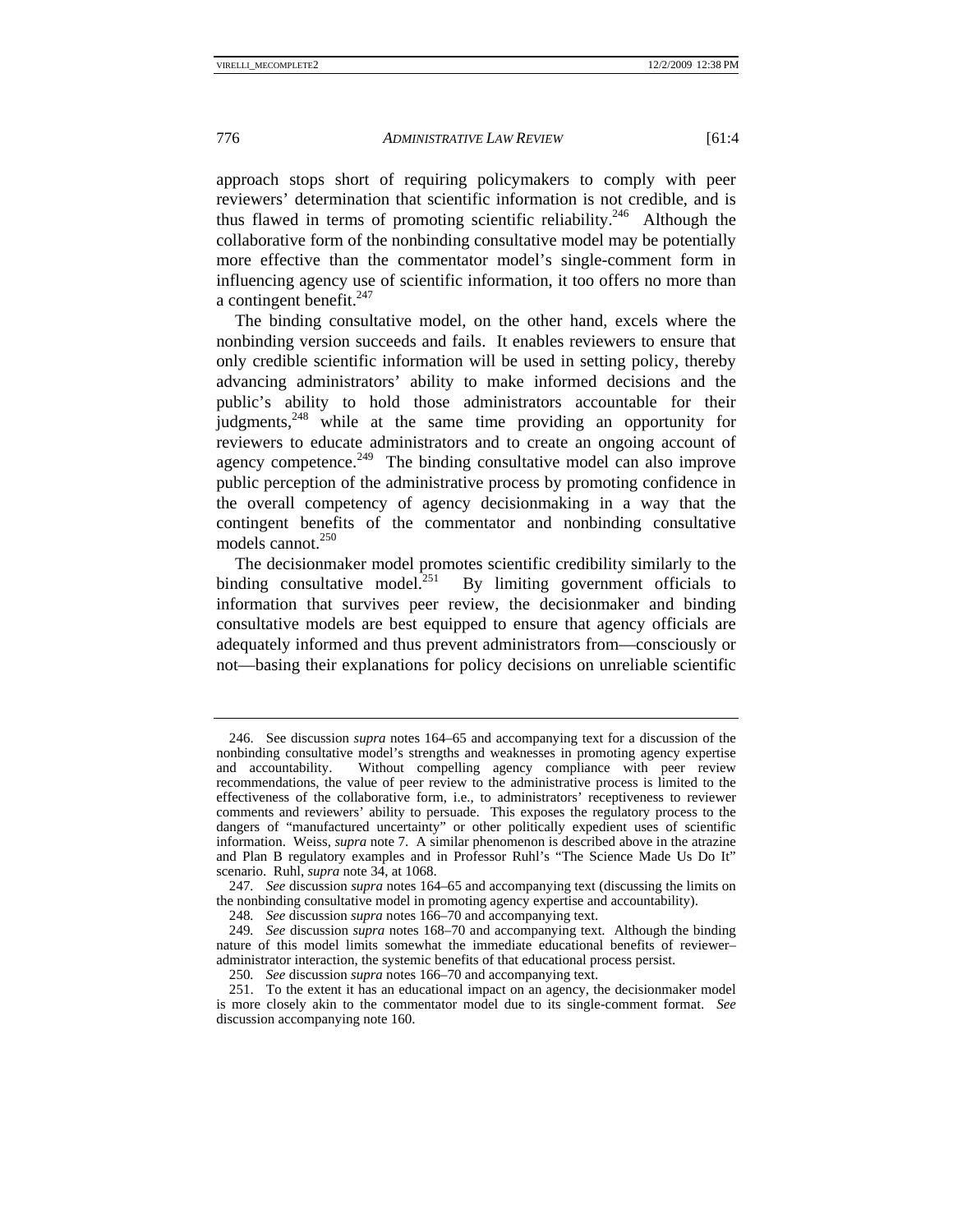approach stops short of requiring policymakers to comply with peer reviewers' determination that scientific information is not credible, and is thus flawed in terms of promoting scientific reliability.[246] Although the collaborative form of the nonbinding consultative model may be potentially more effective than the commentator model's single-comment form in influencing agency use of scientific information, it too offers no more than a contingent benefit.[247]

The binding consultative model, on the other hand, excels where the nonbinding version succeeds and fails. It enables reviewers to ensure that only credible scientific information will be used in setting policy, thereby advancing administrators' ability to make informed decisions and the public's ability to hold those administrators accountable for their judgments,[248] while at the same time providing an opportunity for reviewers to educate administrators and to create an ongoing account of agency competence.[249] The binding consultative model can also improve public perception of the administrative process by promoting confidence in the overall competency of agency decisionmaking in a way that the contingent benefits of the commentator and nonbinding consultative models cannot.[250]

The decisionmaker model promotes scientific credibility similarly to the binding consultative model.[251] By limiting government officials to information that survives peer review, the decisionmaker and binding consultative models are best equipped to ensure that agency officials are adequately informed and thus prevent administrators from—consciously or not—basing their explanations for policy decisions on unreliable scientific

---

246. See discussion *supra* notes 164–65 and accompanying text for a discussion of the nonbinding consultative model's strengths and weaknesses in promoting agency expertise and accountability. Without compelling agency compliance with peer review recommendations, the value of peer review to the administrative process is limited to the effectiveness of the collaborative form, i.e., to administrators' receptiveness to reviewer comments and reviewers' ability to persuade. This exposes the regulatory process to the dangers of "manufactured uncertainty" or other politically expedient uses of scientific information. Weiss, *supra* note 7. A similar phenomenon is described above in the atrazine and Plan B regulatory examples and in Professor Ruhl's "The Science Made Us Do It" scenario. Ruhl, *supra* note 34, at 1068.

247. *See* discussion *supra* notes 164–65 and accompanying text (discussing the limits on the nonbinding consultative model in promoting agency expertise and accountability).

248. *See* discussion *supra* notes 166–70 and accompanying text.

249. *See* discussion *supra* notes 168–70 and accompanying text. Although the binding nature of this model limits somewhat the immediate educational benefits of reviewer–administrator interaction, the systemic benefits of that educational process persist.

250. *See* discussion *supra* notes 166–70 and accompanying text.

251. To the extent it has an educational impact on an agency, the decisionmaker model is more closely akin to the commentator model due to its single-comment format. *See* discussion accompanying note 160.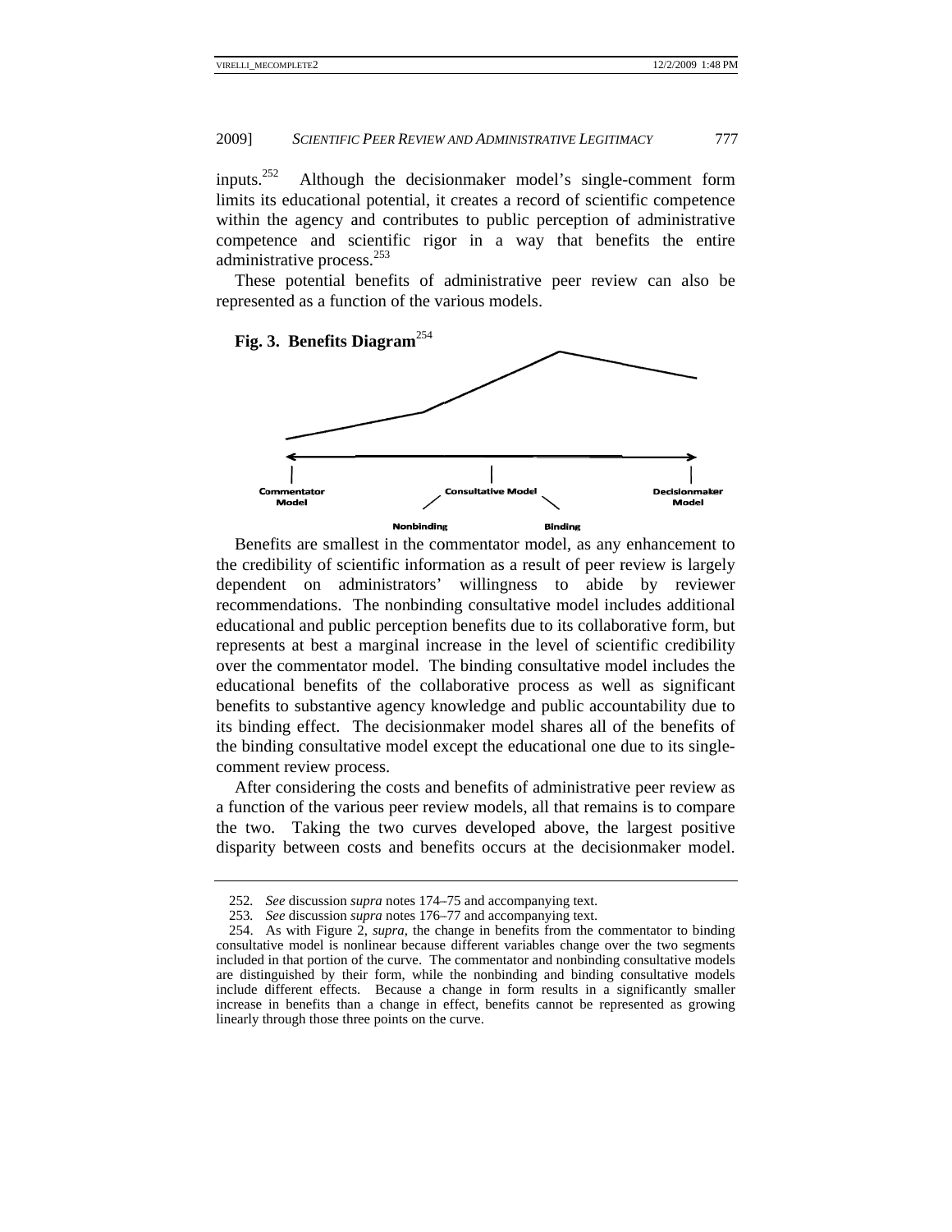inputs.[252] Although the decisionmaker model's single-comment form limits its educational potential, it creates a record of scientific competence within the agency and contributes to public perception of administrative competence and scientific rigor in a way that benefits the entire administrative process.[253]

These potential benefits of administrative peer review can also be represented as a function of the various models.

**Fig. 3. Benefits Diagram**[254]

Commentator Model | Consultative Model | Decisionmaker Model

Nonbinding | Binding

Benefits are smallest in the commentator model, as any enhancement to the credibility of scientific information as a result of peer review is largely dependent on administrators' willingness to abide by reviewer recommendations. The nonbinding consultative model includes additional educational and public perception benefits due to its collaborative form, but represents at best a marginal increase in the level of scientific credibility over the commentator model. The binding consultative model includes the educational benefits of the collaborative process as well as significant benefits to substantive agency knowledge and public accountability due to its binding effect. The decisionmaker model shares all of the benefits of the binding consultative model except the educational one due to its single-comment review process.

After considering the costs and benefits of administrative peer review as a function of the various peer review models, all that remains is to compare the two. Taking the two curves developed above, the largest positive disparity between costs and benefits occurs at the decisionmaker model.

---

252. *See* discussion *supra* notes 174–75 and accompanying text.

253. *See* discussion *supra* notes 176–77 and accompanying text.

254. As with Figure 2, *supra*, the change in benefits from the commentator to binding consultative model is nonlinear because different variables change over the two segments included in that portion of the curve. The commentator and nonbinding consultative models are distinguished by their form, while the nonbinding and binding consultative models include different effects. Because a change in form results in a significantly smaller increase in benefits than a change in effect, benefits cannot be represented as growing linearly through those three points on the curve.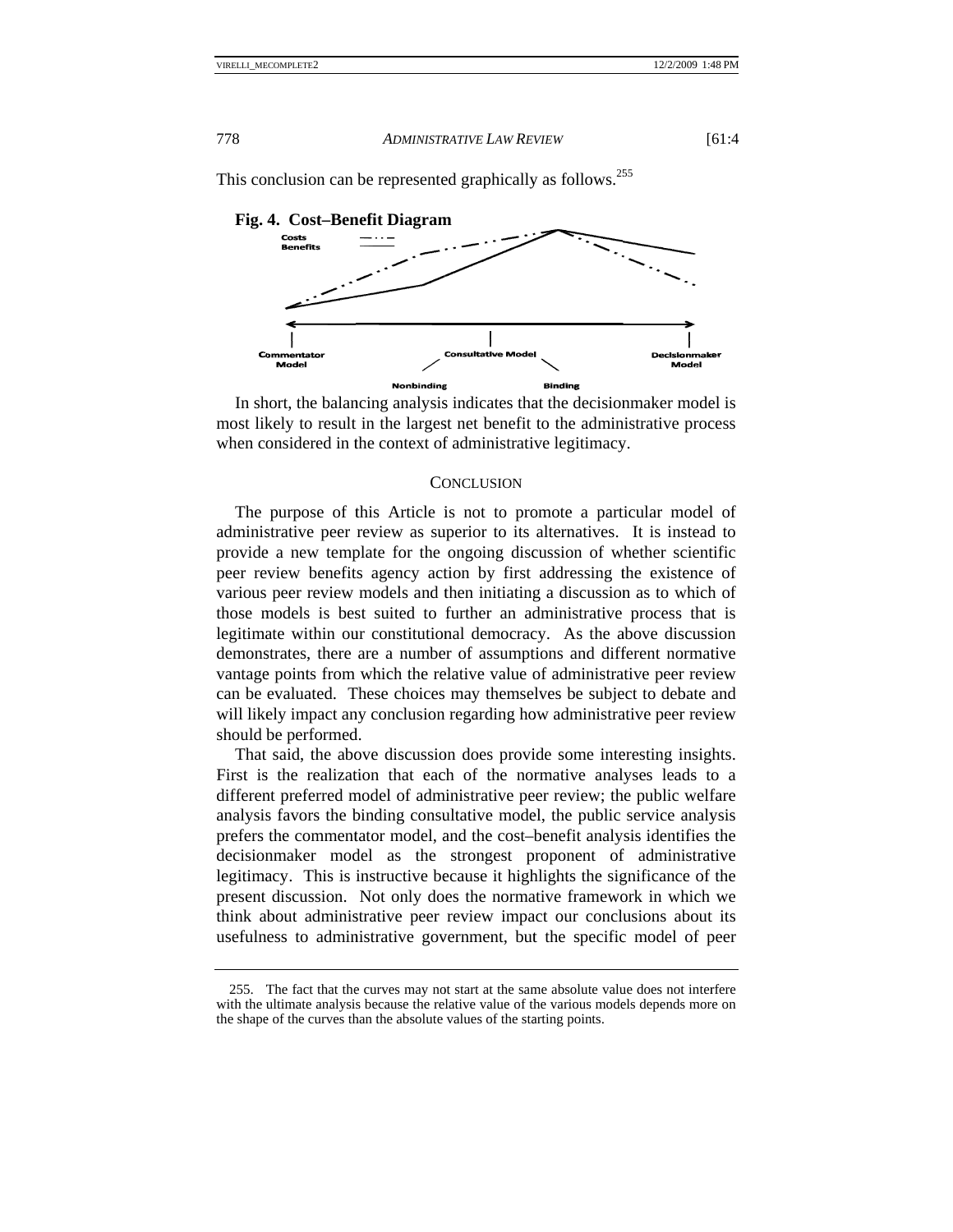This conclusion can be represented graphically as follows.[255]

**Fig. 4. Cost–Benefit Diagram**

In short, the balancing analysis indicates that the decisionmaker model is most likely to result in the largest net benefit to the administrative process when considered in the context of administrative legitimacy.

## CONCLUSION

The purpose of this Article is not to promote a particular model of administrative peer review as superior to its alternatives. It is instead to provide a new template for the ongoing discussion of whether scientific peer review benefits agency action by first addressing the existence of various peer review models and then initiating a discussion as to which of those models is best suited to further an administrative process that is legitimate within our constitutional democracy. As the above discussion demonstrates, there are a number of assumptions and different normative vantage points from which the relative value of administrative peer review can be evaluated. These choices may themselves be subject to debate and will likely impact any conclusion regarding how administrative peer review should be performed.

That said, the above discussion does provide some interesting insights. First is the realization that each of the normative analyses leads to a different preferred model of administrative peer review; the public welfare analysis favors the binding consultative model, the public service analysis prefers the commentator model, and the cost–benefit analysis identifies the decisionmaker model as the strongest proponent of administrative legitimacy. This is instructive because it highlights the significance of the present discussion. Not only does the normative framework in which we think about administrative peer review impact our conclusions about its usefulness to administrative government, but the specific model of peer

255. The fact that the curves may not start at the same absolute value does not interfere with the ultimate analysis because the relative value of the various models depends more on the shape of the curves than the absolute values of the starting points.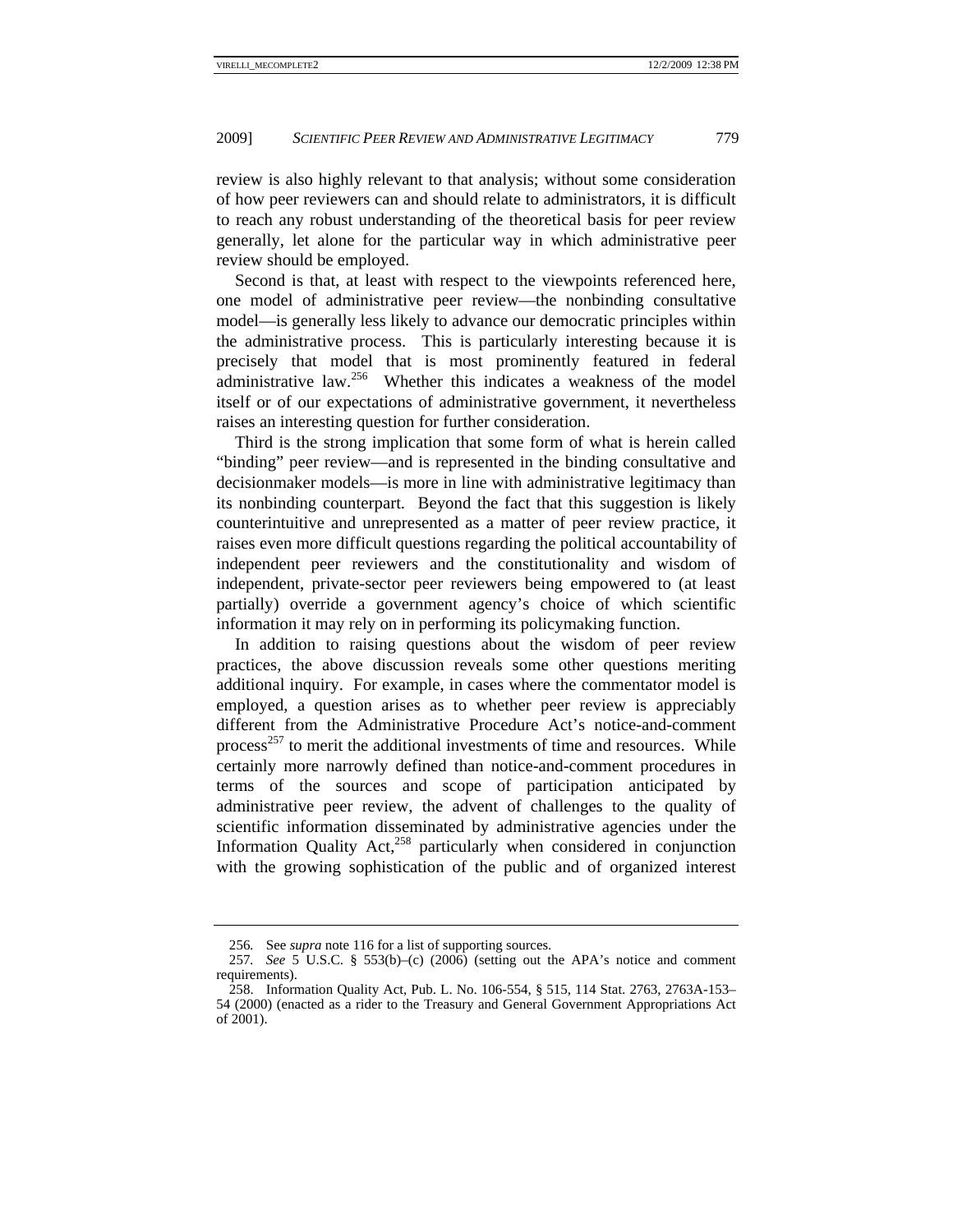review is also highly relevant to that analysis; without some consideration of how peer reviewers can and should relate to administrators, it is difficult to reach any robust understanding of the theoretical basis for peer review generally, let alone for the particular way in which administrative peer review should be employed.

Second is that, at least with respect to the viewpoints referenced here, one model of administrative peer review—the nonbinding consultative model—is generally less likely to advance our democratic principles within the administrative process. This is particularly interesting because it is precisely that model that is most prominently featured in federal administrative law.[256] Whether this indicates a weakness of the model itself or of our expectations of administrative government, it nevertheless raises an interesting question for further consideration.

Third is the strong implication that some form of what is herein called "binding" peer review—and is represented in the binding consultative and decisionmaker models—is more in line with administrative legitimacy than its nonbinding counterpart. Beyond the fact that this suggestion is likely counterintuitive and unrepresented as a matter of peer review practice, it raises even more difficult questions regarding the political accountability of independent peer reviewers and the constitutionality and wisdom of independent, private-sector peer reviewers being empowered to (at least partially) override a government agency's choice of which scientific information it may rely on in performing its policymaking function.

In addition to raising questions about the wisdom of peer review practices, the above discussion reveals some other questions meriting additional inquiry. For example, in cases where the commentator model is employed, a question arises as to whether peer review is appreciably different from the Administrative Procedure Act's notice-and-comment process[257] to merit the additional investments of time and resources. While certainly more narrowly defined than notice-and-comment procedures in terms of the sources and scope of participation anticipated by administrative peer review, the advent of challenges to the quality of scientific information disseminated by administrative agencies under the Information Quality Act,[258] particularly when considered in conjunction with the growing sophistication of the public and of organized interest

---

256. See *supra* note 116 for a list of supporting sources.

257. *See* 5 U.S.C. § 553(b)–(c) (2006) (setting out the APA's notice and comment requirements).

258. Information Quality Act, Pub. L. No. 106-554, § 515, 114 Stat. 2763, 2763A-153–54 (2000) (enacted as a rider to the Treasury and General Government Appropriations Act of 2001).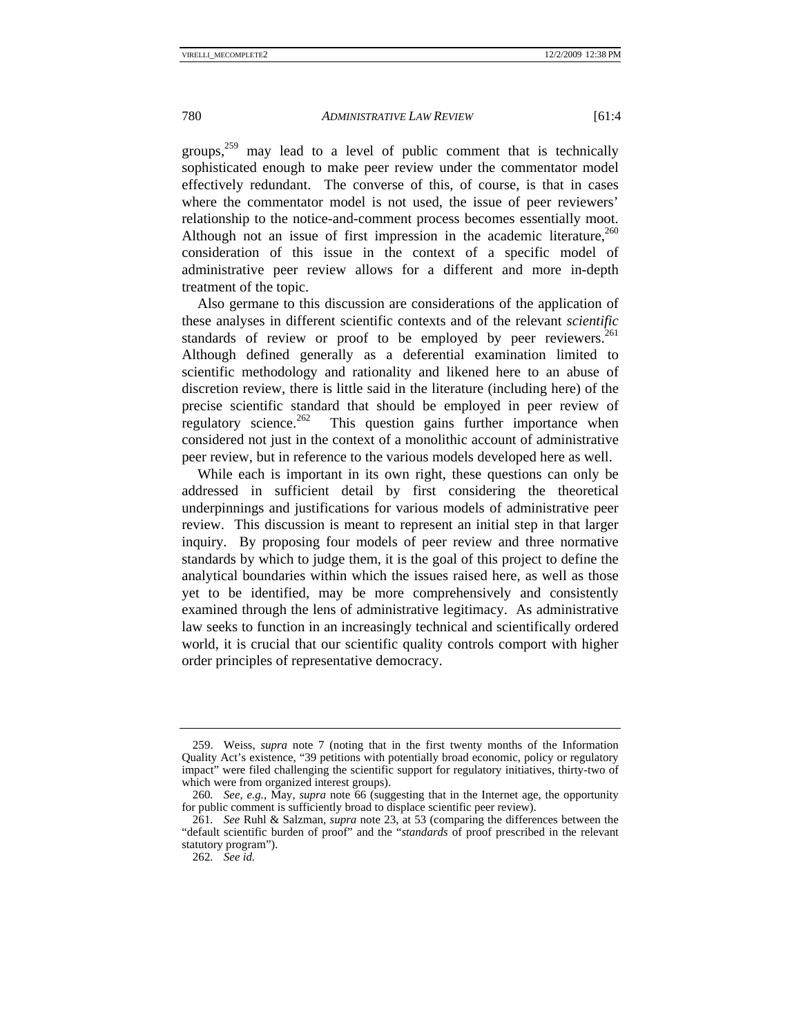groups,[259] may lead to a level of public comment that is technically sophisticated enough to make peer review under the commentator model effectively redundant. The converse of this, of course, is that in cases where the commentator model is not used, the issue of peer reviewers' relationship to the notice-and-comment process becomes essentially moot. Although not an issue of first impression in the academic literature,[260] consideration of this issue in the context of a specific model of administrative peer review allows for a different and more in-depth treatment of the topic.

Also germane to this discussion are considerations of the application of these analyses in different scientific contexts and of the relevant *scientific* standards of review or proof to be employed by peer reviewers.[261] Although defined generally as a deferential examination limited to scientific methodology and rationality and likened here to an abuse of discretion review, there is little said in the literature (including here) of the precise scientific standard that should be employed in peer review of regulatory science.[262] This question gains further importance when considered not just in the context of a monolithic account of administrative peer review, but in reference to the various models developed here as well.

While each is important in its own right, these questions can only be addressed in sufficient detail by first considering the theoretical underpinnings and justifications for various models of administrative peer review. This discussion is meant to represent an initial step in that larger inquiry. By proposing four models of peer review and three normative standards by which to judge them, it is the goal of this project to define the analytical boundaries within which the issues raised here, as well as those yet to be identified, may be more comprehensively and consistently examined through the lens of administrative legitimacy. As administrative law seeks to function in an increasingly technical and scientifically ordered world, it is crucial that our scientific quality controls comport with higher order principles of representative democracy.

---

259. Weiss, *supra* note 7 (noting that in the first twenty months of the Information Quality Act's existence, "39 petitions with potentially broad economic, policy or regulatory impact" were filed challenging the scientific support for regulatory initiatives, thirty-two of which were from organized interest groups).

260. *See, e.g.*, May, *supra* note 66 (suggesting that in the Internet age, the opportunity for public comment is sufficiently broad to displace scientific peer review).

261. *See* Ruhl & Salzman, *supra* note 23, at 53 (comparing the differences between the "default scientific burden of proof" and the "*standards* of proof prescribed in the relevant statutory program").

262. *See id.*